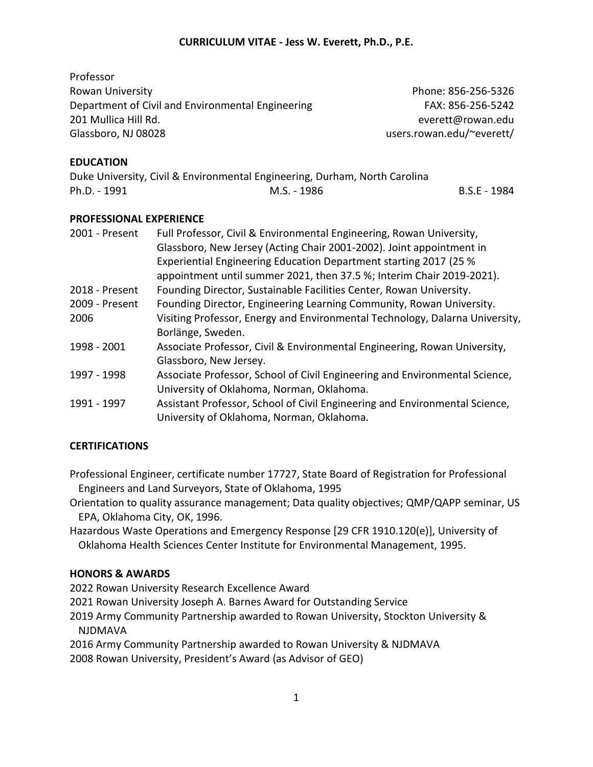# CURRICULUM VITAE - Jess W. Everett, Ph.D., P.E.

Professor
Rowan University
Department of Civil and Environmental Engineering
201 Mullica Hill Rd.
Glassboro, NJ 08028

Phone: 856-256-5326
FAX: 856-256-5242
everett@rowan.edu
users.rowan.edu/~everett/

## EDUCATION

Duke University, Civil & Environmental Engineering, Durham, North Carolina

Ph.D. - 1991 M.S. - 1986 B.S.E - 1984

## PROFESSIONAL EXPERIENCE

| | |
|---|---|
| 2001 - Present | Full Professor, Civil & Environmental Engineering, Rowan University, Glassboro, New Jersey (Acting Chair 2001-2002). Joint appointment in Experiential Engineering Education Department starting 2017 (25 % appointment until summer 2021, then 37.5 %; Interim Chair 2019-2021). |
| 2018 - Present | Founding Director, Sustainable Facilities Center, Rowan University. |
| 2009 - Present | Founding Director, Engineering Learning Community, Rowan University. |
| 2006 | Visiting Professor, Energy and Environmental Technology, Dalarna University, Borlänge, Sweden. |
| 1998 - 2001 | Associate Professor, Civil & Environmental Engineering, Rowan University, Glassboro, New Jersey. |
| 1997 - 1998 | Associate Professor, School of Civil Engineering and Environmental Science, University of Oklahoma, Norman, Oklahoma. |
| 1991 - 1997 | Assistant Professor, School of Civil Engineering and Environmental Science, University of Oklahoma, Norman, Oklahoma. |

## CERTIFICATIONS

Professional Engineer, certificate number 17727, State Board of Registration for Professional Engineers and Land Surveyors, State of Oklahoma, 1995

Orientation to quality assurance management; Data quality objectives; QMP/QAPP seminar, US EPA, Oklahoma City, OK, 1996.

Hazardous Waste Operations and Emergency Response [29 CFR 1910.120(e)], University of Oklahoma Health Sciences Center Institute for Environmental Management, 1995.

## HONORS & AWARDS

2022 Rowan University Research Excellence Award
2021 Rowan University Joseph A. Barnes Award for Outstanding Service
2019 Army Community Partnership awarded to Rowan University, Stockton University & NJDMAVA
2016 Army Community Partnership awarded to Rowan University & NJDMAVA
2008 Rowan University, President's Award (as Advisor of GEO)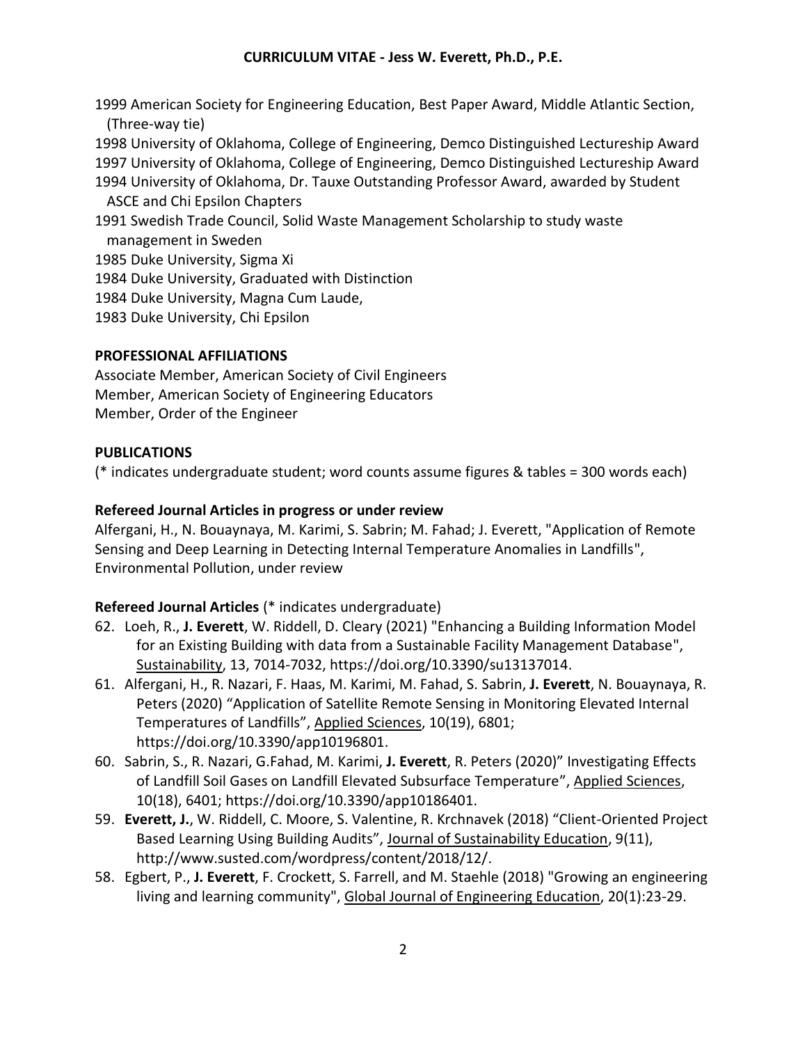1999 American Society for Engineering Education, Best Paper Award, Middle Atlantic Section, (Three-way tie)
1998 University of Oklahoma, College of Engineering, Demco Distinguished Lectureship Award
1997 University of Oklahoma, College of Engineering, Demco Distinguished Lectureship Award
1994 University of Oklahoma, Dr. Tauxe Outstanding Professor Award, awarded by Student ASCE and Chi Epsilon Chapters
1991 Swedish Trade Council, Solid Waste Management Scholarship to study waste management in Sweden
1985 Duke University, Sigma Xi
1984 Duke University, Graduated with Distinction
1984 Duke University, Magna Cum Laude,
1983 Duke University, Chi Epsilon

## PROFESSIONAL AFFILIATIONS

Associate Member, American Society of Civil Engineers
Member, American Society of Engineering Educators
Member, Order of the Engineer

## PUBLICATIONS

(* indicates undergraduate student; word counts assume figures & tables = 300 words each)

### Refereed Journal Articles in progress or under review

Alfergani, H., N. Bouaynaya, M. Karimi, S. Sabrin; M. Fahad; J. Everett, "Application of Remote Sensing and Deep Learning in Detecting Internal Temperature Anomalies in Landfills", Environmental Pollution, under review

### Refereed Journal Articles (* indicates undergraduate)

62. Loeh, R., **J. Everett**, W. Riddell, D. Cleary (2021) "Enhancing a Building Information Model for an Existing Building with data from a Sustainable Facility Management Database", Sustainability, 13, 7014-7032, https://doi.org/10.3390/su13137014.
61. Alfergani, H., R. Nazari, F. Haas, M. Karimi, M. Fahad, S. Sabrin, **J. Everett**, N. Bouaynaya, R. Peters (2020) "Application of Satellite Remote Sensing in Monitoring Elevated Internal Temperatures of Landfills", Applied Sciences, 10(19), 6801; https://doi.org/10.3390/app10196801.
60. Sabrin, S., R. Nazari, G.Fahad, M. Karimi, **J. Everett**, R. Peters (2020)" Investigating Effects of Landfill Soil Gases on Landfill Elevated Subsurface Temperature", Applied Sciences, 10(18), 6401; https://doi.org/10.3390/app10186401.
59. **Everett, J.**, W. Riddell, C. Moore, S. Valentine, R. Krchnavek (2018) "Client-Oriented Project Based Learning Using Building Audits", Journal of Sustainability Education, 9(11), http://www.susted.com/wordpress/content/2018/12/.
58. Egbert, P., **J. Everett**, F. Crockett, S. Farrell, and M. Staehle (2018) "Growing an engineering living and learning community", Global Journal of Engineering Education, 20(1):23-29.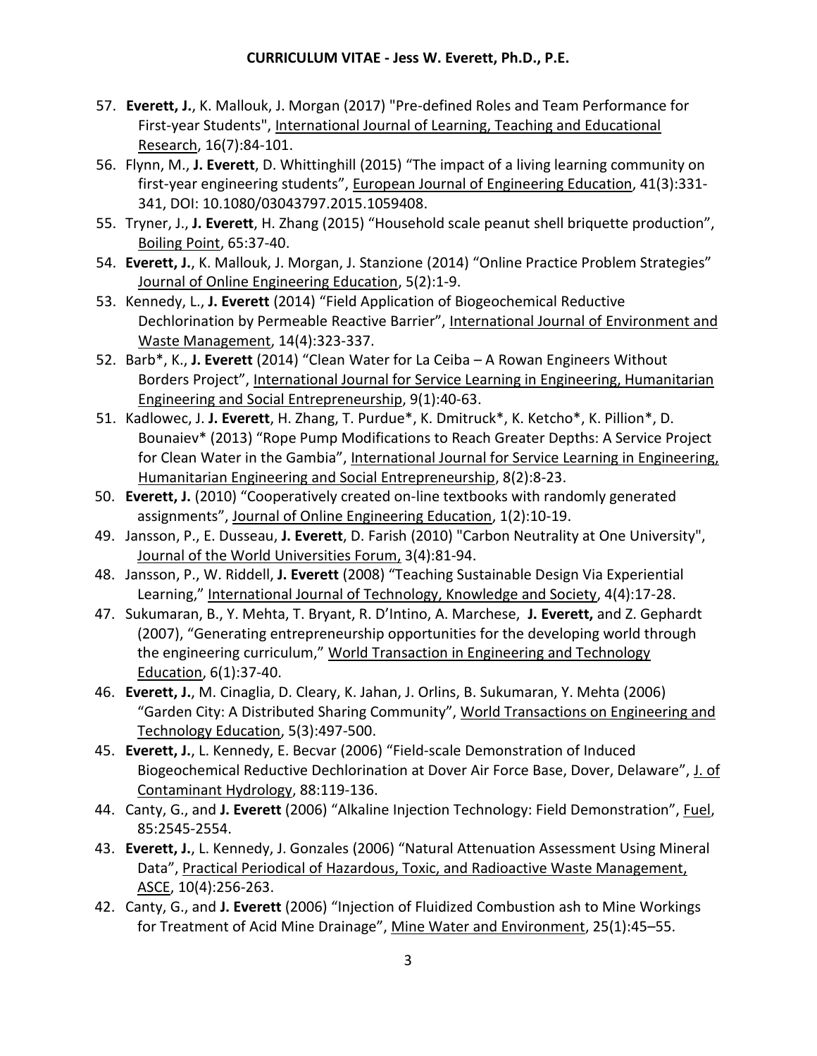57. **Everett, J.**, K. Mallouk, J. Morgan (2017) "Pre-defined Roles and Team Performance for First-year Students", International Journal of Learning, Teaching and Educational Research, 16(7):84-101.
56. Flynn, M., **J. Everett**, D. Whittinghill (2015) "The impact of a living learning community on first-year engineering students", European Journal of Engineering Education, 41(3):331-341, DOI: 10.1080/03043797.2015.1059408.
55. Tryner, J., **J. Everett**, H. Zhang (2015) "Household scale peanut shell briquette production", Boiling Point, 65:37-40.
54. **Everett, J.**, K. Mallouk, J. Morgan, J. Stanzione (2014) "Online Practice Problem Strategies" Journal of Online Engineering Education, 5(2):1-9.
53. Kennedy, L., **J. Everett** (2014) "Field Application of Biogeochemical Reductive Dechlorination by Permeable Reactive Barrier", International Journal of Environment and Waste Management, 14(4):323-337.
52. Barb*, K., **J. Everett** (2014) "Clean Water for La Ceiba – A Rowan Engineers Without Borders Project", International Journal for Service Learning in Engineering, Humanitarian Engineering and Social Entrepreneurship, 9(1):40-63.
51. Kadlowec, J. **J. Everett**, H. Zhang, T. Purdue*, K. Dmitruck*, K. Ketcho*, K. Pillion*, D. Bounaiev* (2013) "Rope Pump Modifications to Reach Greater Depths: A Service Project for Clean Water in the Gambia", International Journal for Service Learning in Engineering, Humanitarian Engineering and Social Entrepreneurship, 8(2):8-23.
50. **Everett, J.** (2010) "Cooperatively created on-line textbooks with randomly generated assignments", Journal of Online Engineering Education, 1(2):10-19.
49. Jansson, P., E. Dusseau, **J. Everett**, D. Farish (2010) "Carbon Neutrality at One University", Journal of the World Universities Forum, 3(4):81-94.
48. Jansson, P., W. Riddell, **J. Everett** (2008) "Teaching Sustainable Design Via Experiential Learning," International Journal of Technology, Knowledge and Society, 4(4):17-28.
47. Sukumaran, B., Y. Mehta, T. Bryant, R. D'Intino, A. Marchese, **J. Everett,** and Z. Gephardt (2007), "Generating entrepreneurship opportunities for the developing world through the engineering curriculum," World Transaction in Engineering and Technology Education, 6(1):37-40.
46. **Everett, J.**, M. Cinaglia, D. Cleary, K. Jahan, J. Orlins, B. Sukumaran, Y. Mehta (2006) "Garden City: A Distributed Sharing Community", World Transactions on Engineering and Technology Education, 5(3):497-500.
45. **Everett, J.**, L. Kennedy, E. Becvar (2006) "Field-scale Demonstration of Induced Biogeochemical Reductive Dechlorination at Dover Air Force Base, Dover, Delaware", J. of Contaminant Hydrology, 88:119-136.
44. Canty, G., and **J. Everett** (2006) "Alkaline Injection Technology: Field Demonstration", Fuel, 85:2545-2554.
43. **Everett, J.**, L. Kennedy, J. Gonzales (2006) "Natural Attenuation Assessment Using Mineral Data", Practical Periodical of Hazardous, Toxic, and Radioactive Waste Management, ASCE, 10(4):256-263.
42. Canty, G., and **J. Everett** (2006) "Injection of Fluidized Combustion ash to Mine Workings for Treatment of Acid Mine Drainage", Mine Water and Environment, 25(1):45–55.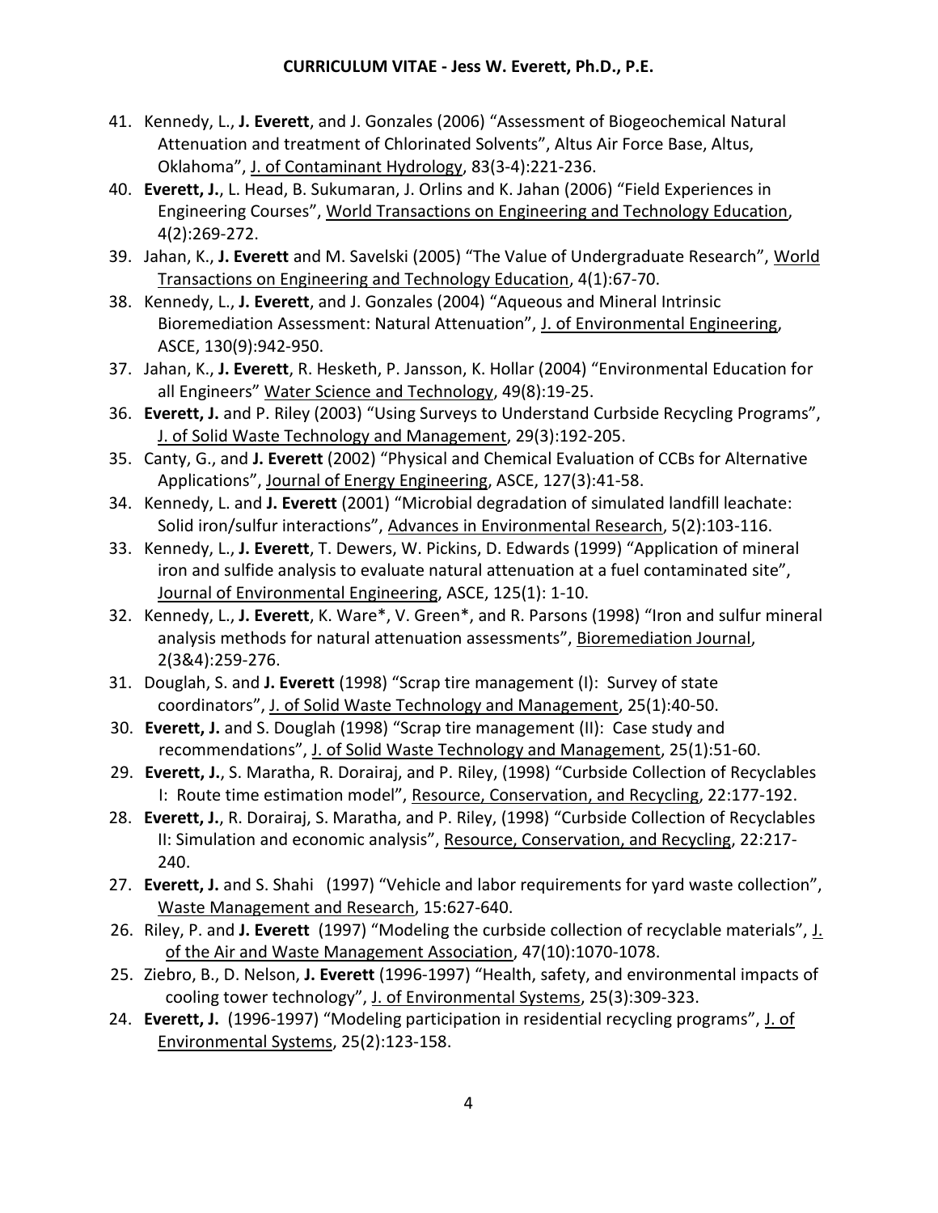41. Kennedy, L., **J. Everett**, and J. Gonzales (2006) "Assessment of Biogeochemical Natural Attenuation and treatment of Chlorinated Solvents", Altus Air Force Base, Altus, Oklahoma", J. of Contaminant Hydrology, 83(3-4):221-236.
40. **Everett, J.**, L. Head, B. Sukumaran, J. Orlins and K. Jahan (2006) "Field Experiences in Engineering Courses", World Transactions on Engineering and Technology Education, 4(2):269-272.
39. Jahan, K., **J. Everett** and M. Savelski (2005) "The Value of Undergraduate Research", World Transactions on Engineering and Technology Education, 4(1):67-70.
38. Kennedy, L., **J. Everett**, and J. Gonzales (2004) "Aqueous and Mineral Intrinsic Bioremediation Assessment: Natural Attenuation", J. of Environmental Engineering, ASCE, 130(9):942-950.
37. Jahan, K., **J. Everett**, R. Hesketh, P. Jansson, K. Hollar (2004) "Environmental Education for all Engineers" Water Science and Technology, 49(8):19-25.
36. **Everett, J.** and P. Riley (2003) "Using Surveys to Understand Curbside Recycling Programs", J. of Solid Waste Technology and Management, 29(3):192-205.
35. Canty, G., and **J. Everett** (2002) "Physical and Chemical Evaluation of CCBs for Alternative Applications", Journal of Energy Engineering, ASCE, 127(3):41-58.
34. Kennedy, L. and **J. Everett** (2001) "Microbial degradation of simulated landfill leachate: Solid iron/sulfur interactions", Advances in Environmental Research, 5(2):103-116.
33. Kennedy, L., **J. Everett**, T. Dewers, W. Pickins, D. Edwards (1999) "Application of mineral iron and sulfide analysis to evaluate natural attenuation at a fuel contaminated site", Journal of Environmental Engineering, ASCE, 125(1): 1-10.
32. Kennedy, L., **J. Everett**, K. Ware*, V. Green*, and R. Parsons (1998) "Iron and sulfur mineral analysis methods for natural attenuation assessments", Bioremediation Journal, 2(3&4):259-276.
31. Douglah, S. and **J. Everett** (1998) "Scrap tire management (I): Survey of state coordinators", J. of Solid Waste Technology and Management, 25(1):40-50.
30. **Everett, J.** and S. Douglah (1998) "Scrap tire management (II): Case study and recommendations", J. of Solid Waste Technology and Management, 25(1):51-60.
29. **Everett, J.**, S. Maratha, R. Dorairaj, and P. Riley, (1998) "Curbside Collection of Recyclables I: Route time estimation model", Resource, Conservation, and Recycling, 22:177-192.
28. **Everett, J.**, R. Dorairaj, S. Maratha, and P. Riley, (1998) "Curbside Collection of Recyclables II: Simulation and economic analysis", Resource, Conservation, and Recycling, 22:217-240.
27. **Everett, J.** and S. Shahi (1997) "Vehicle and labor requirements for yard waste collection", Waste Management and Research, 15:627-640.
26. Riley, P. and **J. Everett** (1997) "Modeling the curbside collection of recyclable materials", J. of the Air and Waste Management Association, 47(10):1070-1078.
25. Ziebro, B., D. Nelson, **J. Everett** (1996-1997) "Health, safety, and environmental impacts of cooling tower technology", J. of Environmental Systems, 25(3):309-323.
24. **Everett, J.** (1996-1997) "Modeling participation in residential recycling programs", J. of Environmental Systems, 25(2):123-158.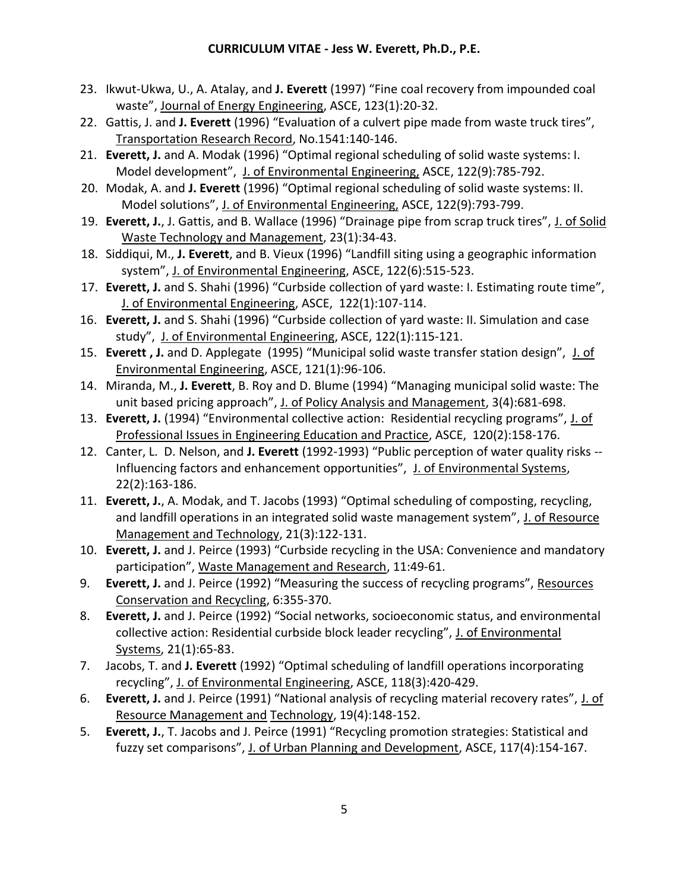23. Ikwut-Ukwa, U., A. Atalay, and **J. Everett** (1997) “Fine coal recovery from impounded coal waste”, Journal of Energy Engineering, ASCE, 123(1):20-32.
22. Gattis, J. and **J. Everett** (1996) “Evaluation of a culvert pipe made from waste truck tires”, Transportation Research Record, No.1541:140-146.
21. **Everett, J.** and A. Modak (1996) “Optimal regional scheduling of solid waste systems: I. Model development”, J. of Environmental Engineering, ASCE, 122(9):785-792.
20. Modak, A. and **J. Everett** (1996) “Optimal regional scheduling of solid waste systems: II. Model solutions”, J. of Environmental Engineering, ASCE, 122(9):793-799.
19. **Everett, J.**, J. Gattis, and B. Wallace (1996) “Drainage pipe from scrap truck tires”, J. of Solid Waste Technology and Management, 23(1):34-43.
18. Siddiqui, M., **J. Everett**, and B. Vieux (1996) “Landfill siting using a geographic information system”, J. of Environmental Engineering, ASCE, 122(6):515-523.
17. **Everett, J.** and S. Shahi (1996) “Curbside collection of yard waste: I. Estimating route time”, J. of Environmental Engineering, ASCE, 122(1):107-114.
16. **Everett, J.** and S. Shahi (1996) “Curbside collection of yard waste: II. Simulation and case study”, J. of Environmental Engineering, ASCE, 122(1):115-121.
15. **Everett , J.** and D. Applegate (1995) “Municipal solid waste transfer station design”, J. of Environmental Engineering, ASCE, 121(1):96-106.
14. Miranda, M., **J. Everett**, B. Roy and D. Blume (1994) “Managing municipal solid waste: The unit based pricing approach”, J. of Policy Analysis and Management, 3(4):681-698.
13. **Everett, J.** (1994) “Environmental collective action: Residential recycling programs”, J. of Professional Issues in Engineering Education and Practice, ASCE, 120(2):158-176.
12. Canter, L. D. Nelson, and **J. Everett** (1992-1993) “Public perception of water quality risks -- Influencing factors and enhancement opportunities”, J. of Environmental Systems, 22(2):163-186.
11. **Everett, J.**, A. Modak, and T. Jacobs (1993) “Optimal scheduling of composting, recycling, and landfill operations in an integrated solid waste management system”, J. of Resource Management and Technology, 21(3):122-131.
10. **Everett, J.** and J. Peirce (1993) “Curbside recycling in the USA: Convenience and mandatory participation”, Waste Management and Research, 11:49-61.
9. **Everett, J.** and J. Peirce (1992) “Measuring the success of recycling programs”, Resources Conservation and Recycling, 6:355-370.
8. **Everett, J.** and J. Peirce (1992) “Social networks, socioeconomic status, and environmental collective action: Residential curbside block leader recycling”, J. of Environmental Systems, 21(1):65-83.
7. Jacobs, T. and **J. Everett** (1992) “Optimal scheduling of landfill operations incorporating recycling”, J. of Environmental Engineering, ASCE, 118(3):420-429.
6. **Everett, J.** and J. Peirce (1991) “National analysis of recycling material recovery rates”, J. of Resource Management and Technology, 19(4):148-152.
5. **Everett, J.**, T. Jacobs and J. Peirce (1991) “Recycling promotion strategies: Statistical and fuzzy set comparisons”, J. of Urban Planning and Development, ASCE, 117(4):154-167.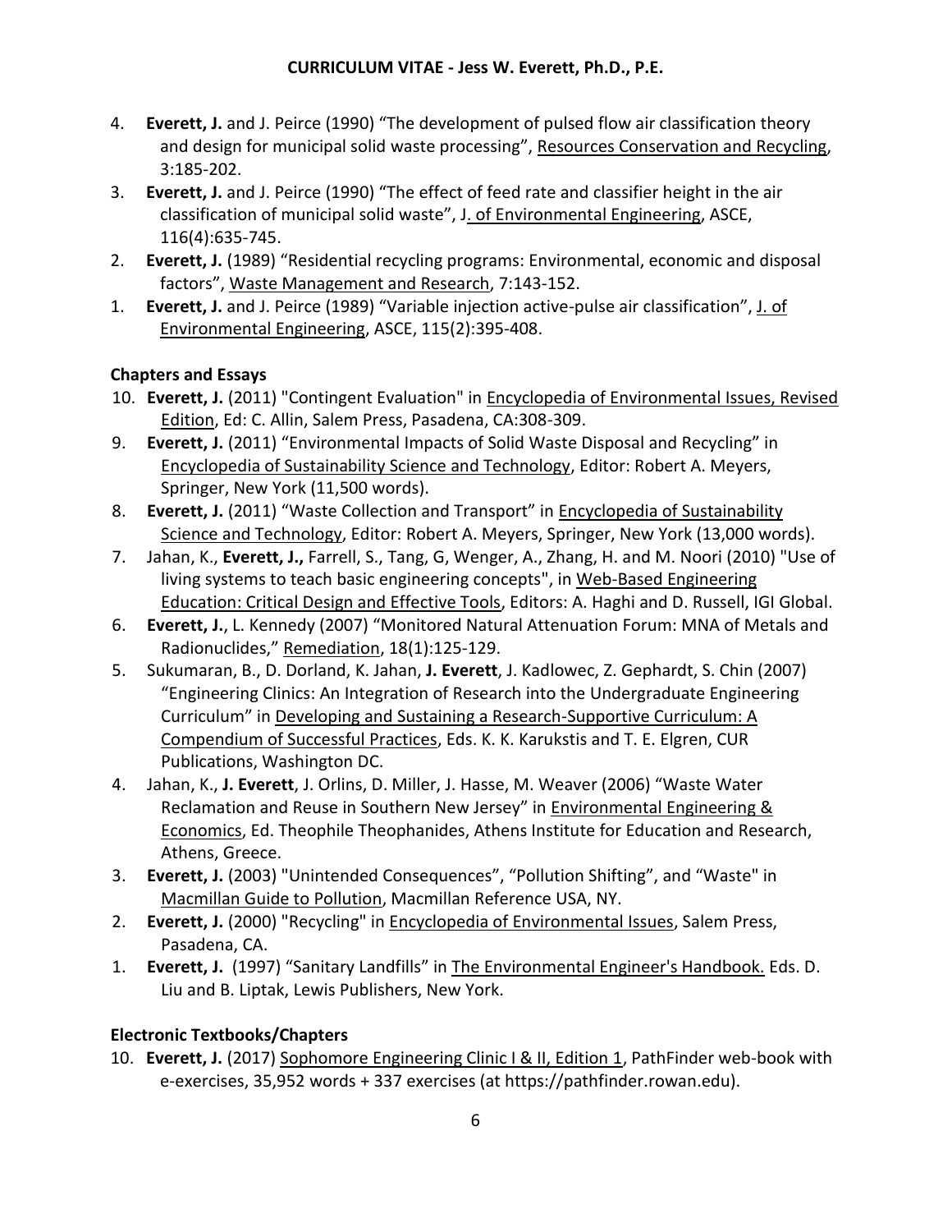4. **Everett, J.** and J. Peirce (1990) "The development of pulsed flow air classification theory and design for municipal solid waste processing", Resources Conservation and Recycling, 3:185-202.
3. **Everett, J.** and J. Peirce (1990) "The effect of feed rate and classifier height in the air classification of municipal solid waste", J. of Environmental Engineering, ASCE, 116(4):635-745.
2. **Everett, J.** (1989) "Residential recycling programs: Environmental, economic and disposal factors", Waste Management and Research, 7:143-152.
1. **Everett, J.** and J. Peirce (1989) "Variable injection active-pulse air classification", J. of Environmental Engineering, ASCE, 115(2):395-408.

### Chapters and Essays

10. **Everett, J.** (2011) "Contingent Evaluation" in Encyclopedia of Environmental Issues, Revised Edition, Ed: C. Allin, Salem Press, Pasadena, CA:308-309.
9. **Everett, J.** (2011) "Environmental Impacts of Solid Waste Disposal and Recycling" in Encyclopedia of Sustainability Science and Technology, Editor: Robert A. Meyers, Springer, New York (11,500 words).
8. **Everett, J.** (2011) "Waste Collection and Transport" in Encyclopedia of Sustainability Science and Technology, Editor: Robert A. Meyers, Springer, New York (13,000 words).
7. Jahan, K., **Everett, J.,** Farrell, S., Tang, G, Wenger, A., Zhang, H. and M. Noori (2010) "Use of living systems to teach basic engineering concepts", in Web-Based Engineering Education: Critical Design and Effective Tools, Editors: A. Haghi and D. Russell, IGI Global.
6. **Everett, J.**, L. Kennedy (2007) "Monitored Natural Attenuation Forum: MNA of Metals and Radionuclides," Remediation, 18(1):125-129.
5. Sukumaran, B., D. Dorland, K. Jahan, **J. Everett**, J. Kadlowec, Z. Gephardt, S. Chin (2007) "Engineering Clinics: An Integration of Research into the Undergraduate Engineering Curriculum" in Developing and Sustaining a Research-Supportive Curriculum: A Compendium of Successful Practices, Eds. K. K. Karukstis and T. E. Elgren, CUR Publications, Washington DC.
4. Jahan, K., **J. Everett**, J. Orlins, D. Miller, J. Hasse, M. Weaver (2006) "Waste Water Reclamation and Reuse in Southern New Jersey" in Environmental Engineering & Economics, Ed. Theophile Theophanides, Athens Institute for Education and Research, Athens, Greece.
3. **Everett, J.** (2003) "Unintended Consequences", "Pollution Shifting", and "Waste" in Macmillan Guide to Pollution, Macmillan Reference USA, NY.
2. **Everett, J.** (2000) "Recycling" in Encyclopedia of Environmental Issues, Salem Press, Pasadena, CA.
1. **Everett, J.** (1997) "Sanitary Landfills" in The Environmental Engineer's Handbook. Eds. D. Liu and B. Liptak, Lewis Publishers, New York.

### Electronic Textbooks/Chapters

10. **Everett, J.** (2017) Sophomore Engineering Clinic I & II, Edition 1, PathFinder web-book with e-exercises, 35,952 words + 337 exercises (at https://pathfinder.rowan.edu).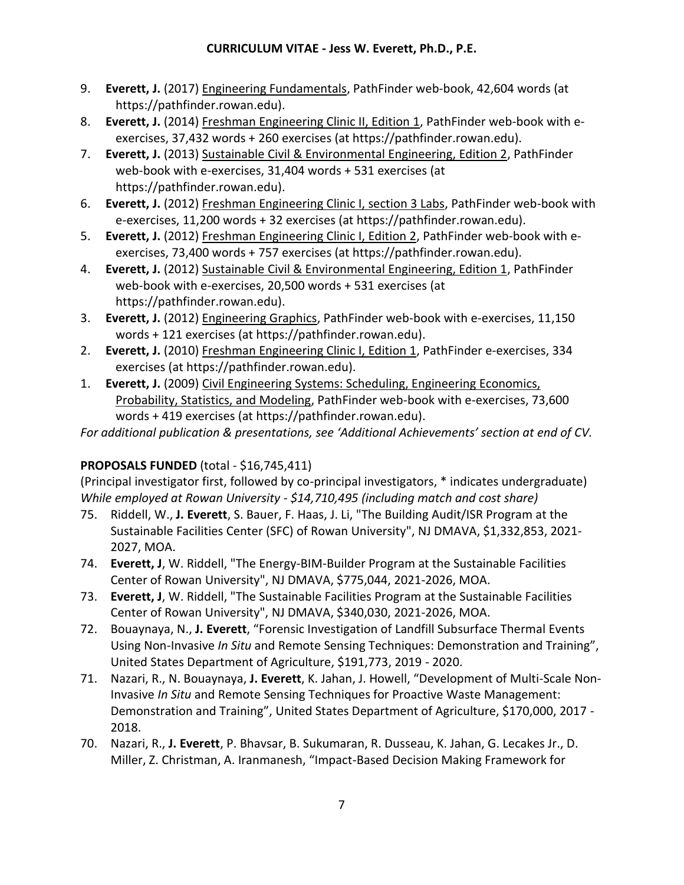9. **Everett, J.** (2017) Engineering Fundamentals, PathFinder web-book, 42,604 words (at https://pathfinder.rowan.edu).
8. **Everett, J.** (2014) Freshman Engineering Clinic II, Edition 1, PathFinder web-book with e-exercises, 37,432 words + 260 exercises (at https://pathfinder.rowan.edu).
7. **Everett, J.** (2013) Sustainable Civil & Environmental Engineering, Edition 2, PathFinder web-book with e-exercises, 31,404 words + 531 exercises (at https://pathfinder.rowan.edu).
6. **Everett, J.** (2012) Freshman Engineering Clinic I, section 3 Labs, PathFinder web-book with e-exercises, 11,200 words + 32 exercises (at https://pathfinder.rowan.edu).
5. **Everett, J.** (2012) Freshman Engineering Clinic I, Edition 2, PathFinder web-book with e-exercises, 73,400 words + 757 exercises (at https://pathfinder.rowan.edu).
4. **Everett, J.** (2012) Sustainable Civil & Environmental Engineering, Edition 1, PathFinder web-book with e-exercises, 20,500 words + 531 exercises (at https://pathfinder.rowan.edu).
3. **Everett, J.** (2012) Engineering Graphics, PathFinder web-book with e-exercises, 11,150 words + 121 exercises (at https://pathfinder.rowan.edu).
2. **Everett, J.** (2010) Freshman Engineering Clinic I, Edition 1, PathFinder e-exercises, 334 exercises (at https://pathfinder.rowan.edu).
1. **Everett, J.** (2009) Civil Engineering Systems: Scheduling, Engineering Economics, Probability, Statistics, and Modeling, PathFinder web-book with e-exercises, 73,600 words + 419 exercises (at https://pathfinder.rowan.edu).

*For additional publication & presentations, see 'Additional Achievements' section at end of CV.*

**PROPOSALS FUNDED** (total - $16,745,411)

(Principal investigator first, followed by co-principal investigators, * indicates undergraduate)

*While employed at Rowan University - $14,710,495 (including match and cost share)*

75. Riddell, W., **J. Everett**, S. Bauer, F. Haas, J. Li, "The Building Audit/ISR Program at the Sustainable Facilities Center (SFC) of Rowan University", NJ DMAVA, $1,332,853, 2021-2027, MOA.
74. **Everett, J**, W. Riddell, "The Energy-BIM-Builder Program at the Sustainable Facilities Center of Rowan University", NJ DMAVA, $775,044, 2021-2026, MOA.
73. **Everett, J**, W. Riddell, "The Sustainable Facilities Program at the Sustainable Facilities Center of Rowan University", NJ DMAVA, $340,030, 2021-2026, MOA.
72. Bouaynaya, N., **J. Everett**, "Forensic Investigation of Landfill Subsurface Thermal Events Using Non-Invasive *In Situ* and Remote Sensing Techniques: Demonstration and Training", United States Department of Agriculture, $191,773, 2019 - 2020.
71. Nazari, R., N. Bouaynaya, **J. Everett**, K. Jahan, J. Howell, "Development of Multi-Scale Non-Invasive *In Situ* and Remote Sensing Techniques for Proactive Waste Management: Demonstration and Training", United States Department of Agriculture, $170,000, 2017 - 2018.
70. Nazari, R., **J. Everett**, P. Bhavsar, B. Sukumaran, R. Dusseau, K. Jahan, G. Lecakes Jr., D. Miller, Z. Christman, A. Iranmanesh, "Impact-Based Decision Making Framework for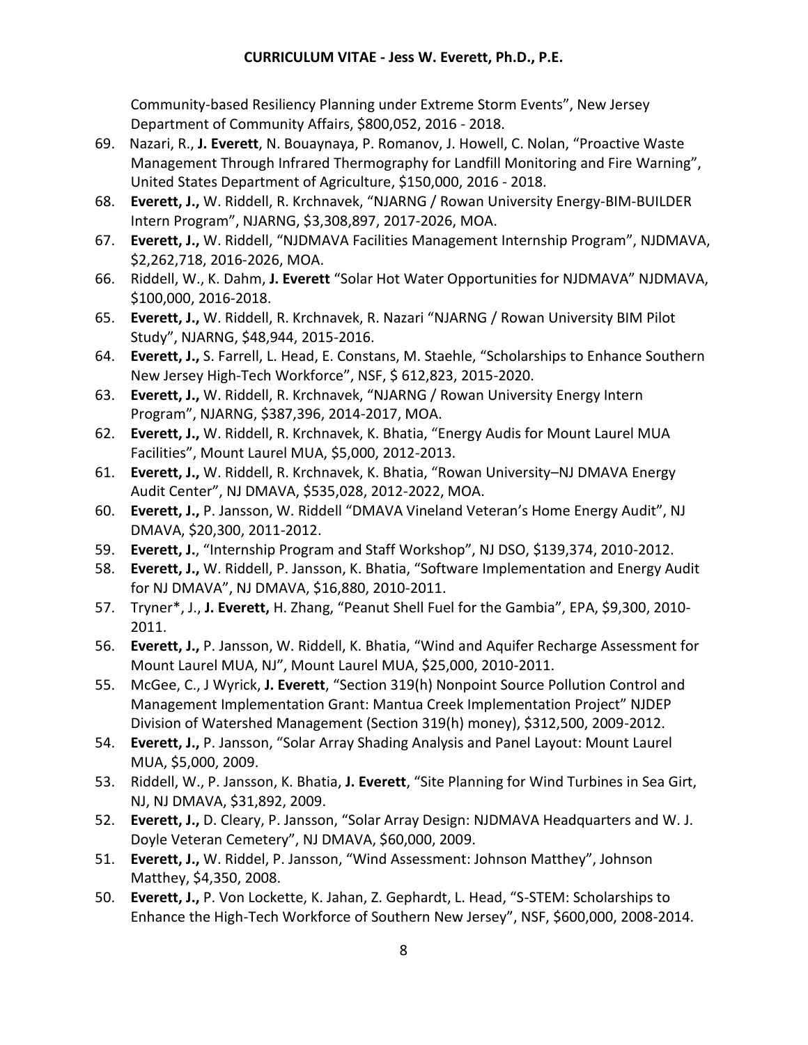Community-based Resiliency Planning under Extreme Storm Events", New Jersey Department of Community Affairs, $800,052, 2016 - 2018.

69. Nazari, R., **J. Everett**, N. Bouaynaya, P. Romanov, J. Howell, C. Nolan, "Proactive Waste Management Through Infrared Thermography for Landfill Monitoring and Fire Warning", United States Department of Agriculture, $150,000, 2016 - 2018.
68. **Everett, J.,** W. Riddell, R. Krchnavek, "NJARNG / Rowan University Energy-BIM-BUILDER Intern Program", NJARNG, $3,308,897, 2017-2026, MOA.
67. **Everett, J.,** W. Riddell, "NJDMAVA Facilities Management Internship Program", NJDMAVA, $2,262,718, 2016-2026, MOA.
66. Riddell, W., K. Dahm, **J. Everett** "Solar Hot Water Opportunities for NJDMAVA" NJDMAVA, $100,000, 2016-2018.
65. **Everett, J.,** W. Riddell, R. Krchnavek, R. Nazari "NJARNG / Rowan University BIM Pilot Study", NJARNG, $48,944, 2015-2016.
64. **Everett, J.,** S. Farrell, L. Head, E. Constans, M. Staehle, "Scholarships to Enhance Southern New Jersey High-Tech Workforce", NSF, $ 612,823, 2015-2020.
63. **Everett, J.,** W. Riddell, R. Krchnavek, "NJARNG / Rowan University Energy Intern Program", NJARNG, $387,396, 2014-2017, MOA.
62. **Everett, J.,** W. Riddell, R. Krchnavek, K. Bhatia, "Energy Audis for Mount Laurel MUA Facilities", Mount Laurel MUA, $5,000, 2012-2013.
61. **Everett, J.,** W. Riddell, R. Krchnavek, K. Bhatia, "Rowan University–NJ DMAVA Energy Audit Center", NJ DMAVA, $535,028, 2012-2022, MOA.
60. **Everett, J.,** P. Jansson, W. Riddell "DMAVA Vineland Veteran's Home Energy Audit", NJ DMAVA, $20,300, 2011-2012.
59. **Everett, J.**, "Internship Program and Staff Workshop", NJ DSO, $139,374, 2010-2012.
58. **Everett, J.,** W. Riddell, P. Jansson, K. Bhatia, "Software Implementation and Energy Audit for NJ DMAVA", NJ DMAVA, $16,880, 2010-2011.
57. Tryner*, J., **J. Everett,** H. Zhang, "Peanut Shell Fuel for the Gambia", EPA, $9,300, 2010-2011.
56. **Everett, J.,** P. Jansson, W. Riddell, K. Bhatia, "Wind and Aquifer Recharge Assessment for Mount Laurel MUA, NJ", Mount Laurel MUA, $25,000, 2010-2011.
55. McGee, C., J Wyrick, **J. Everett**, "Section 319(h) Nonpoint Source Pollution Control and Management Implementation Grant: Mantua Creek Implementation Project" NJDEP Division of Watershed Management (Section 319(h) money), $312,500, 2009-2012.
54. **Everett, J.,** P. Jansson, "Solar Array Shading Analysis and Panel Layout: Mount Laurel MUA, $5,000, 2009.
53. Riddell, W., P. Jansson, K. Bhatia, **J. Everett**, "Site Planning for Wind Turbines in Sea Girt, NJ, NJ DMAVA, $31,892, 2009.
52. **Everett, J.,** D. Cleary, P. Jansson, "Solar Array Design: NJDMAVA Headquarters and W. J. Doyle Veteran Cemetery", NJ DMAVA, $60,000, 2009.
51. **Everett, J.,** W. Riddel, P. Jansson, "Wind Assessment: Johnson Matthey", Johnson Matthey, $4,350, 2008.
50. **Everett, J.,** P. Von Lockette, K. Jahan, Z. Gephardt, L. Head, "S-STEM: Scholarships to Enhance the High-Tech Workforce of Southern New Jersey", NSF, $600,000, 2008-2014.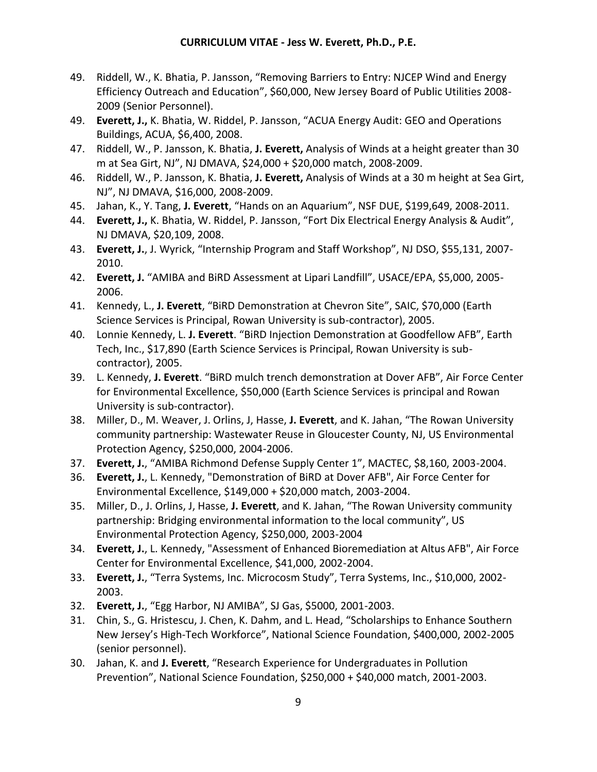49. Riddell, W., K. Bhatia, P. Jansson, “Removing Barriers to Entry: NJCEP Wind and Energy Efficiency Outreach and Education”, $60,000, New Jersey Board of Public Utilities 2008-2009 (Senior Personnel).
49. **Everett, J.,** K. Bhatia, W. Riddel, P. Jansson, “ACUA Energy Audit: GEO and Operations Buildings, ACUA, $6,400, 2008.
47. Riddell, W., P. Jansson, K. Bhatia, **J. Everett,** Analysis of Winds at a height greater than 30 m at Sea Girt, NJ”, NJ DMAVA, $24,000 + $20,000 match, 2008-2009.
46. Riddell, W., P. Jansson, K. Bhatia, **J. Everett,** Analysis of Winds at a 30 m height at Sea Girt, NJ”, NJ DMAVA, $16,000, 2008-2009.
45. Jahan, K., Y. Tang, **J. Everett**, “Hands on an Aquarium”, NSF DUE, $199,649, 2008-2011.
44. **Everett, J.,** K. Bhatia, W. Riddel, P. Jansson, “Fort Dix Electrical Energy Analysis & Audit”, NJ DMAVA, $20,109, 2008.
43. **Everett, J.**, J. Wyrick, “Internship Program and Staff Workshop”, NJ DSO, $55,131, 2007-2010.
42. **Everett, J.** “AMIBA and BiRD Assessment at Lipari Landfill”, USACE/EPA, $5,000, 2005-2006.
41. Kennedy, L., **J. Everett**, “BiRD Demonstration at Chevron Site”, SAIC, $70,000 (Earth Science Services is Principal, Rowan University is sub-contractor), 2005.
40. Lonnie Kennedy, L. **J. Everett**. “BiRD Injection Demonstration at Goodfellow AFB”, Earth Tech, Inc., $17,890 (Earth Science Services is Principal, Rowan University is sub-contractor), 2005.
39. L. Kennedy, **J. Everett**. “BiRD mulch trench demonstration at Dover AFB”, Air Force Center for Environmental Excellence, $50,000 (Earth Science Services is principal and Rowan University is sub-contractor).
38. Miller, D., M. Weaver, J. Orlins, J, Hasse, **J. Everett**, and K. Jahan, “The Rowan University community partnership: Wastewater Reuse in Gloucester County, NJ, US Environmental Protection Agency, $250,000, 2004-2006.
37. **Everett, J.**, “AMIBA Richmond Defense Supply Center 1”, MACTEC, $8,160, 2003-2004.
36. **Everett, J.**, L. Kennedy, "Demonstration of BiRD at Dover AFB", Air Force Center for Environmental Excellence, $149,000 + $20,000 match, 2003-2004.
35. Miller, D., J. Orlins, J, Hasse, **J. Everett**, and K. Jahan, “The Rowan University community partnership: Bridging environmental information to the local community”, US Environmental Protection Agency, $250,000, 2003-2004
34. **Everett, J.**, L. Kennedy, "Assessment of Enhanced Bioremediation at Altus AFB", Air Force Center for Environmental Excellence, $41,000, 2002-2004.
33. **Everett, J.**, “Terra Systems, Inc. Microcosm Study”, Terra Systems, Inc., $10,000, 2002-2003.
32. **Everett, J.**, “Egg Harbor, NJ AMIBA”, SJ Gas, $5000, 2001-2003.
31. Chin, S., G. Hristescu, J. Chen, K. Dahm, and L. Head, “Scholarships to Enhance Southern New Jersey’s High-Tech Workforce”, National Science Foundation, $400,000, 2002-2005 (senior personnel).
30. Jahan, K. and **J. Everett**, “Research Experience for Undergraduates in Pollution Prevention”, National Science Foundation, $250,000 + $40,000 match, 2001-2003.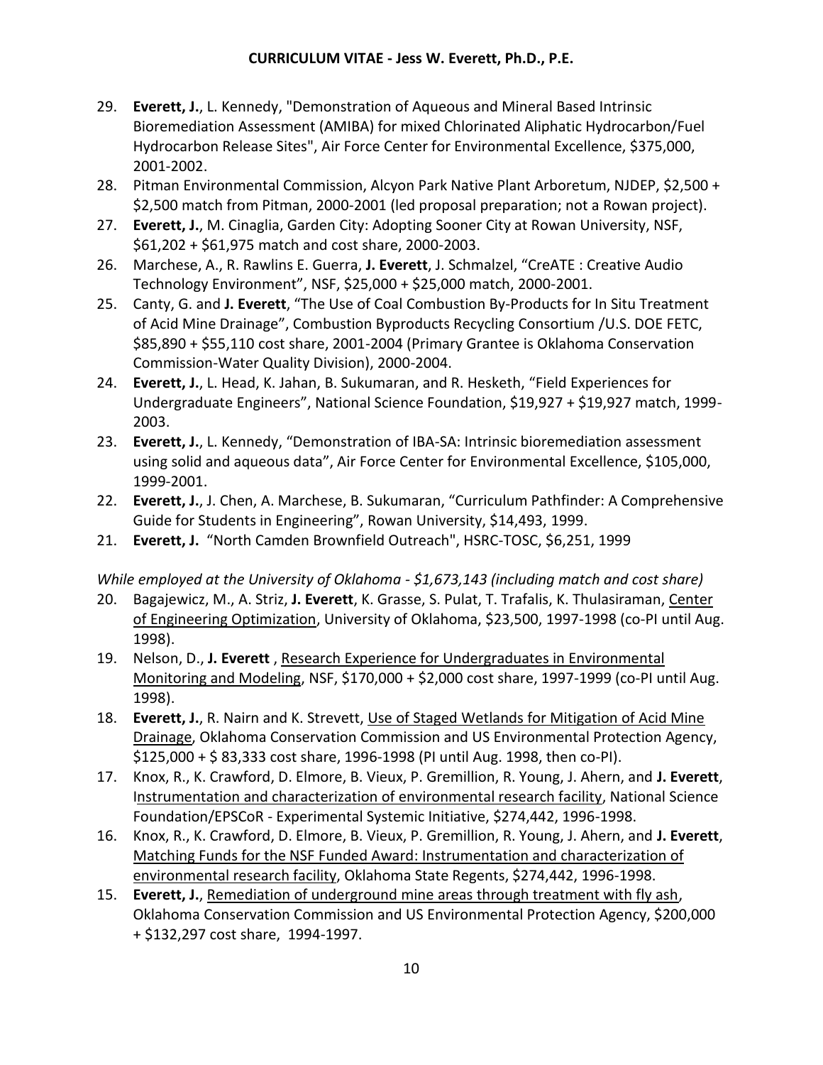29. **Everett, J.**, L. Kennedy, "Demonstration of Aqueous and Mineral Based Intrinsic Bioremediation Assessment (AMIBA) for mixed Chlorinated Aliphatic Hydrocarbon/Fuel Hydrocarbon Release Sites", Air Force Center for Environmental Excellence, $375,000, 2001-2002.
28. Pitman Environmental Commission, Alcyon Park Native Plant Arboretum, NJDEP, $2,500 + $2,500 match from Pitman, 2000-2001 (led proposal preparation; not a Rowan project).
27. **Everett, J.**, M. Cinaglia, Garden City: Adopting Sooner City at Rowan University, NSF, $61,202 + $61,975 match and cost share, 2000-2003.
26. Marchese, A., R. Rawlins E. Guerra, **J. Everett**, J. Schmalzel, "CreATE : Creative Audio Technology Environment", NSF, $25,000 + $25,000 match, 2000-2001.
25. Canty, G. and **J. Everett**, "The Use of Coal Combustion By-Products for In Situ Treatment of Acid Mine Drainage", Combustion Byproducts Recycling Consortium /U.S. DOE FETC, $85,890 + $55,110 cost share, 2001-2004 (Primary Grantee is Oklahoma Conservation Commission-Water Quality Division), 2000-2004.
24. **Everett, J.**, L. Head, K. Jahan, B. Sukumaran, and R. Hesketh, "Field Experiences for Undergraduate Engineers", National Science Foundation, $19,927 + $19,927 match, 1999-2003.
23. **Everett, J.**, L. Kennedy, "Demonstration of IBA-SA: Intrinsic bioremediation assessment using solid and aqueous data", Air Force Center for Environmental Excellence, $105,000, 1999-2001.
22. **Everett, J.**, J. Chen, A. Marchese, B. Sukumaran, "Curriculum Pathfinder: A Comprehensive Guide for Students in Engineering", Rowan University, $14,493, 1999.
21. **Everett, J.** "North Camden Brownfield Outreach", HSRC-TOSC, $6,251, 1999

*While employed at the University of Oklahoma - $1,673,143 (including match and cost share)*

20. Bagajewicz, M., A. Striz, **J. Everett**, K. Grasse, S. Pulat, T. Trafalis, K. Thulasiraman, <u>Center of Engineering Optimization</u>, University of Oklahoma, $23,500, 1997-1998 (co-PI until Aug. 1998).
19. Nelson, D., **J. Everett** , <u>Research Experience for Undergraduates in Environmental Monitoring and Modeling</u>, NSF, $170,000 + $2,000 cost share, 1997-1999 (co-PI until Aug. 1998).
18. **Everett, J.**, R. Nairn and K. Strevett, <u>Use of Staged Wetlands for Mitigation of Acid Mine Drainage</u>, Oklahoma Conservation Commission and US Environmental Protection Agency, $125,000 + $ 83,333 cost share, 1996-1998 (PI until Aug. 1998, then co-PI).
17. Knox, R., K. Crawford, D. Elmore, B. Vieux, P. Gremillion, R. Young, J. Ahern, and **J. Everett**, <u>Instrumentation and characterization of environmental research facility</u>, National Science Foundation/EPSCoR - Experimental Systemic Initiative, $274,442, 1996-1998.
16. Knox, R., K. Crawford, D. Elmore, B. Vieux, P. Gremillion, R. Young, J. Ahern, and **J. Everett**, <u>Matching Funds for the NSF Funded Award: Instrumentation and characterization of environmental research facility</u>, Oklahoma State Regents, $274,442, 1996-1998.
15. **Everett, J.**, <u>Remediation of underground mine areas through treatment with fly ash</u>, Oklahoma Conservation Commission and US Environmental Protection Agency, $200,000 + $132,297 cost share, 1994-1997.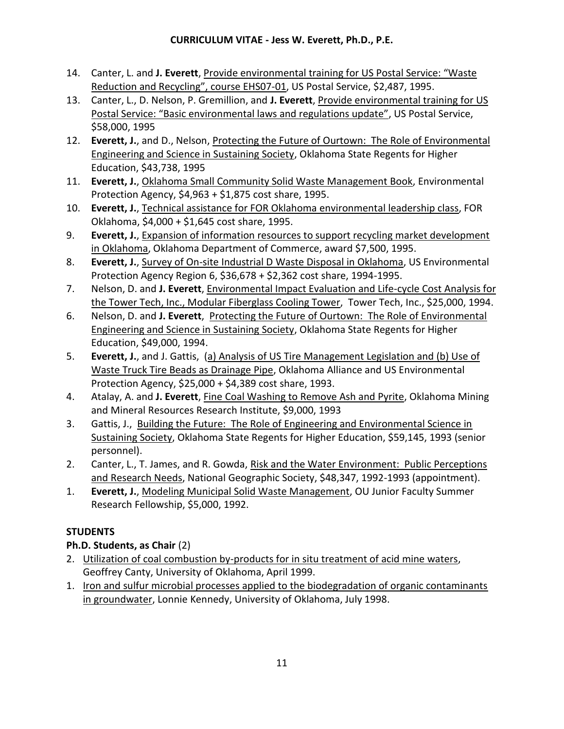14. Canter, L. and **J. Everett**, Provide environmental training for US Postal Service: "Waste Reduction and Recycling", course EHS07-01, US Postal Service, $2,487, 1995.
13. Canter, L., D. Nelson, P. Gremillion, and **J. Everett**, Provide environmental training for US Postal Service: "Basic environmental laws and regulations update", US Postal Service, $58,000, 1995
12. **Everett, J.**, and D., Nelson, Protecting the Future of Ourtown: The Role of Environmental Engineering and Science in Sustaining Society, Oklahoma State Regents for Higher Education, $43,738, 1995
11. **Everett, J.**, Oklahoma Small Community Solid Waste Management Book, Environmental Protection Agency, $4,963 + $1,875 cost share, 1995.
10. **Everett, J.**, Technical assistance for FOR Oklahoma environmental leadership class, FOR Oklahoma, $4,000 + $1,645 cost share, 1995.
9. **Everett, J.**, Expansion of information resources to support recycling market development in Oklahoma, Oklahoma Department of Commerce, award $7,500, 1995.
8. **Everett, J.**, Survey of On-site Industrial D Waste Disposal in Oklahoma, US Environmental Protection Agency Region 6, $36,678 + $2,362 cost share, 1994-1995.
7. Nelson, D. and **J. Everett**, Environmental Impact Evaluation and Life-cycle Cost Analysis for the Tower Tech, Inc., Modular Fiberglass Cooling Tower, Tower Tech, Inc., $25,000, 1994.
6. Nelson, D. and **J. Everett**, Protecting the Future of Ourtown: The Role of Environmental Engineering and Science in Sustaining Society, Oklahoma State Regents for Higher Education, $49,000, 1994.
5. **Everett, J.**, and J. Gattis, (a) Analysis of US Tire Management Legislation and (b) Use of Waste Truck Tire Beads as Drainage Pipe, Oklahoma Alliance and US Environmental Protection Agency, $25,000 + $4,389 cost share, 1993.
4. Atalay, A. and **J. Everett**, Fine Coal Washing to Remove Ash and Pyrite, Oklahoma Mining and Mineral Resources Research Institute, $9,000, 1993
3. Gattis, J., Building the Future: The Role of Engineering and Environmental Science in Sustaining Society, Oklahoma State Regents for Higher Education, $59,145, 1993 (senior personnel).
2. Canter, L., T. James, and R. Gowda, Risk and the Water Environment: Public Perceptions and Research Needs, National Geographic Society, $48,347, 1992-1993 (appointment).
1. **Everett, J.**, Modeling Municipal Solid Waste Management, OU Junior Faculty Summer Research Fellowship, $5,000, 1992.

## STUDENTS

### Ph.D. Students, as Chair (2)

2. Utilization of coal combustion by-products for in situ treatment of acid mine waters, Geoffrey Canty, University of Oklahoma, April 1999.
1. Iron and sulfur microbial processes applied to the biodegradation of organic contaminants in groundwater, Lonnie Kennedy, University of Oklahoma, July 1998.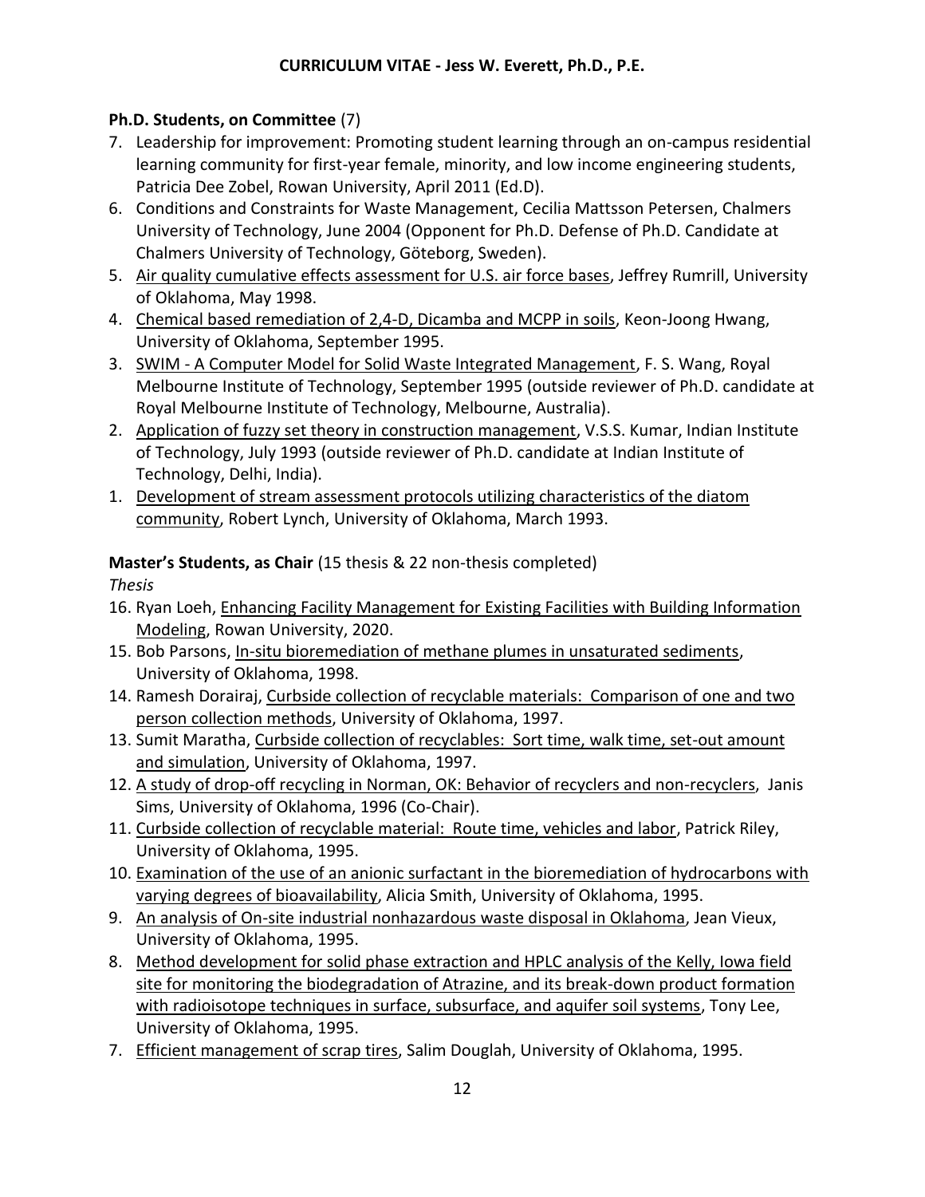**Ph.D. Students, on Committee** (7)

7. Leadership for improvement: Promoting student learning through an on-campus residential learning community for first-year female, minority, and low income engineering students, Patricia Dee Zobel, Rowan University, April 2011 (Ed.D).
6. Conditions and Constraints for Waste Management, Cecilia Mattsson Petersen, Chalmers University of Technology, June 2004 (Opponent for Ph.D. Defense of Ph.D. Candidate at Chalmers University of Technology, Göteborg, Sweden).
5. Air quality cumulative effects assessment for U.S. air force bases, Jeffrey Rumrill, University of Oklahoma, May 1998.
4. Chemical based remediation of 2,4-D, Dicamba and MCPP in soils, Keon-Joong Hwang, University of Oklahoma, September 1995.
3. SWIM - A Computer Model for Solid Waste Integrated Management, F. S. Wang, Royal Melbourne Institute of Technology, September 1995 (outside reviewer of Ph.D. candidate at Royal Melbourne Institute of Technology, Melbourne, Australia).
2. Application of fuzzy set theory in construction management, V.S.S. Kumar, Indian Institute of Technology, July 1993 (outside reviewer of Ph.D. candidate at Indian Institute of Technology, Delhi, India).
1. Development of stream assessment protocols utilizing characteristics of the diatom community, Robert Lynch, University of Oklahoma, March 1993.

**Master's Students, as Chair** (15 thesis & 22 non-thesis completed)

*Thesis*

16. Ryan Loeh, Enhancing Facility Management for Existing Facilities with Building Information Modeling, Rowan University, 2020.
15. Bob Parsons, In-situ bioremediation of methane plumes in unsaturated sediments, University of Oklahoma, 1998.
14. Ramesh Dorairaj, Curbside collection of recyclable materials: Comparison of one and two person collection methods, University of Oklahoma, 1997.
13. Sumit Maratha, Curbside collection of recyclables: Sort time, walk time, set-out amount and simulation, University of Oklahoma, 1997.
12. A study of drop-off recycling in Norman, OK: Behavior of recyclers and non-recyclers, Janis Sims, University of Oklahoma, 1996 (Co-Chair).
11. Curbside collection of recyclable material: Route time, vehicles and labor, Patrick Riley, University of Oklahoma, 1995.
10. Examination of the use of an anionic surfactant in the bioremediation of hydrocarbons with varying degrees of bioavailability, Alicia Smith, University of Oklahoma, 1995.
9. An analysis of On-site industrial nonhazardous waste disposal in Oklahoma, Jean Vieux, University of Oklahoma, 1995.
8. Method development for solid phase extraction and HPLC analysis of the Kelly, Iowa field site for monitoring the biodegradation of Atrazine, and its break-down product formation with radioisotope techniques in surface, subsurface, and aquifer soil systems, Tony Lee, University of Oklahoma, 1995.
7. Efficient management of scrap tires, Salim Douglah, University of Oklahoma, 1995.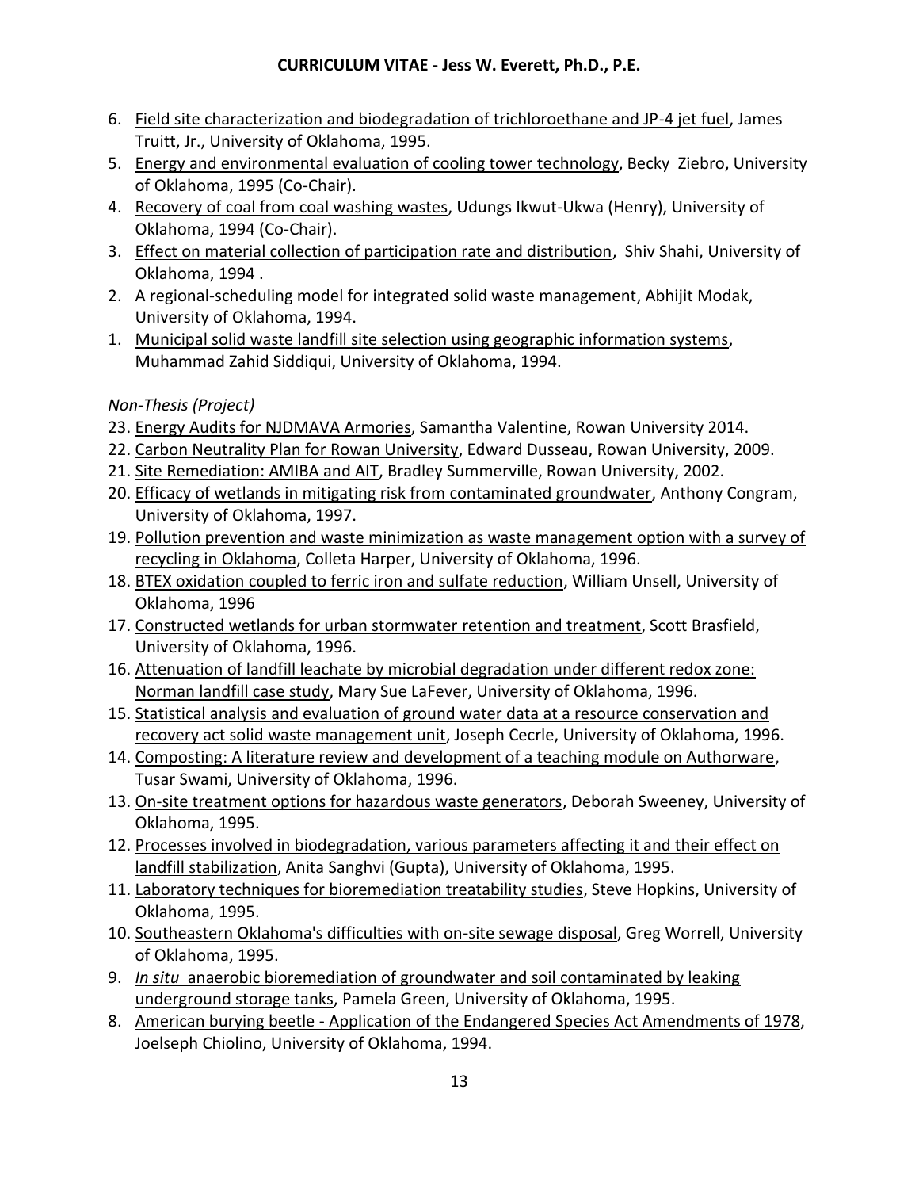6. <u>Field site characterization and biodegradation of trichloroethane and JP-4 jet fuel</u>, James Truitt, Jr., University of Oklahoma, 1995.
5. <u>Energy and environmental evaluation of cooling tower technology</u>, Becky Ziebro, University of Oklahoma, 1995 (Co-Chair).
4. <u>Recovery of coal from coal washing wastes</u>, Udungs Ikwut-Ukwa (Henry), University of Oklahoma, 1994 (Co-Chair).
3. <u>Effect on material collection of participation rate and distribution</u>, Shiv Shahi, University of Oklahoma, 1994 .
2. <u>A regional-scheduling model for integrated solid waste management</u>, Abhijit Modak, University of Oklahoma, 1994.
1. <u>Municipal solid waste landfill site selection using geographic information systems</u>, Muhammad Zahid Siddiqui, University of Oklahoma, 1994.

*Non-Thesis (Project)*

23. <u>Energy Audits for NJDMAVA Armories</u>, Samantha Valentine, Rowan University 2014.
22. <u>Carbon Neutrality Plan for Rowan University</u>, Edward Dusseau, Rowan University, 2009.
21. <u>Site Remediation: AMIBA and AIT</u>, Bradley Summerville, Rowan University, 2002.
20. <u>Efficacy of wetlands in mitigating risk from contaminated groundwater</u>, Anthony Congram, University of Oklahoma, 1997.
19. <u>Pollution prevention and waste minimization as waste management option with a survey of recycling in Oklahoma</u>, Colleta Harper, University of Oklahoma, 1996.
18. <u>BTEX oxidation coupled to ferric iron and sulfate reduction</u>, William Unsell, University of Oklahoma, 1996
17. <u>Constructed wetlands for urban stormwater retention and treatment</u>, Scott Brasfield, University of Oklahoma, 1996.
16. <u>Attenuation of landfill leachate by microbial degradation under different redox zone: Norman landfill case study</u>, Mary Sue LaFever, University of Oklahoma, 1996.
15. <u>Statistical analysis and evaluation of ground water data at a resource conservation and recovery act solid waste management unit</u>, Joseph Cecrle, University of Oklahoma, 1996.
14. <u>Composting: A literature review and development of a teaching module on Authorware</u>, Tusar Swami, University of Oklahoma, 1996.
13. <u>On-site treatment options for hazardous waste generators</u>, Deborah Sweeney, University of Oklahoma, 1995.
12. <u>Processes involved in biodegradation, various parameters affecting it and their effect on landfill stabilization</u>, Anita Sanghvi (Gupta), University of Oklahoma, 1995.
11. <u>Laboratory techniques for bioremediation treatability studies</u>, Steve Hopkins, University of Oklahoma, 1995.
10. <u>Southeastern Oklahoma's difficulties with on-site sewage disposal</u>, Greg Worrell, University of Oklahoma, 1995.
9. <u>*In situ* anaerobic bioremediation of groundwater and soil contaminated by leaking underground storage tanks</u>, Pamela Green, University of Oklahoma, 1995.
8. <u>American burying beetle - Application of the Endangered Species Act Amendments of 1978</u>, Joelseph Chiolino, University of Oklahoma, 1994.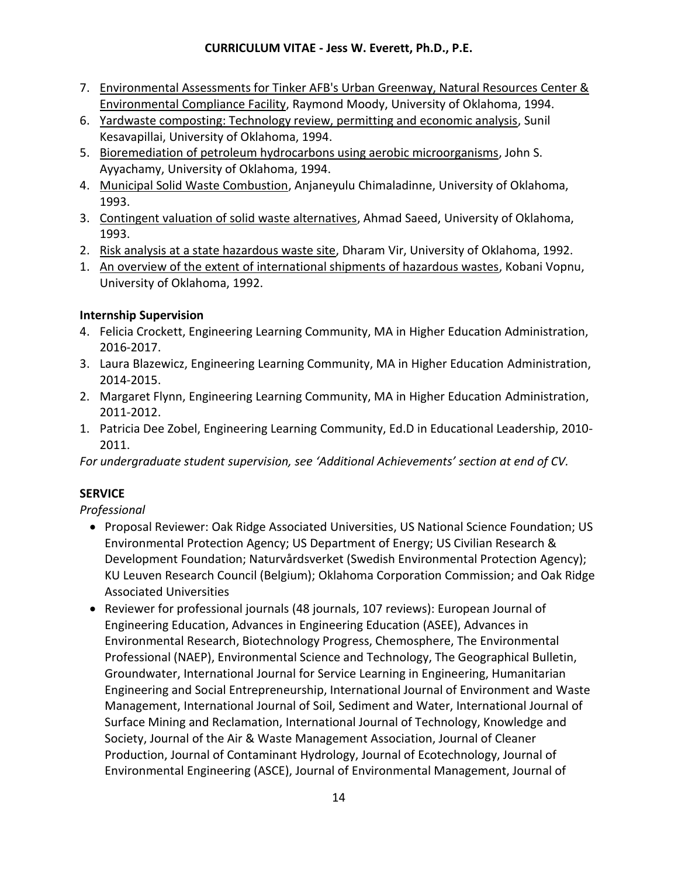7. <u>Environmental Assessments for Tinker AFB's Urban Greenway, Natural Resources Center & Environmental Compliance Facility</u>, Raymond Moody, University of Oklahoma, 1994.
6. <u>Yardwaste composting: Technology review, permitting and economic analysis</u>, Sunil Kesavapillai, University of Oklahoma, 1994.
5. <u>Bioremediation of petroleum hydrocarbons using aerobic microorganisms</u>, John S. Ayyachamy, University of Oklahoma, 1994.
4. <u>Municipal Solid Waste Combustion</u>, Anjaneyulu Chimaladinne, University of Oklahoma, 1993.
3. <u>Contingent valuation of solid waste alternatives</u>, Ahmad Saeed, University of Oklahoma, 1993.
2. <u>Risk analysis at a state hazardous waste site</u>, Dharam Vir, University of Oklahoma, 1992.
1. <u>An overview of the extent of international shipments of hazardous wastes</u>, Kobani Vopnu, University of Oklahoma, 1992.

**Internship Supervision**

4. Felicia Crockett, Engineering Learning Community, MA in Higher Education Administration, 2016-2017.
3. Laura Blazewicz, Engineering Learning Community, MA in Higher Education Administration, 2014-2015.
2. Margaret Flynn, Engineering Learning Community, MA in Higher Education Administration, 2011-2012.
1. Patricia Dee Zobel, Engineering Learning Community, Ed.D in Educational Leadership, 2010-2011.

*For undergraduate student supervision, see 'Additional Achievements' section at end of CV.*

## SERVICE

*Professional*

- Proposal Reviewer: Oak Ridge Associated Universities, US National Science Foundation; US Environmental Protection Agency; US Department of Energy; US Civilian Research & Development Foundation; Naturvårdsverket (Swedish Environmental Protection Agency); KU Leuven Research Council (Belgium); Oklahoma Corporation Commission; and Oak Ridge Associated Universities
- Reviewer for professional journals (48 journals, 107 reviews): European Journal of Engineering Education, Advances in Engineering Education (ASEE), Advances in Environmental Research, Biotechnology Progress, Chemosphere, The Environmental Professional (NAEP), Environmental Science and Technology, The Geographical Bulletin, Groundwater, International Journal for Service Learning in Engineering, Humanitarian Engineering and Social Entrepreneurship, International Journal of Environment and Waste Management, International Journal of Soil, Sediment and Water, International Journal of Surface Mining and Reclamation, International Journal of Technology, Knowledge and Society, Journal of the Air & Waste Management Association, Journal of Cleaner Production, Journal of Contaminant Hydrology, Journal of Ecotechnology, Journal of Environmental Engineering (ASCE), Journal of Environmental Management, Journal of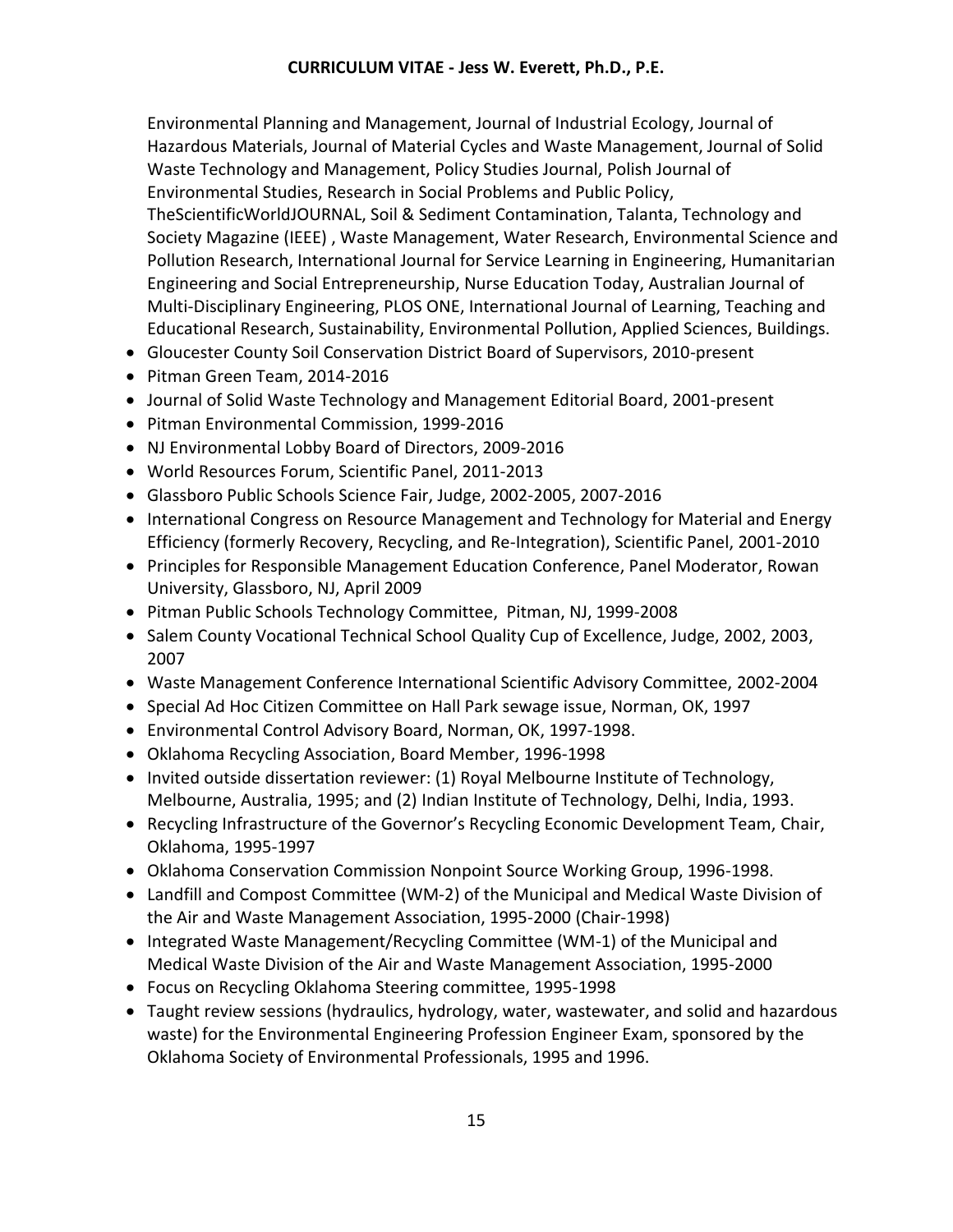Environmental Planning and Management, Journal of Industrial Ecology, Journal of Hazardous Materials, Journal of Material Cycles and Waste Management, Journal of Solid Waste Technology and Management, Policy Studies Journal, Polish Journal of Environmental Studies, Research in Social Problems and Public Policy, TheScientificWorldJOURNAL, Soil & Sediment Contamination, Talanta, Technology and Society Magazine (IEEE) , Waste Management, Water Research, Environmental Science and Pollution Research, International Journal for Service Learning in Engineering, Humanitarian Engineering and Social Entrepreneurship, Nurse Education Today, Australian Journal of Multi-Disciplinary Engineering, PLOS ONE, International Journal of Learning, Teaching and Educational Research, Sustainability, Environmental Pollution, Applied Sciences, Buildings.

- Gloucester County Soil Conservation District Board of Supervisors, 2010-present
- Pitman Green Team, 2014-2016
- Journal of Solid Waste Technology and Management Editorial Board, 2001-present
- Pitman Environmental Commission, 1999-2016
- NJ Environmental Lobby Board of Directors, 2009-2016
- World Resources Forum, Scientific Panel, 2011-2013
- Glassboro Public Schools Science Fair, Judge, 2002-2005, 2007-2016
- International Congress on Resource Management and Technology for Material and Energy Efficiency (formerly Recovery, Recycling, and Re-Integration), Scientific Panel, 2001-2010
- Principles for Responsible Management Education Conference, Panel Moderator, Rowan University, Glassboro, NJ, April 2009
- Pitman Public Schools Technology Committee, Pitman, NJ, 1999-2008
- Salem County Vocational Technical School Quality Cup of Excellence, Judge, 2002, 2003, 2007
- Waste Management Conference International Scientific Advisory Committee, 2002-2004
- Special Ad Hoc Citizen Committee on Hall Park sewage issue, Norman, OK, 1997
- Environmental Control Advisory Board, Norman, OK, 1997-1998.
- Oklahoma Recycling Association, Board Member, 1996-1998
- Invited outside dissertation reviewer: (1) Royal Melbourne Institute of Technology, Melbourne, Australia, 1995; and (2) Indian Institute of Technology, Delhi, India, 1993.
- Recycling Infrastructure of the Governor's Recycling Economic Development Team, Chair, Oklahoma, 1995-1997
- Oklahoma Conservation Commission Nonpoint Source Working Group, 1996-1998.
- Landfill and Compost Committee (WM-2) of the Municipal and Medical Waste Division of the Air and Waste Management Association, 1995-2000 (Chair-1998)
- Integrated Waste Management/Recycling Committee (WM-1) of the Municipal and Medical Waste Division of the Air and Waste Management Association, 1995-2000
- Focus on Recycling Oklahoma Steering committee, 1995-1998
- Taught review sessions (hydraulics, hydrology, water, wastewater, and solid and hazardous waste) for the Environmental Engineering Profession Engineer Exam, sponsored by the Oklahoma Society of Environmental Professionals, 1995 and 1996.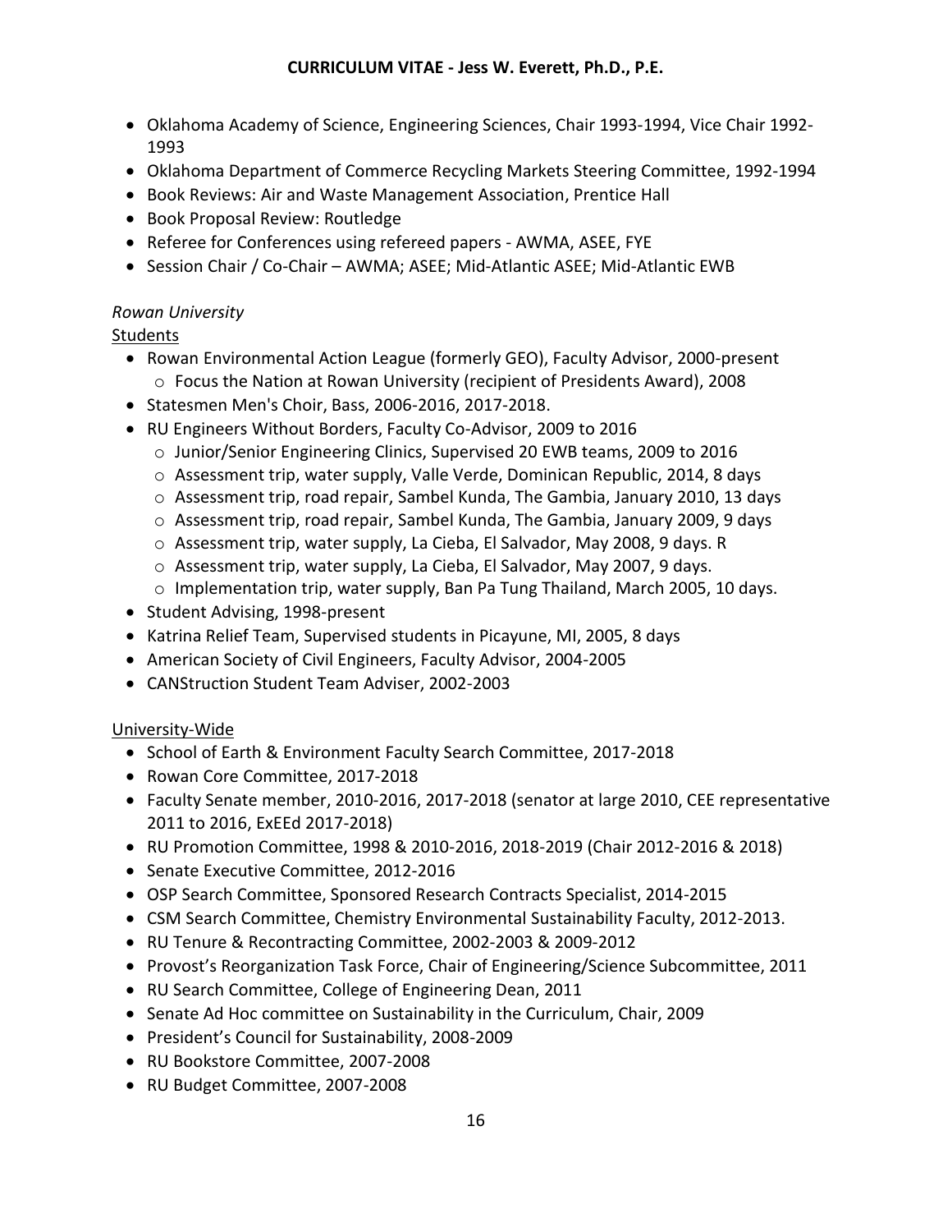- Oklahoma Academy of Science, Engineering Sciences, Chair 1993-1994, Vice Chair 1992-1993
- Oklahoma Department of Commerce Recycling Markets Steering Committee, 1992-1994
- Book Reviews: Air and Waste Management Association, Prentice Hall
- Book Proposal Review: Routledge
- Referee for Conferences using refereed papers - AWMA, ASEE, FYE
- Session Chair / Co-Chair – AWMA; ASEE; Mid-Atlantic ASEE; Mid-Atlantic EWB

*Rowan University*

Students

- Rowan Environmental Action League (formerly GEO), Faculty Advisor, 2000-present
  - Focus the Nation at Rowan University (recipient of Presidents Award), 2008
- Statesmen Men's Choir, Bass, 2006-2016, 2017-2018.
- RU Engineers Without Borders, Faculty Co-Advisor, 2009 to 2016
  - Junior/Senior Engineering Clinics, Supervised 20 EWB teams, 2009 to 2016
  - Assessment trip, water supply, Valle Verde, Dominican Republic, 2014, 8 days
  - Assessment trip, road repair, Sambel Kunda, The Gambia, January 2010, 13 days
  - Assessment trip, road repair, Sambel Kunda, The Gambia, January 2009, 9 days
  - Assessment trip, water supply, La Cieba, El Salvador, May 2008, 9 days. R
  - Assessment trip, water supply, La Cieba, El Salvador, May 2007, 9 days.
  - Implementation trip, water supply, Ban Pa Tung Thailand, March 2005, 10 days.
- Student Advising, 1998-present
- Katrina Relief Team, Supervised students in Picayune, MI, 2005, 8 days
- American Society of Civil Engineers, Faculty Advisor, 2004-2005
- CANStruction Student Team Adviser, 2002-2003

University-Wide

- School of Earth & Environment Faculty Search Committee, 2017-2018
- Rowan Core Committee, 2017-2018
- Faculty Senate member, 2010-2016, 2017-2018 (senator at large 2010, CEE representative 2011 to 2016, ExEEd 2017-2018)
- RU Promotion Committee, 1998 & 2010-2016, 2018-2019 (Chair 2012-2016 & 2018)
- Senate Executive Committee, 2012-2016
- OSP Search Committee, Sponsored Research Contracts Specialist, 2014-2015
- CSM Search Committee, Chemistry Environmental Sustainability Faculty, 2012-2013.
- RU Tenure & Recontracting Committee, 2002-2003 & 2009-2012
- Provost's Reorganization Task Force, Chair of Engineering/Science Subcommittee, 2011
- RU Search Committee, College of Engineering Dean, 2011
- Senate Ad Hoc committee on Sustainability in the Curriculum, Chair, 2009
- President's Council for Sustainability, 2008-2009
- RU Bookstore Committee, 2007-2008
- RU Budget Committee, 2007-2008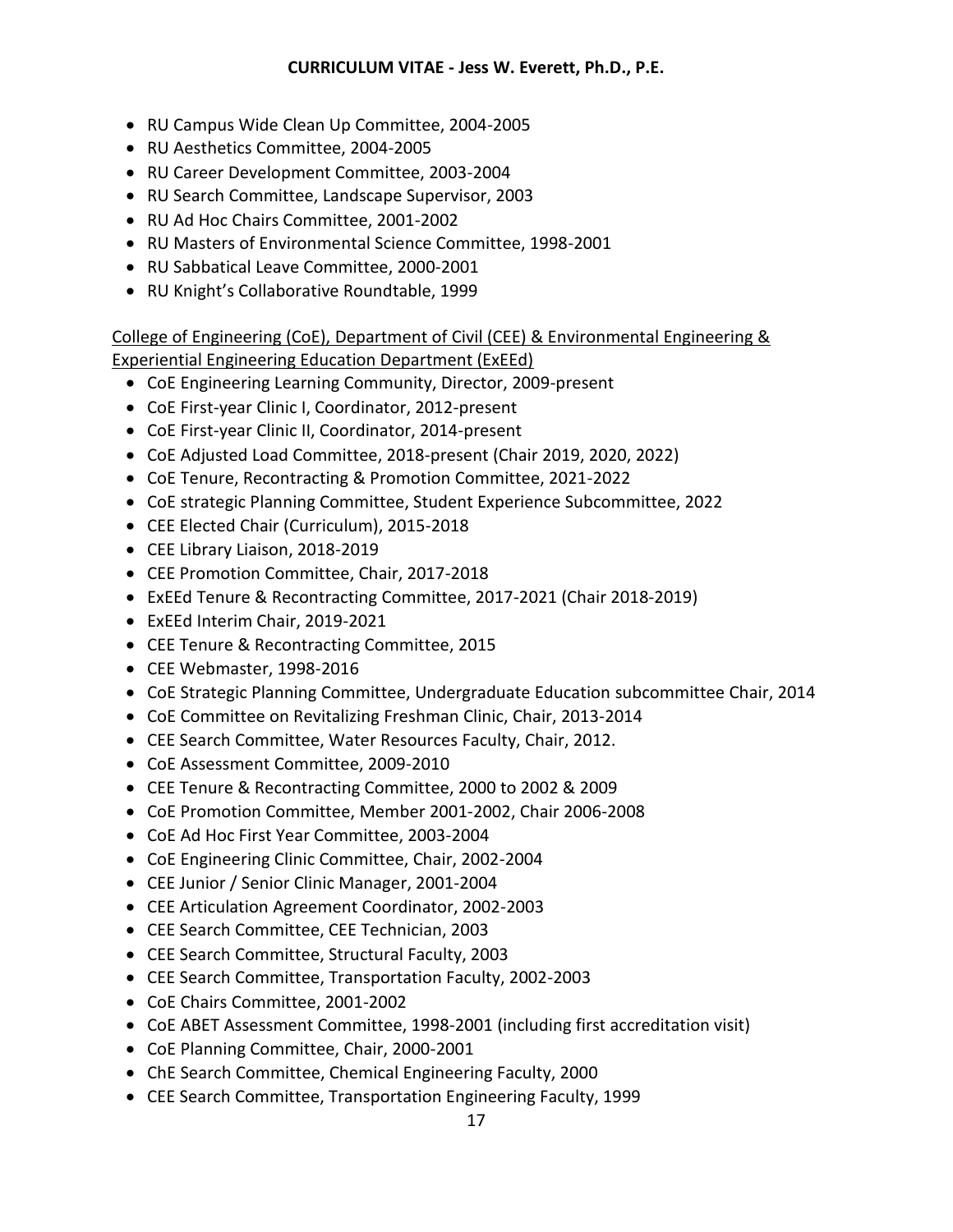- RU Campus Wide Clean Up Committee, 2004-2005
- RU Aesthetics Committee, 2004-2005
- RU Career Development Committee, 2003-2004
- RU Search Committee, Landscape Supervisor, 2003
- RU Ad Hoc Chairs Committee, 2001-2002
- RU Masters of Environmental Science Committee, 1998-2001
- RU Sabbatical Leave Committee, 2000-2001
- RU Knight's Collaborative Roundtable, 1999

<u>College of Engineering (CoE), Department of Civil (CEE) & Environmental Engineering & Experiential Engineering Education Department (ExEEd)</u>

- CoE Engineering Learning Community, Director, 2009-present
- CoE First-year Clinic I, Coordinator, 2012-present
- CoE First-year Clinic II, Coordinator, 2014-present
- CoE Adjusted Load Committee, 2018-present (Chair 2019, 2020, 2022)
- CoE Tenure, Recontracting & Promotion Committee, 2021-2022
- CoE strategic Planning Committee, Student Experience Subcommittee, 2022
- CEE Elected Chair (Curriculum), 2015-2018
- CEE Library Liaison, 2018-2019
- CEE Promotion Committee, Chair, 2017-2018
- ExEEd Tenure & Recontracting Committee, 2017-2021 (Chair 2018-2019)
- ExEEd Interim Chair, 2019-2021
- CEE Tenure & Recontracting Committee, 2015
- CEE Webmaster, 1998-2016
- CoE Strategic Planning Committee, Undergraduate Education subcommittee Chair, 2014
- CoE Committee on Revitalizing Freshman Clinic, Chair, 2013-2014
- CEE Search Committee, Water Resources Faculty, Chair, 2012.
- CoE Assessment Committee, 2009-2010
- CEE Tenure & Recontracting Committee, 2000 to 2002 & 2009
- CoE Promotion Committee, Member 2001-2002, Chair 2006-2008
- CoE Ad Hoc First Year Committee, 2003-2004
- CoE Engineering Clinic Committee, Chair, 2002-2004
- CEE Junior / Senior Clinic Manager, 2001-2004
- CEE Articulation Agreement Coordinator, 2002-2003
- CEE Search Committee, CEE Technician, 2003
- CEE Search Committee, Structural Faculty, 2003
- CEE Search Committee, Transportation Faculty, 2002-2003
- CoE Chairs Committee, 2001-2002
- CoE ABET Assessment Committee, 1998-2001 (including first accreditation visit)
- CoE Planning Committee, Chair, 2000-2001
- ChE Search Committee, Chemical Engineering Faculty, 2000
- CEE Search Committee, Transportation Engineering Faculty, 1999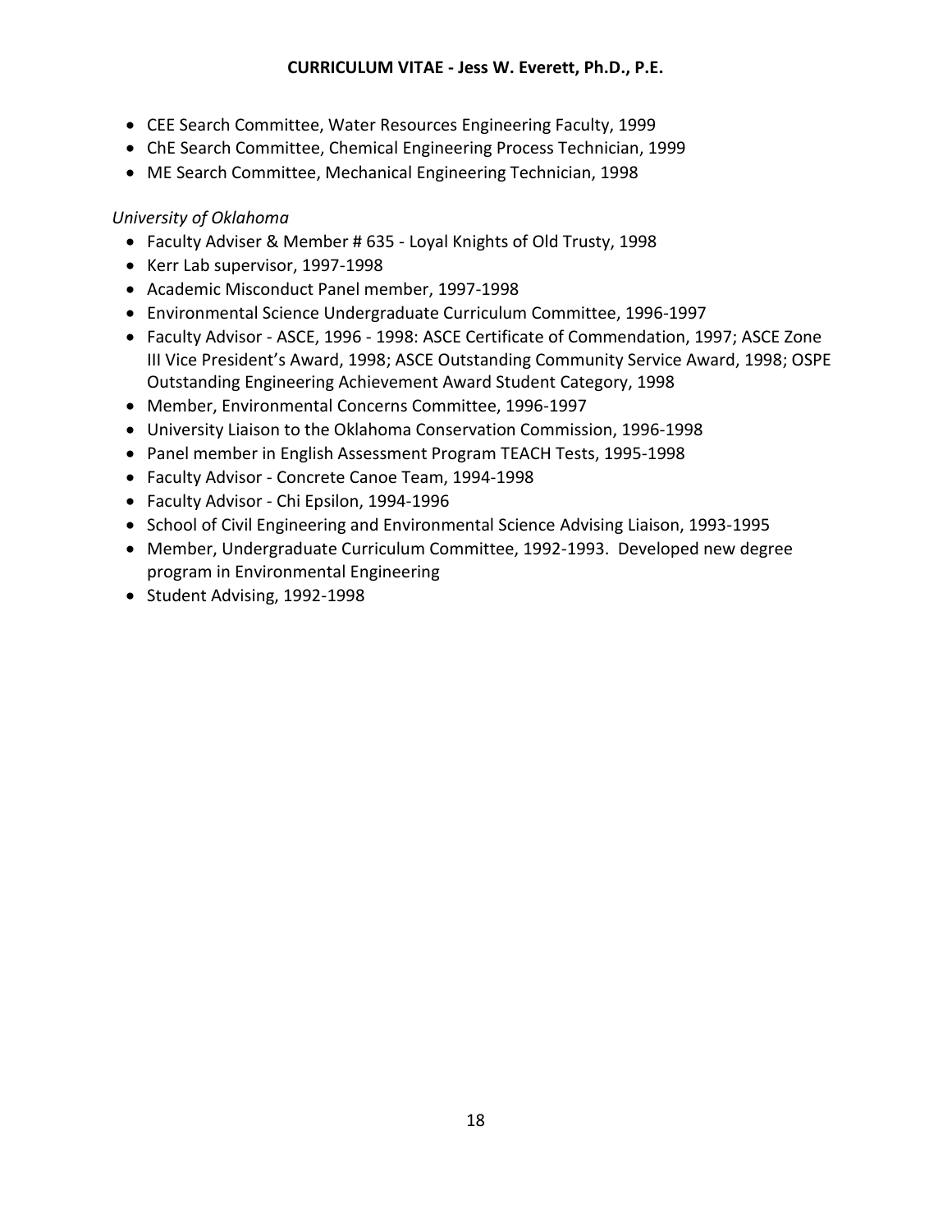- CEE Search Committee, Water Resources Engineering Faculty, 1999
- ChE Search Committee, Chemical Engineering Process Technician, 1999
- ME Search Committee, Mechanical Engineering Technician, 1998

*University of Oklahoma*

- Faculty Adviser & Member # 635 - Loyal Knights of Old Trusty, 1998
- Kerr Lab supervisor, 1997-1998
- Academic Misconduct Panel member, 1997-1998
- Environmental Science Undergraduate Curriculum Committee, 1996-1997
- Faculty Advisor - ASCE, 1996 - 1998: ASCE Certificate of Commendation, 1997; ASCE Zone III Vice President's Award, 1998; ASCE Outstanding Community Service Award, 1998; OSPE Outstanding Engineering Achievement Award Student Category, 1998
- Member, Environmental Concerns Committee, 1996-1997
- University Liaison to the Oklahoma Conservation Commission, 1996-1998
- Panel member in English Assessment Program TEACH Tests, 1995-1998
- Faculty Advisor - Concrete Canoe Team, 1994-1998
- Faculty Advisor - Chi Epsilon, 1994-1996
- School of Civil Engineering and Environmental Science Advising Liaison, 1993-1995
- Member, Undergraduate Curriculum Committee, 1992-1993. Developed new degree program in Environmental Engineering
- Student Advising, 1992-1998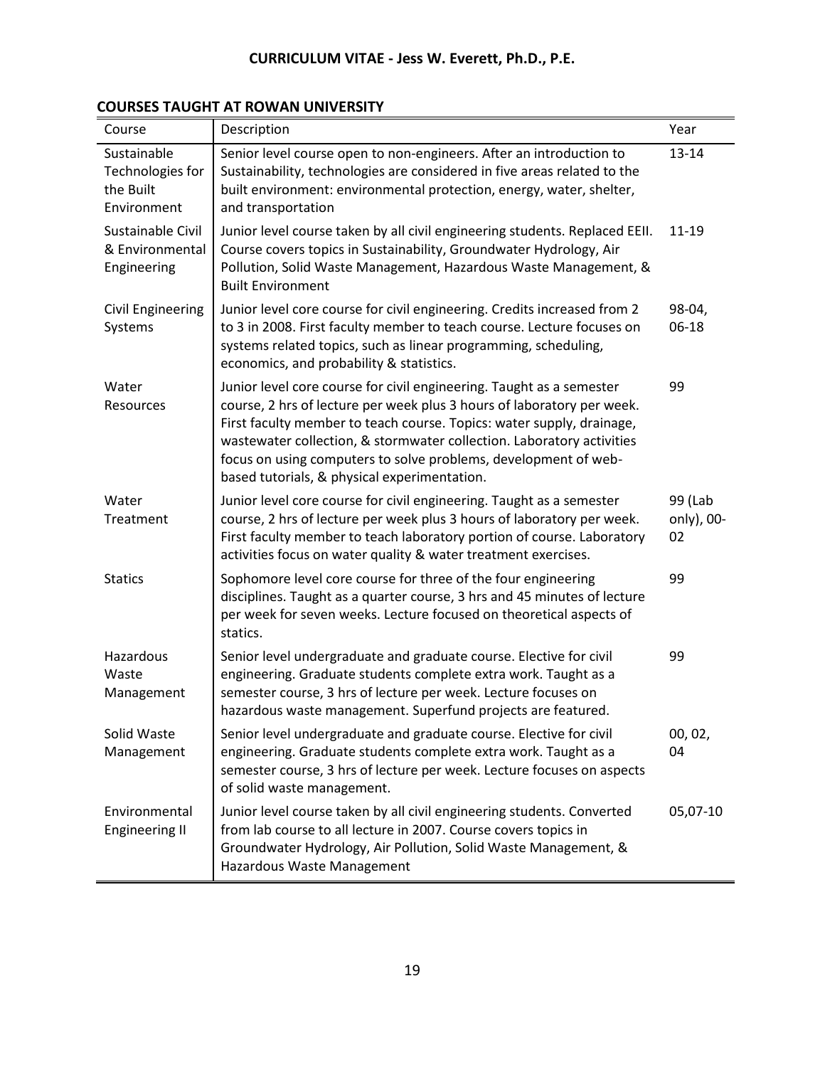## COURSES TAUGHT AT ROWAN UNIVERSITY

| Course | Description | Year |
|---|---|---|
| Sustainable Technologies for the Built Environment | Senior level course open to non-engineers. After an introduction to Sustainability, technologies are considered in five areas related to the built environment: environmental protection, energy, water, shelter, and transportation | 13-14 |
| Sustainable Civil & Environmental Engineering | Junior level course taken by all civil engineering students. Replaced EEII. Course covers topics in Sustainability, Groundwater Hydrology, Air Pollution, Solid Waste Management, Hazardous Waste Management, & Built Environment | 11-19 |
| Civil Engineering Systems | Junior level core course for civil engineering. Credits increased from 2 to 3 in 2008. First faculty member to teach course. Lecture focuses on systems related topics, such as linear programming, scheduling, economics, and probability & statistics. | 98-04, 06-18 |
| Water Resources | Junior level core course for civil engineering. Taught as a semester course, 2 hrs of lecture per week plus 3 hours of laboratory per week. First faculty member to teach course. Topics: water supply, drainage, wastewater collection, & stormwater collection. Laboratory activities focus on using computers to solve problems, development of web-based tutorials, & physical experimentation. | 99 |
| Water Treatment | Junior level core course for civil engineering. Taught as a semester course, 2 hrs of lecture per week plus 3 hours of laboratory per week. First faculty member to teach laboratory portion of course. Laboratory activities focus on water quality & water treatment exercises. | 99 (Lab only), 00-02 |
| Statics | Sophomore level core course for three of the four engineering disciplines. Taught as a quarter course, 3 hrs and 45 minutes of lecture per week for seven weeks. Lecture focused on theoretical aspects of statics. | 99 |
| Hazardous Waste Management | Senior level undergraduate and graduate course. Elective for civil engineering. Graduate students complete extra work. Taught as a semester course, 3 hrs of lecture per week. Lecture focuses on hazardous waste management. Superfund projects are featured. | 99 |
| Solid Waste Management | Senior level undergraduate and graduate course. Elective for civil engineering. Graduate students complete extra work. Taught as a semester course, 3 hrs of lecture per week. Lecture focuses on aspects of solid waste management. | 00, 02, 04 |
| Environmental Engineering II | Junior level course taken by all civil engineering students. Converted from lab course to all lecture in 2007. Course covers topics in Groundwater Hydrology, Air Pollution, Solid Waste Management, & Hazardous Waste Management | 05,07-10 |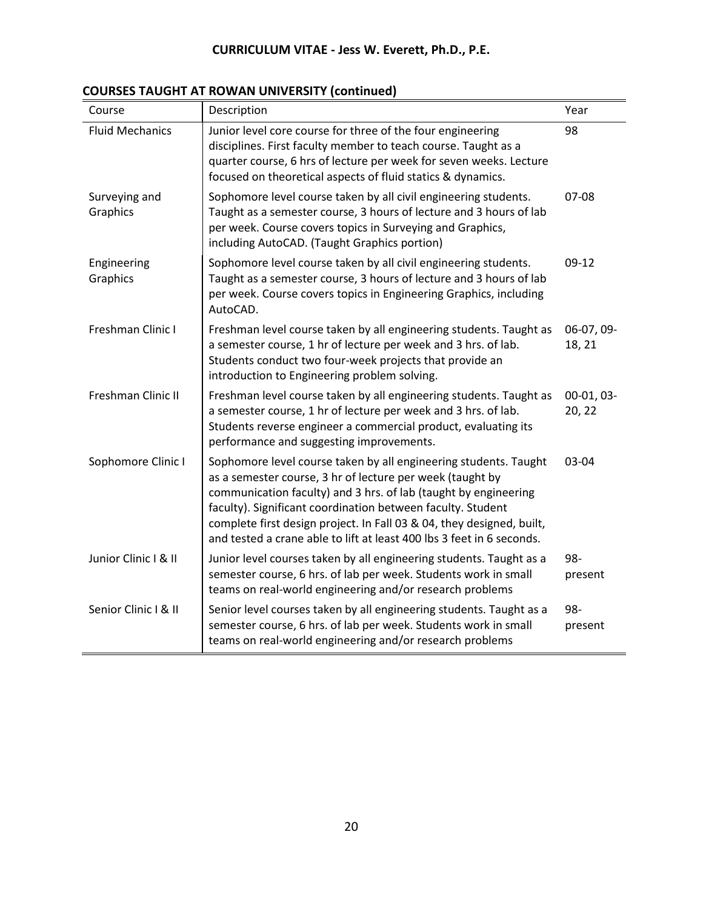## COURSES TAUGHT AT ROWAN UNIVERSITY (continued)

| Course | Description | Year |
|---|---|---|
| Fluid Mechanics | Junior level core course for three of the four engineering disciplines. First faculty member to teach course. Taught as a quarter course, 6 hrs of lecture per week for seven weeks. Lecture focused on theoretical aspects of fluid statics & dynamics. | 98 |
| Surveying and Graphics | Sophomore level course taken by all civil engineering students. Taught as a semester course, 3 hours of lecture and 3 hours of lab per week. Course covers topics in Surveying and Graphics, including AutoCAD. (Taught Graphics portion) | 07-08 |
| Engineering Graphics | Sophomore level course taken by all civil engineering students. Taught as a semester course, 3 hours of lecture and 3 hours of lab per week. Course covers topics in Engineering Graphics, including AutoCAD. | 09-12 |
| Freshman Clinic I | Freshman level course taken by all engineering students. Taught as a semester course, 1 hr of lecture per week and 3 hrs. of lab. Students conduct two four-week projects that provide an introduction to Engineering problem solving. | 06-07, 09-18, 21 |
| Freshman Clinic II | Freshman level course taken by all engineering students. Taught as a semester course, 1 hr of lecture per week and 3 hrs. of lab. Students reverse engineer a commercial product, evaluating its performance and suggesting improvements. | 00-01, 03-20, 22 |
| Sophomore Clinic I | Sophomore level course taken by all engineering students. Taught as a semester course, 3 hr of lecture per week (taught by communication faculty) and 3 hrs. of lab (taught by engineering faculty). Significant coordination between faculty. Student complete first design project. In Fall 03 & 04, they designed, built, and tested a crane able to lift at least 400 lbs 3 feet in 6 seconds. | 03-04 |
| Junior Clinic I & II | Junior level courses taken by all engineering students. Taught as a semester course, 6 hrs. of lab per week. Students work in small teams on real-world engineering and/or research problems | 98-present |
| Senior Clinic I & II | Senior level courses taken by all engineering students. Taught as a semester course, 6 hrs. of lab per week. Students work in small teams on real-world engineering and/or research problems | 98-present |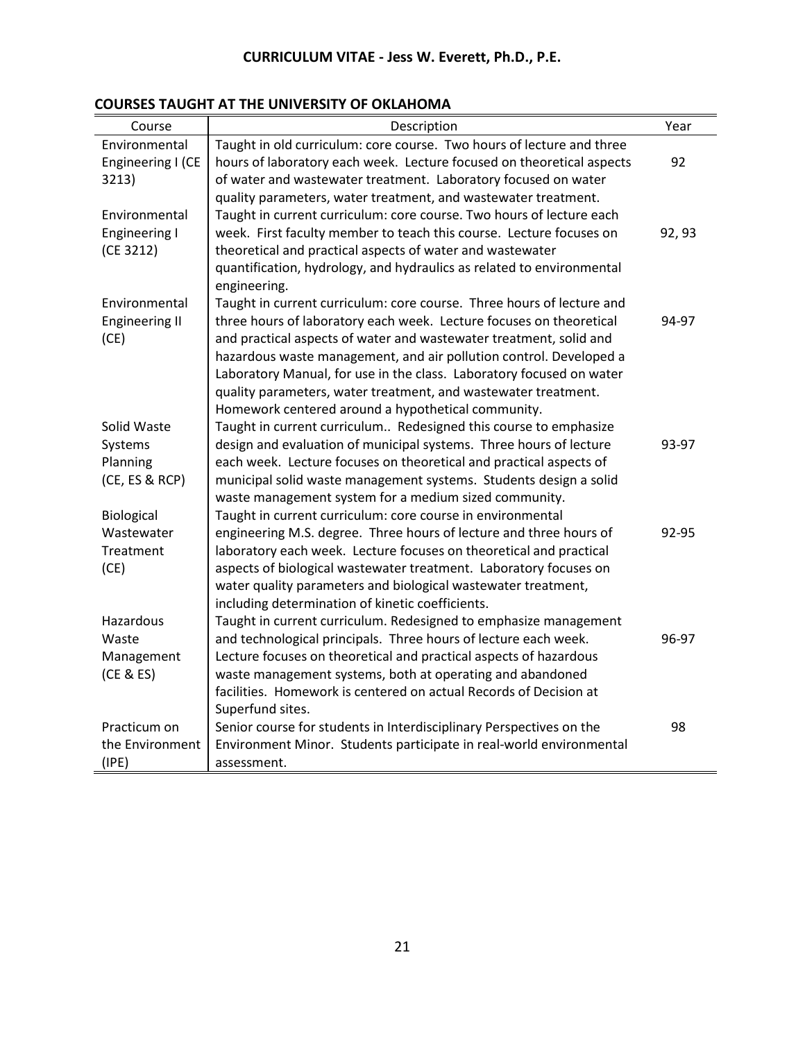## COURSES TAUGHT AT THE UNIVERSITY OF OKLAHOMA

| Course | Description | Year |
|---|---|---|
| Environmental Engineering I (CE 3213) | Taught in old curriculum: core course. Two hours of lecture and three hours of laboratory each week. Lecture focused on theoretical aspects of water and wastewater treatment. Laboratory focused on water quality parameters, water treatment, and wastewater treatment. | 92 |
| Environmental Engineering I (CE 3212) | Taught in current curriculum: core course. Two hours of lecture each week. First faculty member to teach this course. Lecture focuses on theoretical and practical aspects of water and wastewater quantification, hydrology, and hydraulics as related to environmental engineering. | 92, 93 |
| Environmental Engineering II (CE) | Taught in current curriculum: core course. Three hours of lecture and three hours of laboratory each week. Lecture focuses on theoretical and practical aspects of water and wastewater treatment, solid and hazardous waste management, and air pollution control. Developed a Laboratory Manual, for use in the class. Laboratory focused on water quality parameters, water treatment, and wastewater treatment. Homework centered around a hypothetical community. | 94-97 |
| Solid Waste Systems Planning (CE, ES & RCP) | Taught in current curriculum.. Redesigned this course to emphasize design and evaluation of municipal systems. Three hours of lecture each week. Lecture focuses on theoretical and practical aspects of municipal solid waste management systems. Students design a solid waste management system for a medium sized community. | 93-97 |
| Biological Wastewater Treatment (CE) | Taught in current curriculum: core course in environmental engineering M.S. degree. Three hours of lecture and three hours of laboratory each week. Lecture focuses on theoretical and practical aspects of biological wastewater treatment. Laboratory focuses on water quality parameters and biological wastewater treatment, including determination of kinetic coefficients. | 92-95 |
| Hazardous Waste Management (CE & ES) | Taught in current curriculum. Redesigned to emphasize management and technological principals. Three hours of lecture each week. Lecture focuses on theoretical and practical aspects of hazardous waste management systems, both at operating and abandoned facilities. Homework is centered on actual Records of Decision at Superfund sites. | 96-97 |
| Practicum on the Environment (IPE) | Senior course for students in Interdisciplinary Perspectives on the Environment Minor. Students participate in real-world environmental assessment. | 98 |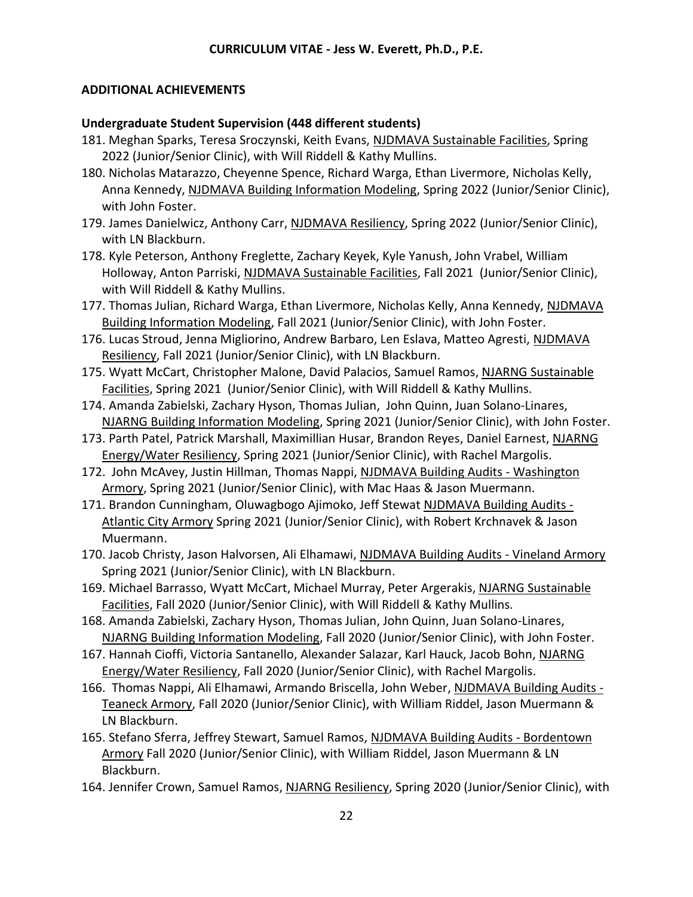## ADDITIONAL ACHIEVEMENTS

### Undergraduate Student Supervision (448 different students)

181. Meghan Sparks, Teresa Sroczynski, Keith Evans, NJDMAVA Sustainable Facilities, Spring 2022 (Junior/Senior Clinic), with Will Riddell & Kathy Mullins.
180. Nicholas Matarazzo, Cheyenne Spence, Richard Warga, Ethan Livermore, Nicholas Kelly, Anna Kennedy, NJDMAVA Building Information Modeling, Spring 2022 (Junior/Senior Clinic), with John Foster.
179. James Danielwicz, Anthony Carr, NJDMAVA Resiliency, Spring 2022 (Junior/Senior Clinic), with LN Blackburn.
178. Kyle Peterson, Anthony Freglette, Zachary Keyek, Kyle Yanush, John Vrabel, William Holloway, Anton Parriski, NJDMAVA Sustainable Facilities, Fall 2021 (Junior/Senior Clinic), with Will Riddell & Kathy Mullins.
177. Thomas Julian, Richard Warga, Ethan Livermore, Nicholas Kelly, Anna Kennedy, NJDMAVA Building Information Modeling, Fall 2021 (Junior/Senior Clinic), with John Foster.
176. Lucas Stroud, Jenna Migliorino, Andrew Barbaro, Len Eslava, Matteo Agresti, NJDMAVA Resiliency, Fall 2021 (Junior/Senior Clinic), with LN Blackburn.
175. Wyatt McCart, Christopher Malone, David Palacios, Samuel Ramos, NJARNG Sustainable Facilities, Spring 2021 (Junior/Senior Clinic), with Will Riddell & Kathy Mullins.
174. Amanda Zabielski, Zachary Hyson, Thomas Julian, John Quinn, Juan Solano-Linares, NJARNG Building Information Modeling, Spring 2021 (Junior/Senior Clinic), with John Foster.
173. Parth Patel, Patrick Marshall, Maximillian Husar, Brandon Reyes, Daniel Earnest, NJARNG Energy/Water Resiliency, Spring 2021 (Junior/Senior Clinic), with Rachel Margolis.
172. John McAvey, Justin Hillman, Thomas Nappi, NJDMAVA Building Audits - Washington Armory, Spring 2021 (Junior/Senior Clinic), with Mac Haas & Jason Muermann.
171. Brandon Cunningham, Oluwagbogo Ajimoko, Jeff Stewat NJDMAVA Building Audits - Atlantic City Armory Spring 2021 (Junior/Senior Clinic), with Robert Krchnavek & Jason Muermann.
170. Jacob Christy, Jason Halvorsen, Ali Elhamawi, NJDMAVA Building Audits - Vineland Armory Spring 2021 (Junior/Senior Clinic), with LN Blackburn.
169. Michael Barrasso, Wyatt McCart, Michael Murray, Peter Argerakis, NJARNG Sustainable Facilities, Fall 2020 (Junior/Senior Clinic), with Will Riddell & Kathy Mullins.
168. Amanda Zabielski, Zachary Hyson, Thomas Julian, John Quinn, Juan Solano-Linares, NJARNG Building Information Modeling, Fall 2020 (Junior/Senior Clinic), with John Foster.
167. Hannah Cioffi, Victoria Santanello, Alexander Salazar, Karl Hauck, Jacob Bohn, NJARNG Energy/Water Resiliency, Fall 2020 (Junior/Senior Clinic), with Rachel Margolis.
166. Thomas Nappi, Ali Elhamawi, Armando Briscella, John Weber, NJDMAVA Building Audits - Teaneck Armory, Fall 2020 (Junior/Senior Clinic), with William Riddel, Jason Muermann & LN Blackburn.
165. Stefano Sferra, Jeffrey Stewart, Samuel Ramos, NJDMAVA Building Audits - Bordentown Armory Fall 2020 (Junior/Senior Clinic), with William Riddel, Jason Muermann & LN Blackburn.
164. Jennifer Crown, Samuel Ramos, NJARNG Resiliency, Spring 2020 (Junior/Senior Clinic), with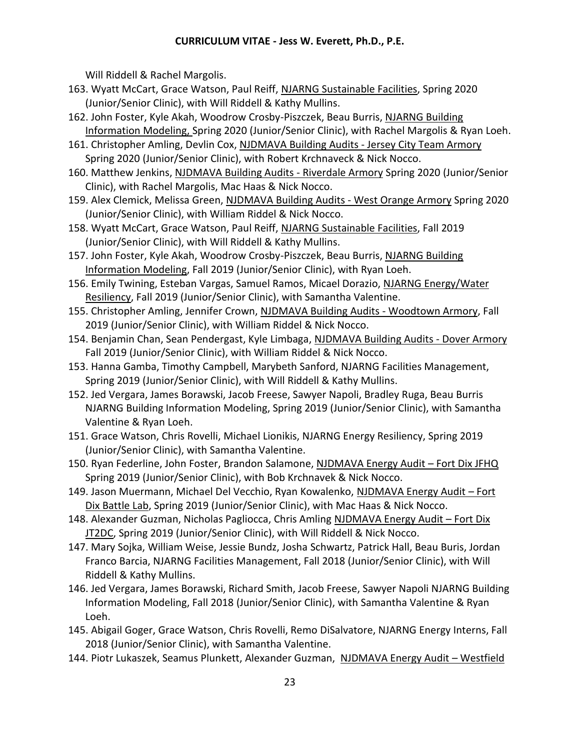Will Riddell & Rachel Margolis.

163. Wyatt McCart, Grace Watson, Paul Reiff, NJARNG Sustainable Facilities, Spring 2020 (Junior/Senior Clinic), with Will Riddell & Kathy Mullins.
162. John Foster, Kyle Akah, Woodrow Crosby-Piszczek, Beau Burris, NJARNG Building Information Modeling, Spring 2020 (Junior/Senior Clinic), with Rachel Margolis & Ryan Loeh.
161. Christopher Amling, Devlin Cox, NJDMAVA Building Audits - Jersey City Team Armory Spring 2020 (Junior/Senior Clinic), with Robert Krchnaveck & Nick Nocco.
160. Matthew Jenkins, NJDMAVA Building Audits - Riverdale Armory Spring 2020 (Junior/Senior Clinic), with Rachel Margolis, Mac Haas & Nick Nocco.
159. Alex Clemick, Melissa Green, NJDMAVA Building Audits - West Orange Armory Spring 2020 (Junior/Senior Clinic), with William Riddel & Nick Nocco.
158. Wyatt McCart, Grace Watson, Paul Reiff, NJARNG Sustainable Facilities, Fall 2019 (Junior/Senior Clinic), with Will Riddell & Kathy Mullins.
157. John Foster, Kyle Akah, Woodrow Crosby-Piszczek, Beau Burris, NJARNG Building Information Modeling, Fall 2019 (Junior/Senior Clinic), with Ryan Loeh.
156. Emily Twining, Esteban Vargas, Samuel Ramos, Micael Dorazio, NJARNG Energy/Water Resiliency, Fall 2019 (Junior/Senior Clinic), with Samantha Valentine.
155. Christopher Amling, Jennifer Crown, NJDMAVA Building Audits - Woodtown Armory, Fall 2019 (Junior/Senior Clinic), with William Riddel & Nick Nocco.
154. Benjamin Chan, Sean Pendergast, Kyle Limbaga, NJDMAVA Building Audits - Dover Armory Fall 2019 (Junior/Senior Clinic), with William Riddel & Nick Nocco.
153. Hanna Gamba, Timothy Campbell, Marybeth Sanford, NJARNG Facilities Management, Spring 2019 (Junior/Senior Clinic), with Will Riddell & Kathy Mullins.
152. Jed Vergara, James Borawski, Jacob Freese, Sawyer Napoli, Bradley Ruga, Beau Burris NJARNG Building Information Modeling, Spring 2019 (Junior/Senior Clinic), with Samantha Valentine & Ryan Loeh.
151. Grace Watson, Chris Rovelli, Michael Lionikis, NJARNG Energy Resiliency, Spring 2019 (Junior/Senior Clinic), with Samantha Valentine.
150. Ryan Federline, John Foster, Brandon Salamone, NJDMAVA Energy Audit – Fort Dix JFHQ Spring 2019 (Junior/Senior Clinic), with Bob Krchnavek & Nick Nocco.
149. Jason Muermann, Michael Del Vecchio, Ryan Kowalenko, NJDMAVA Energy Audit – Fort Dix Battle Lab, Spring 2019 (Junior/Senior Clinic), with Mac Haas & Nick Nocco.
148. Alexander Guzman, Nicholas Pagliocca, Chris Amling NJDMAVA Energy Audit – Fort Dix JT2DC, Spring 2019 (Junior/Senior Clinic), with Will Riddell & Nick Nocco.
147. Mary Sojka, William Weise, Jessie Bundz, Josha Schwartz, Patrick Hall, Beau Buris, Jordan Franco Barcia, NJARNG Facilities Management, Fall 2018 (Junior/Senior Clinic), with Will Riddell & Kathy Mullins.
146. Jed Vergara, James Borawski, Richard Smith, Jacob Freese, Sawyer Napoli NJARNG Building Information Modeling, Fall 2018 (Junior/Senior Clinic), with Samantha Valentine & Ryan Loeh.
145. Abigail Goger, Grace Watson, Chris Rovelli, Remo DiSalvatore, NJARNG Energy Interns, Fall 2018 (Junior/Senior Clinic), with Samantha Valentine.
144. Piotr Lukaszek, Seamus Plunkett, Alexander Guzman, NJDMAVA Energy Audit – Westfield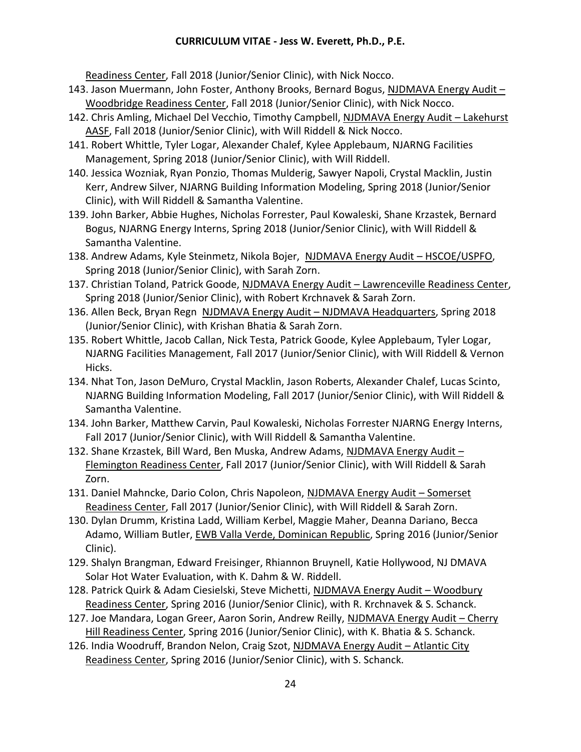Readiness Center, Fall 2018 (Junior/Senior Clinic), with Nick Nocco.

143. Jason Muermann, John Foster, Anthony Brooks, Bernard Bogus, NJDMAVA Energy Audit – Woodbridge Readiness Center, Fall 2018 (Junior/Senior Clinic), with Nick Nocco.
142. Chris Amling, Michael Del Vecchio, Timothy Campbell, NJDMAVA Energy Audit – Lakehurst AASF, Fall 2018 (Junior/Senior Clinic), with Will Riddell & Nick Nocco.
141. Robert Whittle, Tyler Logar, Alexander Chalef, Kylee Applebaum, NJARNG Facilities Management, Spring 2018 (Junior/Senior Clinic), with Will Riddell.
140. Jessica Wozniak, Ryan Ponzio, Thomas Mulderig, Sawyer Napoli, Crystal Macklin, Justin Kerr, Andrew Silver, NJARNG Building Information Modeling, Spring 2018 (Junior/Senior Clinic), with Will Riddell & Samantha Valentine.
139. John Barker, Abbie Hughes, Nicholas Forrester, Paul Kowaleski, Shane Krzastek, Bernard Bogus, NJARNG Energy Interns, Spring 2018 (Junior/Senior Clinic), with Will Riddell & Samantha Valentine.
138. Andrew Adams, Kyle Steinmetz, Nikola Bojer, NJDMAVA Energy Audit – HSCOE/USPFO, Spring 2018 (Junior/Senior Clinic), with Sarah Zorn.
137. Christian Toland, Patrick Goode, NJDMAVA Energy Audit – Lawrenceville Readiness Center, Spring 2018 (Junior/Senior Clinic), with Robert Krchnavek & Sarah Zorn.
136. Allen Beck, Bryan Regn NJDMAVA Energy Audit – NJDMAVA Headquarters, Spring 2018 (Junior/Senior Clinic), with Krishan Bhatia & Sarah Zorn.
135. Robert Whittle, Jacob Callan, Nick Testa, Patrick Goode, Kylee Applebaum, Tyler Logar, NJARNG Facilities Management, Fall 2017 (Junior/Senior Clinic), with Will Riddell & Vernon Hicks.
134. Nhat Ton, Jason DeMuro, Crystal Macklin, Jason Roberts, Alexander Chalef, Lucas Scinto, NJARNG Building Information Modeling, Fall 2017 (Junior/Senior Clinic), with Will Riddell & Samantha Valentine.
134. John Barker, Matthew Carvin, Paul Kowaleski, Nicholas Forrester NJARNG Energy Interns, Fall 2017 (Junior/Senior Clinic), with Will Riddell & Samantha Valentine.
132. Shane Krzastek, Bill Ward, Ben Muska, Andrew Adams, NJDMAVA Energy Audit – Flemington Readiness Center, Fall 2017 (Junior/Senior Clinic), with Will Riddell & Sarah Zorn.
131. Daniel Mahncke, Dario Colon, Chris Napoleon, NJDMAVA Energy Audit – Somerset Readiness Center, Fall 2017 (Junior/Senior Clinic), with Will Riddell & Sarah Zorn.
130. Dylan Drumm, Kristina Ladd, William Kerbel, Maggie Maher, Deanna Dariano, Becca Adamo, William Butler, EWB Valla Verde, Dominican Republic, Spring 2016 (Junior/Senior Clinic).
129. Shalyn Brangman, Edward Freisinger, Rhiannon Bruynell, Katie Hollywood, NJ DMAVA Solar Hot Water Evaluation, with K. Dahm & W. Riddell.
128. Patrick Quirk & Adam Ciesielski, Steve Michetti, NJDMAVA Energy Audit – Woodbury Readiness Center, Spring 2016 (Junior/Senior Clinic), with R. Krchnavek & S. Schanck.
127. Joe Mandara, Logan Greer, Aaron Sorin, Andrew Reilly, NJDMAVA Energy Audit – Cherry Hill Readiness Center, Spring 2016 (Junior/Senior Clinic), with K. Bhatia & S. Schanck.
126. India Woodruff, Brandon Nelon, Craig Szot, NJDMAVA Energy Audit – Atlantic City Readiness Center, Spring 2016 (Junior/Senior Clinic), with S. Schanck.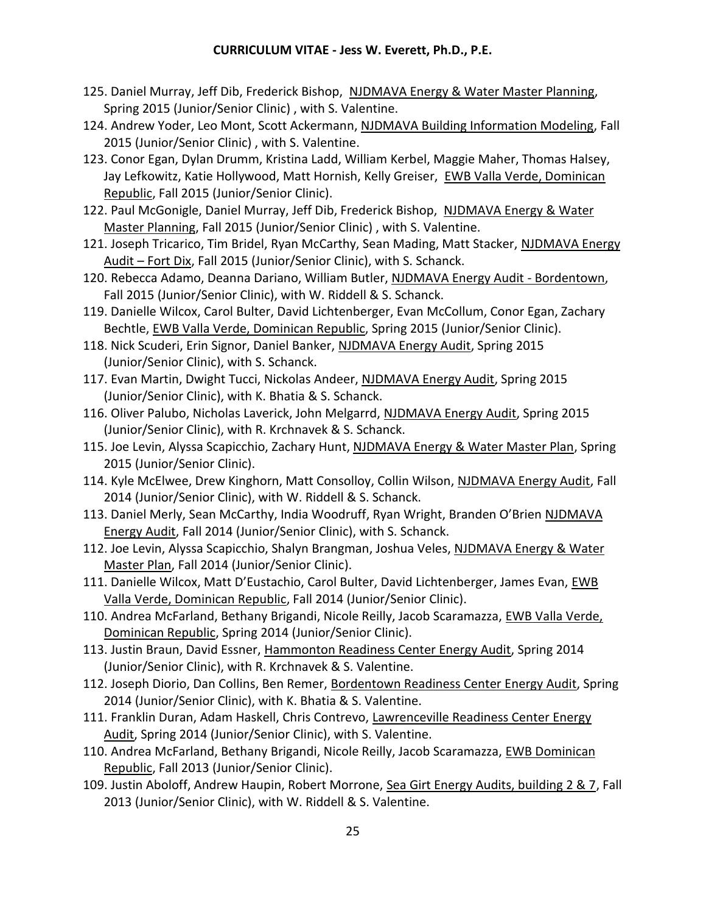125. Daniel Murray, Jeff Dib, Frederick Bishop, NJDMAVA Energy & Water Master Planning, Spring 2015 (Junior/Senior Clinic) , with S. Valentine.

124. Andrew Yoder, Leo Mont, Scott Ackermann, NJDMAVA Building Information Modeling, Fall 2015 (Junior/Senior Clinic) , with S. Valentine.

123. Conor Egan, Dylan Drumm, Kristina Ladd, William Kerbel, Maggie Maher, Thomas Halsey, Jay Lefkowitz, Katie Hollywood, Matt Hornish, Kelly Greiser, EWB Valla Verde, Dominican Republic, Fall 2015 (Junior/Senior Clinic).

122. Paul McGonigle, Daniel Murray, Jeff Dib, Frederick Bishop, NJDMAVA Energy & Water Master Planning, Fall 2015 (Junior/Senior Clinic) , with S. Valentine.

121. Joseph Tricarico, Tim Bridel, Ryan McCarthy, Sean Mading, Matt Stacker, NJDMAVA Energy Audit – Fort Dix, Fall 2015 (Junior/Senior Clinic), with S. Schanck.

120. Rebecca Adamo, Deanna Dariano, William Butler, NJDMAVA Energy Audit - Bordentown, Fall 2015 (Junior/Senior Clinic), with W. Riddell & S. Schanck.

119. Danielle Wilcox, Carol Bulter, David Lichtenberger, Evan McCollum, Conor Egan, Zachary Bechtle, EWB Valla Verde, Dominican Republic, Spring 2015 (Junior/Senior Clinic).

118. Nick Scuderi, Erin Signor, Daniel Banker, NJDMAVA Energy Audit, Spring 2015 (Junior/Senior Clinic), with S. Schanck.

117. Evan Martin, Dwight Tucci, Nickolas Andeer, NJDMAVA Energy Audit, Spring 2015 (Junior/Senior Clinic), with K. Bhatia & S. Schanck.

116. Oliver Palubo, Nicholas Laverick, John Melgarrd, NJDMAVA Energy Audit, Spring 2015 (Junior/Senior Clinic), with R. Krchnavek & S. Schanck.

115. Joe Levin, Alyssa Scapicchio, Zachary Hunt, NJDMAVA Energy & Water Master Plan, Spring 2015 (Junior/Senior Clinic).

114. Kyle McElwee, Drew Kinghorn, Matt Consolloy, Collin Wilson, NJDMAVA Energy Audit, Fall 2014 (Junior/Senior Clinic), with W. Riddell & S. Schanck.

113. Daniel Merly, Sean McCarthy, India Woodruff, Ryan Wright, Branden O'Brien NJDMAVA Energy Audit, Fall 2014 (Junior/Senior Clinic), with S. Schanck.

112. Joe Levin, Alyssa Scapicchio, Shalyn Brangman, Joshua Veles, NJDMAVA Energy & Water Master Plan, Fall 2014 (Junior/Senior Clinic).

111. Danielle Wilcox, Matt D'Eustachio, Carol Bulter, David Lichtenberger, James Evan, EWB Valla Verde, Dominican Republic, Fall 2014 (Junior/Senior Clinic).

110. Andrea McFarland, Bethany Brigandi, Nicole Reilly, Jacob Scaramazza, EWB Valla Verde, Dominican Republic, Spring 2014 (Junior/Senior Clinic).

113. Justin Braun, David Essner, Hammonton Readiness Center Energy Audit, Spring 2014 (Junior/Senior Clinic), with R. Krchnavek & S. Valentine.

112. Joseph Diorio, Dan Collins, Ben Remer, Bordentown Readiness Center Energy Audit, Spring 2014 (Junior/Senior Clinic), with K. Bhatia & S. Valentine.

111. Franklin Duran, Adam Haskell, Chris Contrevo, Lawrenceville Readiness Center Energy Audit, Spring 2014 (Junior/Senior Clinic), with S. Valentine.

110. Andrea McFarland, Bethany Brigandi, Nicole Reilly, Jacob Scaramazza, EWB Dominican Republic, Fall 2013 (Junior/Senior Clinic).

109. Justin Aboloff, Andrew Haupin, Robert Morrone, Sea Girt Energy Audits, building 2 & 7, Fall 2013 (Junior/Senior Clinic), with W. Riddell & S. Valentine.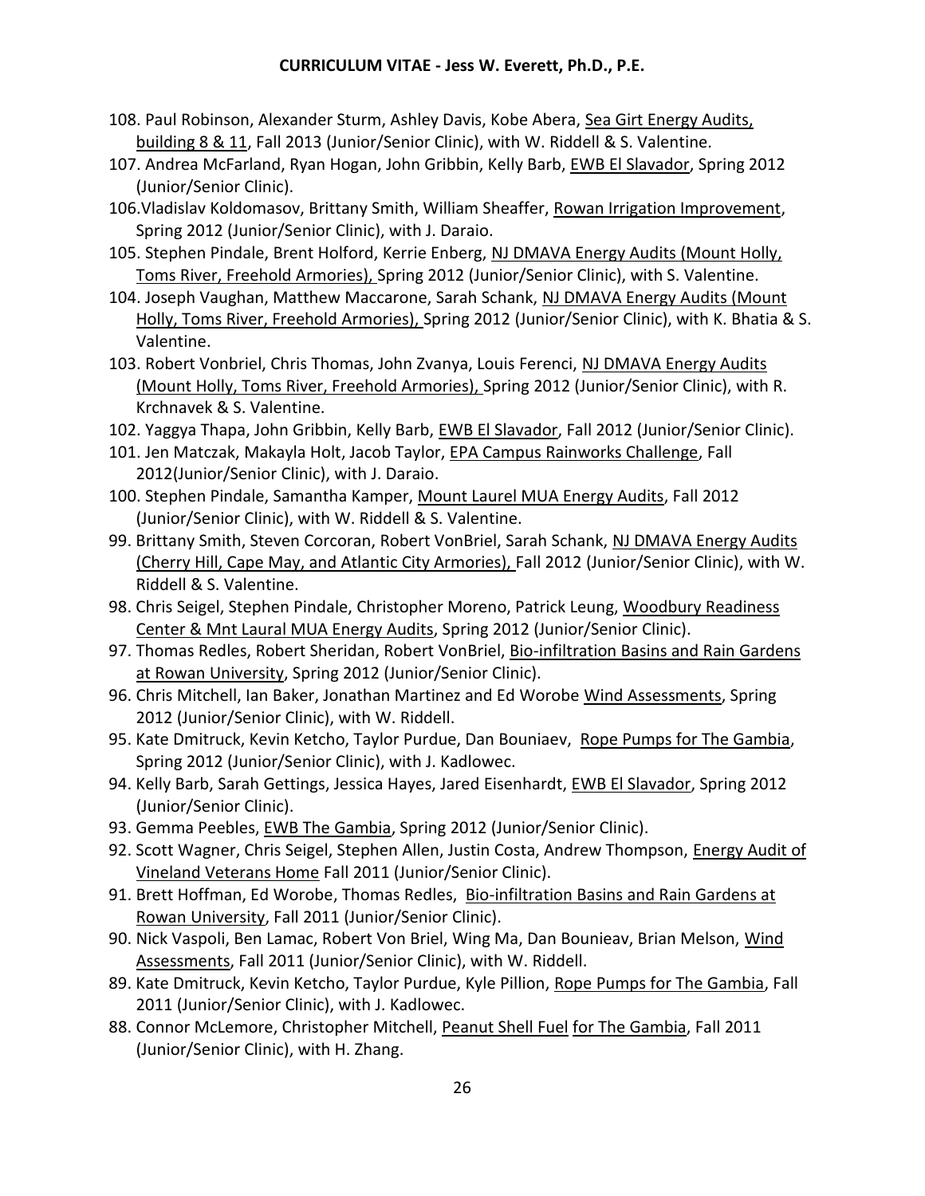108. Paul Robinson, Alexander Sturm, Ashley Davis, Kobe Abera, Sea Girt Energy Audits, building 8 & 11, Fall 2013 (Junior/Senior Clinic), with W. Riddell & S. Valentine.
107. Andrea McFarland, Ryan Hogan, John Gribbin, Kelly Barb, EWB El Slavador, Spring 2012 (Junior/Senior Clinic).
106. Vladislav Koldomasov, Brittany Smith, William Sheaffer, Rowan Irrigation Improvement, Spring 2012 (Junior/Senior Clinic), with J. Daraio.
105. Stephen Pindale, Brent Holford, Kerrie Enberg, NJ DMAVA Energy Audits (Mount Holly, Toms River, Freehold Armories), Spring 2012 (Junior/Senior Clinic), with S. Valentine.
104. Joseph Vaughan, Matthew Maccarone, Sarah Schank, NJ DMAVA Energy Audits (Mount Holly, Toms River, Freehold Armories), Spring 2012 (Junior/Senior Clinic), with K. Bhatia & S. Valentine.
103. Robert Vonbriel, Chris Thomas, John Zvanya, Louis Ferenci, NJ DMAVA Energy Audits (Mount Holly, Toms River, Freehold Armories), Spring 2012 (Junior/Senior Clinic), with R. Krchnavek & S. Valentine.
102. Yaggya Thapa, John Gribbin, Kelly Barb, EWB El Slavador, Fall 2012 (Junior/Senior Clinic).
101. Jen Matczak, Makayla Holt, Jacob Taylor, EPA Campus Rainworks Challenge, Fall 2012(Junior/Senior Clinic), with J. Daraio.
100. Stephen Pindale, Samantha Kamper, Mount Laurel MUA Energy Audits, Fall 2012 (Junior/Senior Clinic), with W. Riddell & S. Valentine.
99. Brittany Smith, Steven Corcoran, Robert VonBriel, Sarah Schank, NJ DMAVA Energy Audits (Cherry Hill, Cape May, and Atlantic City Armories), Fall 2012 (Junior/Senior Clinic), with W. Riddell & S. Valentine.
98. Chris Seigel, Stephen Pindale, Christopher Moreno, Patrick Leung, Woodbury Readiness Center & Mnt Laural MUA Energy Audits, Spring 2012 (Junior/Senior Clinic).
97. Thomas Redles, Robert Sheridan, Robert VonBriel, Bio-infiltration Basins and Rain Gardens at Rowan University, Spring 2012 (Junior/Senior Clinic).
96. Chris Mitchell, Ian Baker, Jonathan Martinez and Ed Worobe Wind Assessments, Spring 2012 (Junior/Senior Clinic), with W. Riddell.
95. Kate Dmitruck, Kevin Ketcho, Taylor Purdue, Dan Bouniaev, Rope Pumps for The Gambia, Spring 2012 (Junior/Senior Clinic), with J. Kadlowec.
94. Kelly Barb, Sarah Gettings, Jessica Hayes, Jared Eisenhardt, EWB El Slavador, Spring 2012 (Junior/Senior Clinic).
93. Gemma Peebles, EWB The Gambia, Spring 2012 (Junior/Senior Clinic).
92. Scott Wagner, Chris Seigel, Stephen Allen, Justin Costa, Andrew Thompson, Energy Audit of Vineland Veterans Home Fall 2011 (Junior/Senior Clinic).
91. Brett Hoffman, Ed Worobe, Thomas Redles, Bio-infiltration Basins and Rain Gardens at Rowan University, Fall 2011 (Junior/Senior Clinic).
90. Nick Vaspoli, Ben Lamac, Robert Von Briel, Wing Ma, Dan Bounievav, Brian Melson, Wind Assessments, Fall 2011 (Junior/Senior Clinic), with W. Riddell.
89. Kate Dmitruck, Kevin Ketcho, Taylor Purdue, Kyle Pillion, Rope Pumps for The Gambia, Fall 2011 (Junior/Senior Clinic), with J. Kadlowec.
88. Connor McLemore, Christopher Mitchell, Peanut Shell Fuel for The Gambia, Fall 2011 (Junior/Senior Clinic), with H. Zhang.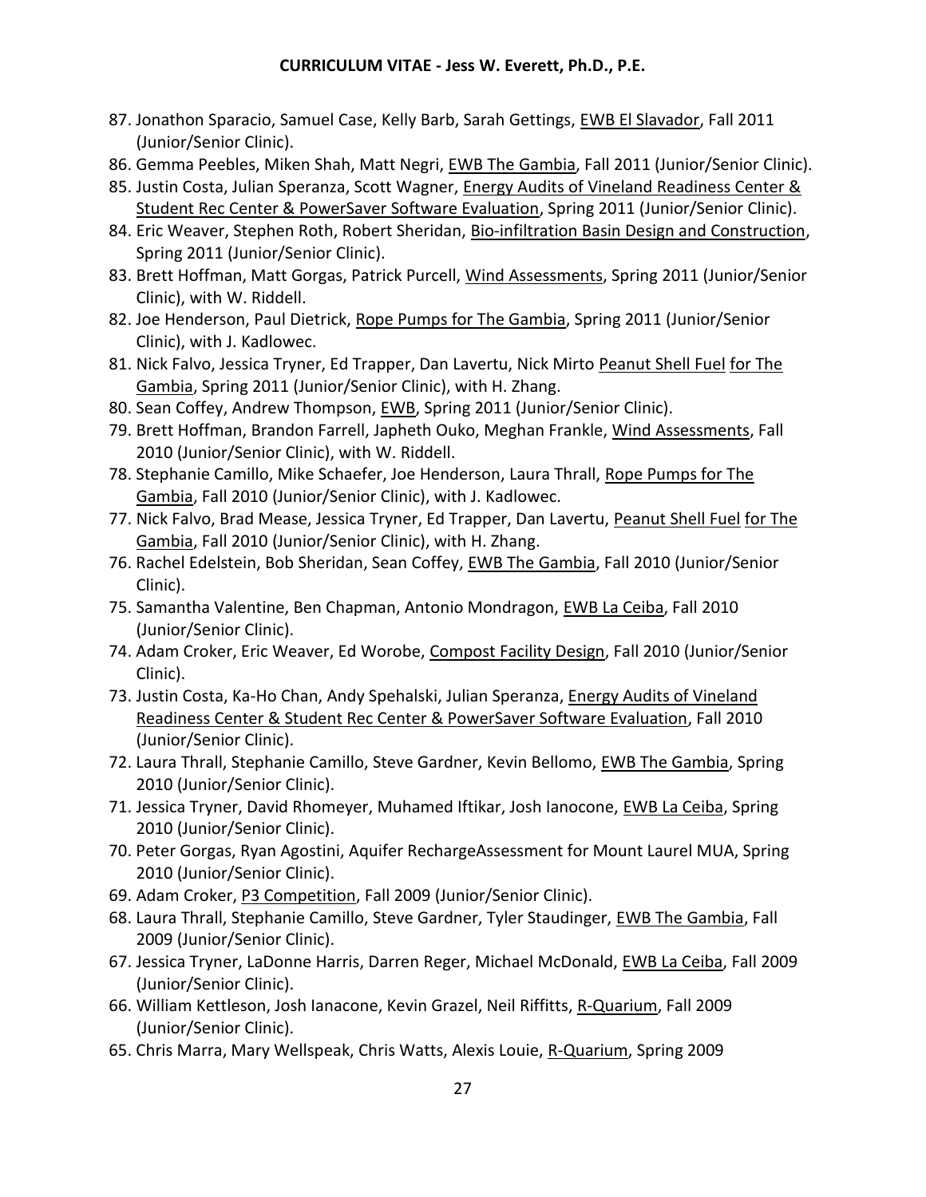87. Jonathon Sparacio, Samuel Case, Kelly Barb, Sarah Gettings, EWB El Slavador, Fall 2011 (Junior/Senior Clinic).
86. Gemma Peebles, Miken Shah, Matt Negri, EWB The Gambia, Fall 2011 (Junior/Senior Clinic).
85. Justin Costa, Julian Speranza, Scott Wagner, Energy Audits of Vineland Readiness Center & Student Rec Center & PowerSaver Software Evaluation, Spring 2011 (Junior/Senior Clinic).
84. Eric Weaver, Stephen Roth, Robert Sheridan, Bio-infiltration Basin Design and Construction, Spring 2011 (Junior/Senior Clinic).
83. Brett Hoffman, Matt Gorgas, Patrick Purcell, Wind Assessments, Spring 2011 (Junior/Senior Clinic), with W. Riddell.
82. Joe Henderson, Paul Dietrick, Rope Pumps for The Gambia, Spring 2011 (Junior/Senior Clinic), with J. Kadlowec.
81. Nick Falvo, Jessica Tryner, Ed Trapper, Dan Lavertu, Nick Mirto Peanut Shell Fuel for The Gambia, Spring 2011 (Junior/Senior Clinic), with H. Zhang.
80. Sean Coffey, Andrew Thompson, EWB, Spring 2011 (Junior/Senior Clinic).
79. Brett Hoffman, Brandon Farrell, Japheth Ouko, Meghan Frankle, Wind Assessments, Fall 2010 (Junior/Senior Clinic), with W. Riddell.
78. Stephanie Camillo, Mike Schaefer, Joe Henderson, Laura Thrall, Rope Pumps for The Gambia, Fall 2010 (Junior/Senior Clinic), with J. Kadlowec.
77. Nick Falvo, Brad Mease, Jessica Tryner, Ed Trapper, Dan Lavertu, Peanut Shell Fuel for The Gambia, Fall 2010 (Junior/Senior Clinic), with H. Zhang.
76. Rachel Edelstein, Bob Sheridan, Sean Coffey, EWB The Gambia, Fall 2010 (Junior/Senior Clinic).
75. Samantha Valentine, Ben Chapman, Antonio Mondragon, EWB La Ceiba, Fall 2010 (Junior/Senior Clinic).
74. Adam Croker, Eric Weaver, Ed Worobe, Compost Facility Design, Fall 2010 (Junior/Senior Clinic).
73. Justin Costa, Ka-Ho Chan, Andy Spehalski, Julian Speranza, Energy Audits of Vineland Readiness Center & Student Rec Center & PowerSaver Software Evaluation, Fall 2010 (Junior/Senior Clinic).
72. Laura Thrall, Stephanie Camillo, Steve Gardner, Kevin Bellomo, EWB The Gambia, Spring 2010 (Junior/Senior Clinic).
71. Jessica Tryner, David Rhomeyer, Muhamed Iftikar, Josh Ianocone, EWB La Ceiba, Spring 2010 (Junior/Senior Clinic).
70. Peter Gorgas, Ryan Agostini, Aquifer RechargeAssessment for Mount Laurel MUA, Spring 2010 (Junior/Senior Clinic).
69. Adam Croker, P3 Competition, Fall 2009 (Junior/Senior Clinic).
68. Laura Thrall, Stephanie Camillo, Steve Gardner, Tyler Staudinger, EWB The Gambia, Fall 2009 (Junior/Senior Clinic).
67. Jessica Tryner, LaDonne Harris, Darren Reger, Michael McDonald, EWB La Ceiba, Fall 2009 (Junior/Senior Clinic).
66. William Kettleson, Josh Ianacone, Kevin Grazel, Neil Riffitts, R-Quarium, Fall 2009 (Junior/Senior Clinic).
65. Chris Marra, Mary Wellspeak, Chris Watts, Alexis Louie, R-Quarium, Spring 2009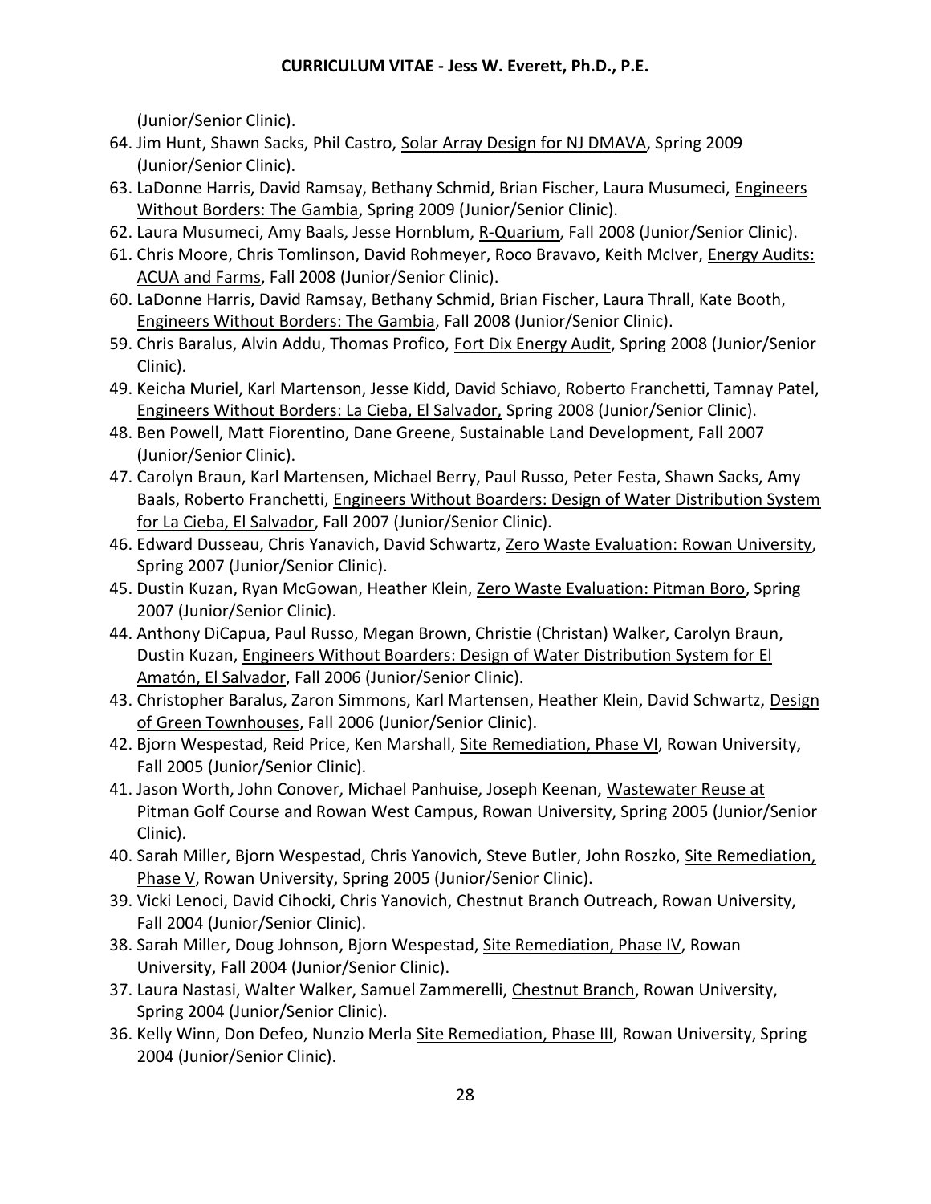(Junior/Senior Clinic).

64. Jim Hunt, Shawn Sacks, Phil Castro, Solar Array Design for NJ DMAVA, Spring 2009 (Junior/Senior Clinic).
63. LaDonne Harris, David Ramsay, Bethany Schmid, Brian Fischer, Laura Musumeci, Engineers Without Borders: The Gambia, Spring 2009 (Junior/Senior Clinic).
62. Laura Musumeci, Amy Baals, Jesse Hornblum, R-Quarium, Fall 2008 (Junior/Senior Clinic).
61. Chris Moore, Chris Tomlinson, David Rohmeyer, Roco Bravavo, Keith McIver, Energy Audits: ACUA and Farms, Fall 2008 (Junior/Senior Clinic).
60. LaDonne Harris, David Ramsay, Bethany Schmid, Brian Fischer, Laura Thrall, Kate Booth, Engineers Without Borders: The Gambia, Fall 2008 (Junior/Senior Clinic).
59. Chris Baralus, Alvin Addu, Thomas Profico, Fort Dix Energy Audit, Spring 2008 (Junior/Senior Clinic).
49. Keicha Muriel, Karl Martenson, Jesse Kidd, David Schiavo, Roberto Franchetti, Tamnay Patel, Engineers Without Borders: La Cieba, El Salvador, Spring 2008 (Junior/Senior Clinic).
48. Ben Powell, Matt Fiorentino, Dane Greene, Sustainable Land Development, Fall 2007 (Junior/Senior Clinic).
47. Carolyn Braun, Karl Martensen, Michael Berry, Paul Russo, Peter Festa, Shawn Sacks, Amy Baals, Roberto Franchetti, Engineers Without Boarders: Design of Water Distribution System for La Cieba, El Salvador, Fall 2007 (Junior/Senior Clinic).
46. Edward Dusseau, Chris Yanavich, David Schwartz, Zero Waste Evaluation: Rowan University, Spring 2007 (Junior/Senior Clinic).
45. Dustin Kuzan, Ryan McGowan, Heather Klein, Zero Waste Evaluation: Pitman Boro, Spring 2007 (Junior/Senior Clinic).
44. Anthony DiCapua, Paul Russo, Megan Brown, Christie (Christan) Walker, Carolyn Braun, Dustin Kuzan, Engineers Without Boarders: Design of Water Distribution System for El Amatón, El Salvador, Fall 2006 (Junior/Senior Clinic).
43. Christopher Baralus, Zaron Simmons, Karl Martensen, Heather Klein, David Schwartz, Design of Green Townhouses, Fall 2006 (Junior/Senior Clinic).
42. Bjorn Wespestad, Reid Price, Ken Marshall, Site Remediation, Phase VI, Rowan University, Fall 2005 (Junior/Senior Clinic).
41. Jason Worth, John Conover, Michael Panhuise, Joseph Keenan, Wastewater Reuse at Pitman Golf Course and Rowan West Campus, Rowan University, Spring 2005 (Junior/Senior Clinic).
40. Sarah Miller, Bjorn Wespestad, Chris Yanovich, Steve Butler, John Roszko, Site Remediation, Phase V, Rowan University, Spring 2005 (Junior/Senior Clinic).
39. Vicki Lenoci, David Cihocki, Chris Yanovich, Chestnut Branch Outreach, Rowan University, Fall 2004 (Junior/Senior Clinic).
38. Sarah Miller, Doug Johnson, Bjorn Wespestad, Site Remediation, Phase IV, Rowan University, Fall 2004 (Junior/Senior Clinic).
37. Laura Nastasi, Walter Walker, Samuel Zammerelli, Chestnut Branch, Rowan University, Spring 2004 (Junior/Senior Clinic).
36. Kelly Winn, Don Defeo, Nunzio Merla Site Remediation, Phase III, Rowan University, Spring 2004 (Junior/Senior Clinic).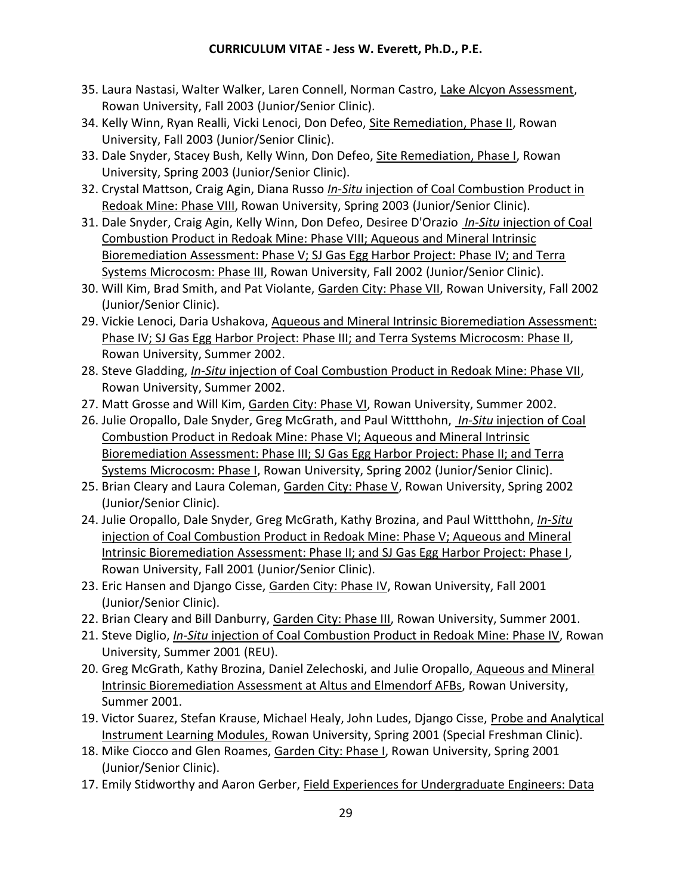35. Laura Nastasi, Walter Walker, Laren Connell, Norman Castro, Lake Alcyon Assessment, Rowan University, Fall 2003 (Junior/Senior Clinic).
34. Kelly Winn, Ryan Realli, Vicki Lenoci, Don Defeo, Site Remediation, Phase II, Rowan University, Fall 2003 (Junior/Senior Clinic).
33. Dale Snyder, Stacey Bush, Kelly Winn, Don Defeo, Site Remediation, Phase I, Rowan University, Spring 2003 (Junior/Senior Clinic).
32. Crystal Mattson, Craig Agin, Diana Russo *In-Situ* injection of Coal Combustion Product in Redoak Mine: Phase VIII, Rowan University, Spring 2003 (Junior/Senior Clinic).
31. Dale Snyder, Craig Agin, Kelly Winn, Don Defeo, Desiree D'Orazio *In-Situ* injection of Coal Combustion Product in Redoak Mine: Phase VIII; Aqueous and Mineral Intrinsic Bioremediation Assessment: Phase V; SJ Gas Egg Harbor Project: Phase IV; and Terra Systems Microcosm: Phase III, Rowan University, Fall 2002 (Junior/Senior Clinic).
30. Will Kim, Brad Smith, and Pat Violante, Garden City: Phase VII, Rowan University, Fall 2002 (Junior/Senior Clinic).
29. Vickie Lenoci, Daria Ushakova, Aqueous and Mineral Intrinsic Bioremediation Assessment: Phase IV; SJ Gas Egg Harbor Project: Phase III; and Terra Systems Microcosm: Phase II, Rowan University, Summer 2002.
28. Steve Gladding, *In-Situ* injection of Coal Combustion Product in Redoak Mine: Phase VII, Rowan University, Summer 2002.
27. Matt Grosse and Will Kim, Garden City: Phase VI, Rowan University, Summer 2002.
26. Julie Oropallo, Dale Snyder, Greg McGrath, and Paul Wittthohn, *In-Situ* injection of Coal Combustion Product in Redoak Mine: Phase VI; Aqueous and Mineral Intrinsic Bioremediation Assessment: Phase III; SJ Gas Egg Harbor Project: Phase II; and Terra Systems Microcosm: Phase I, Rowan University, Spring 2002 (Junior/Senior Clinic).
25. Brian Cleary and Laura Coleman, Garden City: Phase V, Rowan University, Spring 2002 (Junior/Senior Clinic).
24. Julie Oropallo, Dale Snyder, Greg McGrath, Kathy Brozina, and Paul Wittthohn, *In-Situ* injection of Coal Combustion Product in Redoak Mine: Phase V; Aqueous and Mineral Intrinsic Bioremediation Assessment: Phase II; and SJ Gas Egg Harbor Project: Phase I, Rowan University, Fall 2001 (Junior/Senior Clinic).
23. Eric Hansen and Django Cisse, Garden City: Phase IV, Rowan University, Fall 2001 (Junior/Senior Clinic).
22. Brian Cleary and Bill Danburry, Garden City: Phase III, Rowan University, Summer 2001.
21. Steve Diglio, *In-Situ* injection of Coal Combustion Product in Redoak Mine: Phase IV, Rowan University, Summer 2001 (REU).
20. Greg McGrath, Kathy Brozina, Daniel Zelechoski, and Julie Oropallo, Aqueous and Mineral Intrinsic Bioremediation Assessment at Altus and Elmendorf AFBs, Rowan University, Summer 2001.
19. Victor Suarez, Stefan Krause, Michael Healy, John Ludes, Django Cisse, Probe and Analytical Instrument Learning Modules, Rowan University, Spring 2001 (Special Freshman Clinic).
18. Mike Ciocco and Glen Roames, Garden City: Phase I, Rowan University, Spring 2001 (Junior/Senior Clinic).
17. Emily Stidworthy and Aaron Gerber, Field Experiences for Undergraduate Engineers: Data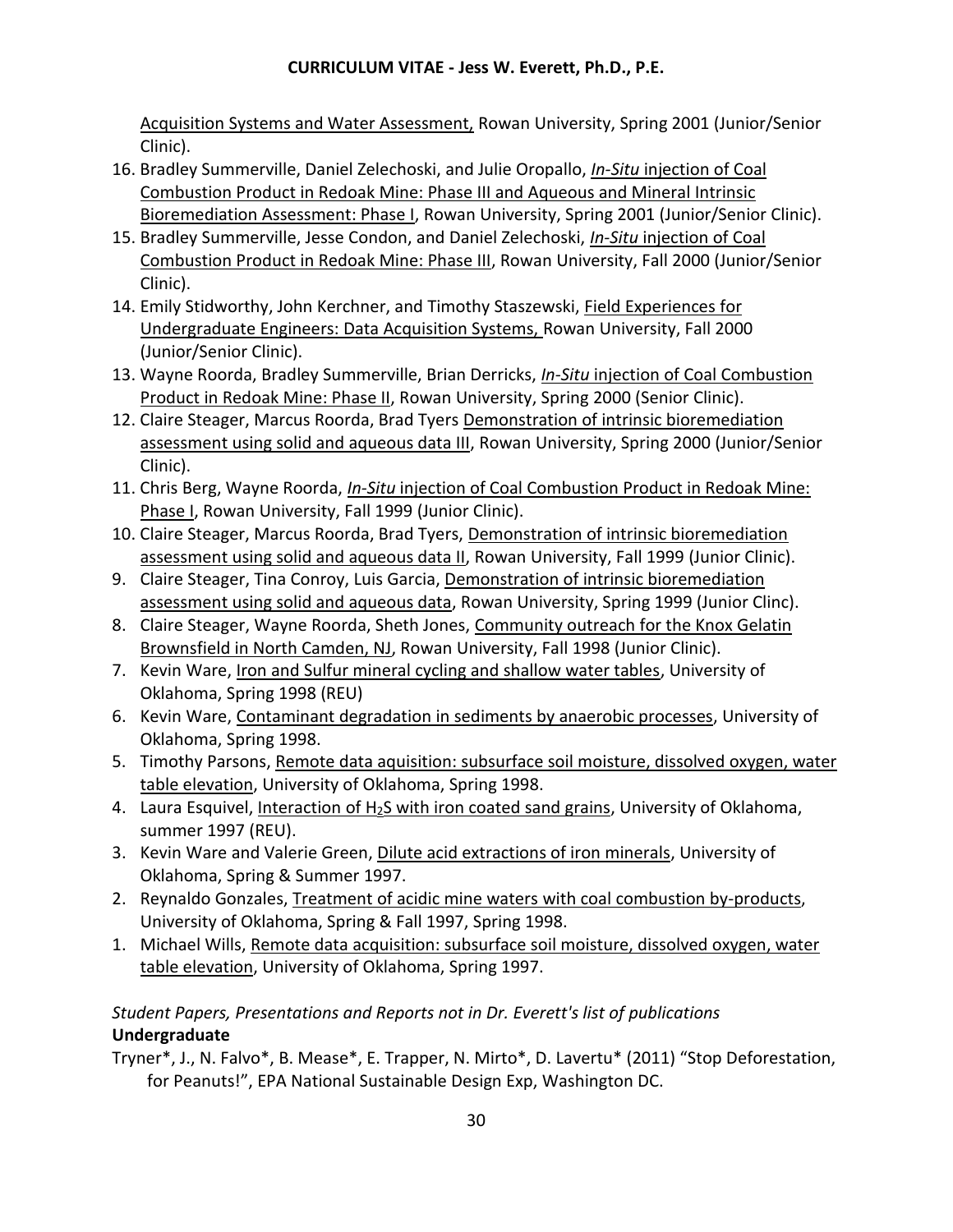Acquisition Systems and Water Assessment, Rowan University, Spring 2001 (Junior/Senior Clinic).

16. Bradley Summerville, Daniel Zelechoski, and Julie Oropallo, *In-Situ* injection of Coal Combustion Product in Redoak Mine: Phase III and Aqueous and Mineral Intrinsic Bioremediation Assessment: Phase I, Rowan University, Spring 2001 (Junior/Senior Clinic).
15. Bradley Summerville, Jesse Condon, and Daniel Zelechoski, *In-Situ* injection of Coal Combustion Product in Redoak Mine: Phase III, Rowan University, Fall 2000 (Junior/Senior Clinic).
14. Emily Stidworthy, John Kerchner, and Timothy Staszewski, Field Experiences for Undergraduate Engineers: Data Acquisition Systems, Rowan University, Fall 2000 (Junior/Senior Clinic).
13. Wayne Roorda, Bradley Summerville, Brian Derricks, *In-Situ* injection of Coal Combustion Product in Redoak Mine: Phase II, Rowan University, Spring 2000 (Senior Clinic).
12. Claire Steager, Marcus Roorda, Brad Tyers Demonstration of intrinsic bioremediation assessment using solid and aqueous data III, Rowan University, Spring 2000 (Junior/Senior Clinic).
11. Chris Berg, Wayne Roorda, *In-Situ* injection of Coal Combustion Product in Redoak Mine: Phase I, Rowan University, Fall 1999 (Junior Clinic).
10. Claire Steager, Marcus Roorda, Brad Tyers, Demonstration of intrinsic bioremediation assessment using solid and aqueous data II, Rowan University, Fall 1999 (Junior Clinic).
9. Claire Steager, Tina Conroy, Luis Garcia, Demonstration of intrinsic bioremediation assessment using solid and aqueous data, Rowan University, Spring 1999 (Junior Clinc).
8. Claire Steager, Wayne Roorda, Sheth Jones, Community outreach for the Knox Gelatin Brownsfield in North Camden, NJ, Rowan University, Fall 1998 (Junior Clinic).
7. Kevin Ware, Iron and Sulfur mineral cycling and shallow water tables, University of Oklahoma, Spring 1998 (REU)
6. Kevin Ware, Contaminant degradation in sediments by anaerobic processes, University of Oklahoma, Spring 1998.
5. Timothy Parsons, Remote data aquisition: subsurface soil moisture, dissolved oxygen, water table elevation, University of Oklahoma, Spring 1998.
4. Laura Esquivel, Interaction of $H_2S$ with iron coated sand grains, University of Oklahoma, summer 1997 (REU).
3. Kevin Ware and Valerie Green, Dilute acid extractions of iron minerals, University of Oklahoma, Spring & Summer 1997.
2. Reynaldo Gonzales, Treatment of acidic mine waters with coal combustion by-products, University of Oklahoma, Spring & Fall 1997, Spring 1998.
1. Michael Wills, Remote data acquisition: subsurface soil moisture, dissolved oxygen, water table elevation, University of Oklahoma, Spring 1997.

*Student Papers, Presentations and Reports not in Dr. Everett's list of publications*

**Undergraduate**

Tryner*, J., N. Falvo*, B. Mease*, E. Trapper, N. Mirto*, D. Lavertu* (2011) "Stop Deforestation, for Peanuts!", EPA National Sustainable Design Exp, Washington DC.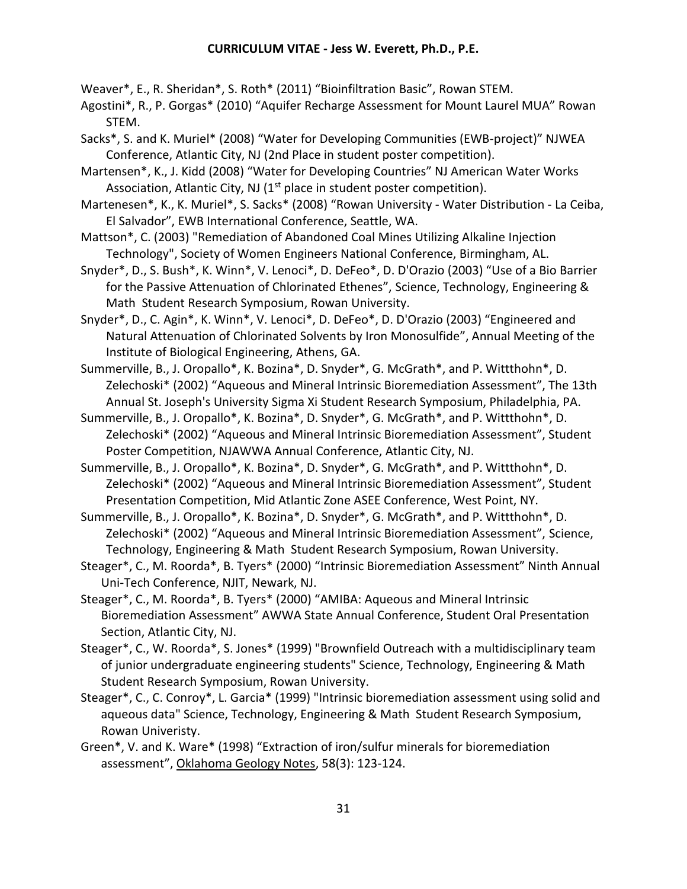Weaver*, E., R. Sheridan*, S. Roth* (2011) “Bioinfiltration Basic”, Rowan STEM.

Agostini*, R., P. Gorgas* (2010) “Aquifer Recharge Assessment for Mount Laurel MUA” Rowan STEM.

Sacks*, S. and K. Muriel* (2008) “Water for Developing Communities (EWB-project)” NJWEA Conference, Atlantic City, NJ (2nd Place in student poster competition).

Martensen*, K., J. Kidd (2008) “Water for Developing Countries” NJ American Water Works Association, Atlantic City, NJ (1st place in student poster competition).

Martenesen*, K., K. Muriel*, S. Sacks* (2008) “Rowan University - Water Distribution - La Ceiba, El Salvador”, EWB International Conference, Seattle, WA.

Mattson*, C. (2003) "Remediation of Abandoned Coal Mines Utilizing Alkaline Injection Technology", Society of Women Engineers National Conference, Birmingham, AL.

Snyder*, D., S. Bush*, K. Winn*, V. Lenoci*, D. DeFeo*, D. D'Orazio (2003) “Use of a Bio Barrier for the Passive Attenuation of Chlorinated Ethenes”, Science, Technology, Engineering & Math Student Research Symposium, Rowan University.

Snyder*, D., C. Agin*, K. Winn*, V. Lenoci*, D. DeFeo*, D. D'Orazio (2003) “Engineered and Natural Attenuation of Chlorinated Solvents by Iron Monosulfide”, Annual Meeting of the Institute of Biological Engineering, Athens, GA.

Summerville, B., J. Oropallo*, K. Bozina*, D. Snyder*, G. McGrath*, and P. Wittthohn*, D. Zelechoski* (2002) “Aqueous and Mineral Intrinsic Bioremediation Assessment”, The 13th Annual St. Joseph's University Sigma Xi Student Research Symposium, Philadelphia, PA.

Summerville, B., J. Oropallo*, K. Bozina*, D. Snyder*, G. McGrath*, and P. Wittthohn*, D. Zelechoski* (2002) “Aqueous and Mineral Intrinsic Bioremediation Assessment”, Student Poster Competition, NJAWWA Annual Conference, Atlantic City, NJ.

Summerville, B., J. Oropallo*, K. Bozina*, D. Snyder*, G. McGrath*, and P. Wittthohn*, D. Zelechoski* (2002) “Aqueous and Mineral Intrinsic Bioremediation Assessment”, Student Presentation Competition, Mid Atlantic Zone ASEE Conference, West Point, NY.

Summerville, B., J. Oropallo*, K. Bozina*, D. Snyder*, G. McGrath*, and P. Wittthohn*, D. Zelechoski* (2002) “Aqueous and Mineral Intrinsic Bioremediation Assessment”, Science, Technology, Engineering & Math Student Research Symposium, Rowan University.

Steager*, C., M. Roorda*, B. Tyers* (2000) “Intrinsic Bioremediation Assessment” Ninth Annual Uni-Tech Conference, NJIT, Newark, NJ.

Steager*, C., M. Roorda*, B. Tyers* (2000) “AMIBA: Aqueous and Mineral Intrinsic Bioremediation Assessment” AWWA State Annual Conference, Student Oral Presentation Section, Atlantic City, NJ.

Steager*, C., W. Roorda*, S. Jones* (1999) "Brownfield Outreach with a multidisciplinary team of junior undergraduate engineering students" Science, Technology, Engineering & Math Student Research Symposium, Rowan University.

Steager*, C., C. Conroy*, L. Garcia* (1999) "Intrinsic bioremediation assessment using solid and aqueous data" Science, Technology, Engineering & Math Student Research Symposium, Rowan Univeristy.

Green*, V. and K. Ware* (1998) “Extraction of iron/sulfur minerals for bioremediation assessment”, Oklahoma Geology Notes, 58(3): 123-124.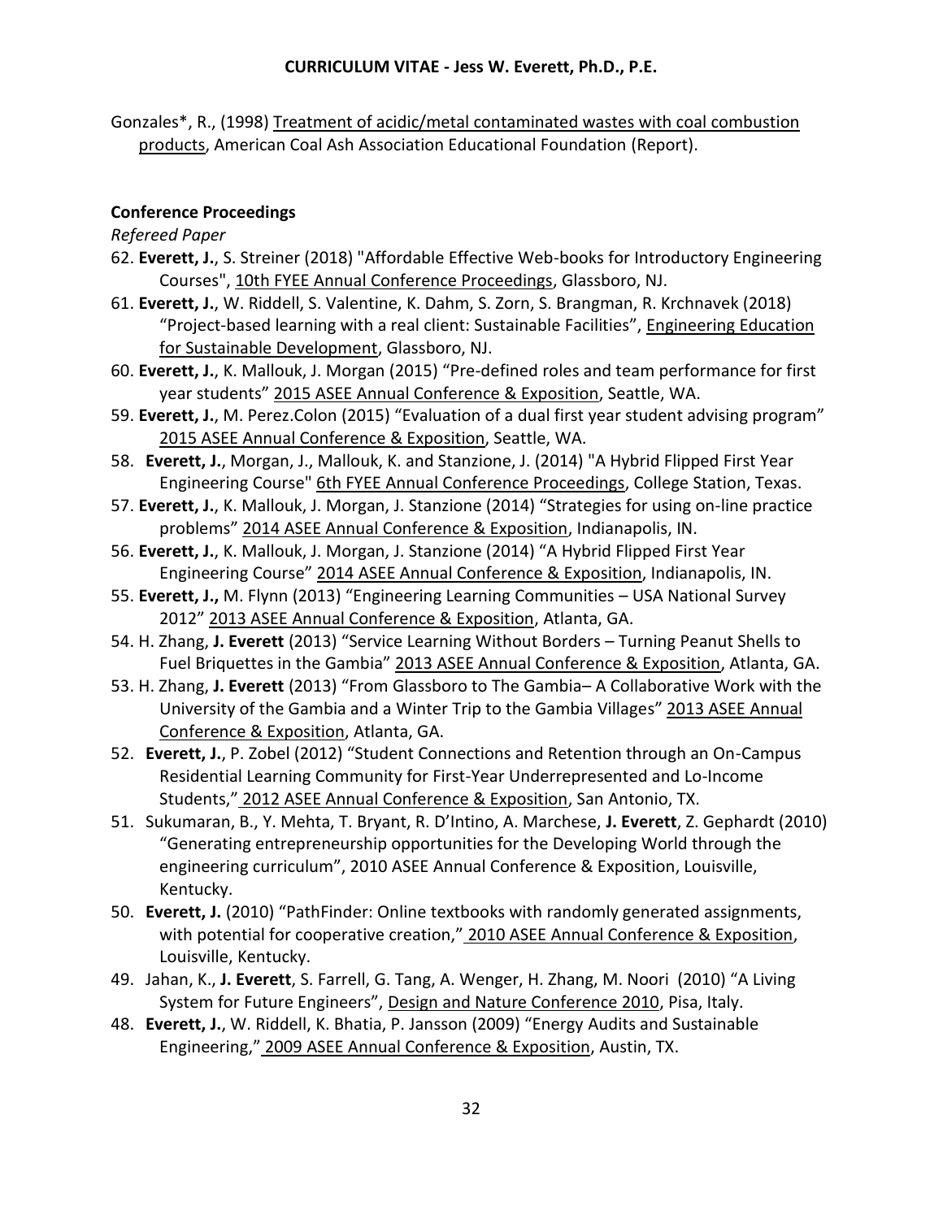Gonzales*, R., (1998) Treatment of acidic/metal contaminated wastes with coal combustion products, American Coal Ash Association Educational Foundation (Report).

**Conference Proceedings**

*Refereed Paper*

62. **Everett, J.**, S. Streiner (2018) "Affordable Effective Web-books for Introductory Engineering Courses", 10th FYEE Annual Conference Proceedings, Glassboro, NJ.
61. **Everett, J.**, W. Riddell, S. Valentine, K. Dahm, S. Zorn, S. Brangman, R. Krchnavek (2018) "Project-based learning with a real client: Sustainable Facilities", Engineering Education for Sustainable Development, Glassboro, NJ.
60. **Everett, J.**, K. Mallouk, J. Morgan (2015) "Pre-defined roles and team performance for first year students" 2015 ASEE Annual Conference & Exposition, Seattle, WA.
59. **Everett, J.**, M. Perez.Colon (2015) "Evaluation of a dual first year student advising program" 2015 ASEE Annual Conference & Exposition, Seattle, WA.
58. **Everett, J.**, Morgan, J., Mallouk, K. and Stanzione, J. (2014) "A Hybrid Flipped First Year Engineering Course" 6th FYEE Annual Conference Proceedings, College Station, Texas.
57. **Everett, J.**, K. Mallouk, J. Morgan, J. Stanzione (2014) "Strategies for using on-line practice problems" 2014 ASEE Annual Conference & Exposition, Indianapolis, IN.
56. **Everett, J.**, K. Mallouk, J. Morgan, J. Stanzione (2014) "A Hybrid Flipped First Year Engineering Course" 2014 ASEE Annual Conference & Exposition, Indianapolis, IN.
55. **Everett, J.,** M. Flynn (2013) "Engineering Learning Communities – USA National Survey 2012" 2013 ASEE Annual Conference & Exposition, Atlanta, GA.
54. H. Zhang, **J. Everett** (2013) "Service Learning Without Borders – Turning Peanut Shells to Fuel Briquettes in the Gambia" 2013 ASEE Annual Conference & Exposition, Atlanta, GA.
53. H. Zhang, **J. Everett** (2013) "From Glassboro to The Gambia– A Collaborative Work with the University of the Gambia and a Winter Trip to the Gambia Villages" 2013 ASEE Annual Conference & Exposition, Atlanta, GA.
52. **Everett, J.**, P. Zobel (2012) "Student Connections and Retention through an On-Campus Residential Learning Community for First-Year Underrepresented and Lo-Income Students," 2012 ASEE Annual Conference & Exposition, San Antonio, TX.
51. Sukumaran, B., Y. Mehta, T. Bryant, R. D'Intino, A. Marchese, **J. Everett**, Z. Gephardt (2010) "Generating entrepreneurship opportunities for the Developing World through the engineering curriculum", 2010 ASEE Annual Conference & Exposition, Louisville, Kentucky.
50. **Everett, J.** (2010) "PathFinder: Online textbooks with randomly generated assignments, with potential for cooperative creation," 2010 ASEE Annual Conference & Exposition, Louisville, Kentucky.
49. Jahan, K., **J. Everett**, S. Farrell, G. Tang, A. Wenger, H. Zhang, M. Noori (2010) "A Living System for Future Engineers", Design and Nature Conference 2010, Pisa, Italy.
48. **Everett, J.**, W. Riddell, K. Bhatia, P. Jansson (2009) "Energy Audits and Sustainable Engineering," 2009 ASEE Annual Conference & Exposition, Austin, TX.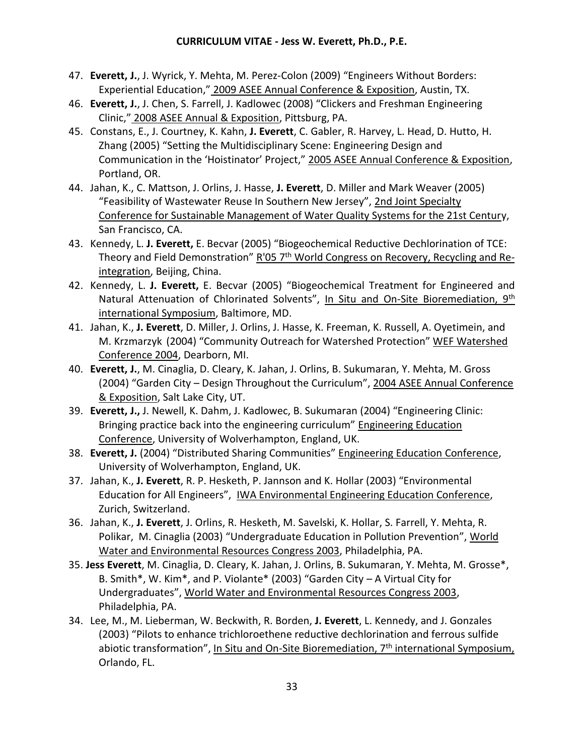47. **Everett, J.**, J. Wyrick, Y. Mehta, M. Perez-Colon (2009) "Engineers Without Borders: Experiential Education," 2009 ASEE Annual Conference & Exposition, Austin, TX.
46. **Everett, J.**, J. Chen, S. Farrell, J. Kadlowec (2008) "Clickers and Freshman Engineering Clinic," 2008 ASEE Annual & Exposition, Pittsburg, PA.
45. Constans, E., J. Courtney, K. Kahn, **J. Everett**, C. Gabler, R. Harvey, L. Head, D. Hutto, H. Zhang (2005) "Setting the Multidisciplinary Scene: Engineering Design and Communication in the 'Hoistinator' Project," 2005 ASEE Annual Conference & Exposition, Portland, OR.
44. Jahan, K., C. Mattson, J. Orlins, J. Hasse, **J. Everett**, D. Miller and Mark Weaver (2005) "Feasibility of Wastewater Reuse In Southern New Jersey", 2nd Joint Specialty Conference for Sustainable Management of Water Quality Systems for the 21st Century, San Francisco, CA.
43. Kennedy, L. **J. Everett,** E. Becvar (2005) "Biogeochemical Reductive Dechlorination of TCE: Theory and Field Demonstration" R'05 7th World Congress on Recovery, Recycling and Re-integration, Beijing, China.
42. Kennedy, L. **J. Everett,** E. Becvar (2005) "Biogeochemical Treatment for Engineered and Natural Attenuation of Chlorinated Solvents", In Situ and On-Site Bioremediation, 9th international Symposium, Baltimore, MD.
41. Jahan, K., **J. Everett**, D. Miller, J. Orlins, J. Hasse, K. Freeman, K. Russell, A. Oyetimein, and M. Krzmarzyk (2004) "Community Outreach for Watershed Protection" WEF Watershed Conference 2004, Dearborn, MI.
40. **Everett, J.**, M. Cinaglia, D. Cleary, K. Jahan, J. Orlins, B. Sukumaran, Y. Mehta, M. Gross (2004) "Garden City – Design Throughout the Curriculum", 2004 ASEE Annual Conference & Exposition, Salt Lake City, UT.
39. **Everett, J.,** J. Newell, K. Dahm, J. Kadlowec, B. Sukumaran (2004) "Engineering Clinic: Bringing practice back into the engineering curriculum" Engineering Education Conference, University of Wolverhampton, England, UK.
38. **Everett, J.** (2004) "Distributed Sharing Communities" Engineering Education Conference, University of Wolverhampton, England, UK.
37. Jahan, K., **J. Everett**, R. P. Hesketh, P. Jannson and K. Hollar (2003) "Environmental Education for All Engineers", IWA Environmental Engineering Education Conference, Zurich, Switzerland.
36. Jahan, K., **J. Everett**, J. Orlins, R. Hesketh, M. Savelski, K. Hollar, S. Farrell, Y. Mehta, R. Polikar, M. Cinaglia (2003) "Undergraduate Education in Pollution Prevention", World Water and Environmental Resources Congress 2003, Philadelphia, PA.
35. **Jess Everett**, M. Cinaglia, D. Cleary, K. Jahan, J. Orlins, B. Sukumaran, Y. Mehta, M. Grosse*, B. Smith*, W. Kim*, and P. Violante* (2003) "Garden City – A Virtual City for Undergraduates", World Water and Environmental Resources Congress 2003, Philadelphia, PA.
34. Lee, M., M. Lieberman, W. Beckwith, R. Borden, **J. Everett**, L. Kennedy, and J. Gonzales (2003) "Pilots to enhance trichloroethene reductive dechlorination and ferrous sulfide abiotic transformation", In Situ and On-Site Bioremediation, 7th international Symposium, Orlando, FL.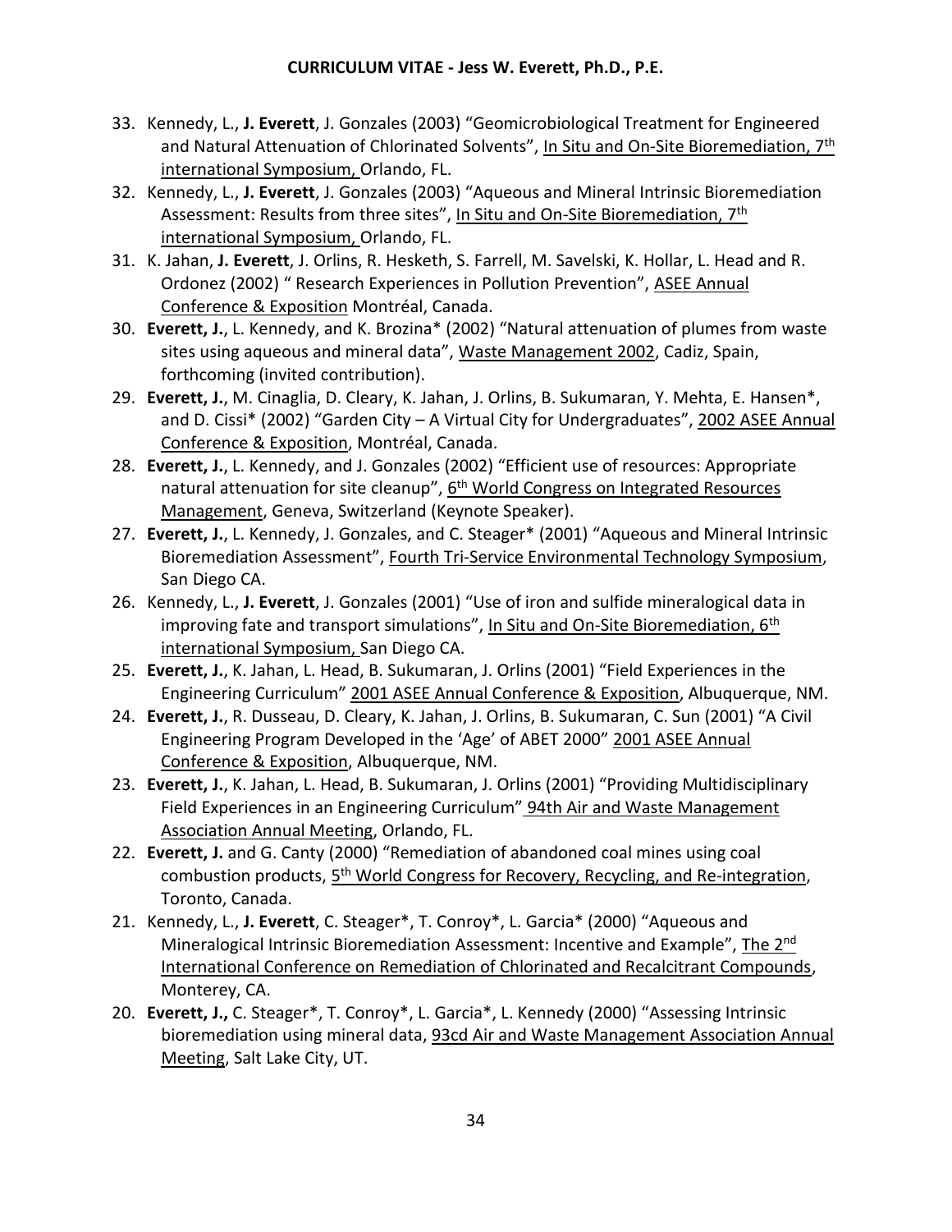33. Kennedy, L., **J. Everett**, J. Gonzales (2003) “Geomicrobiological Treatment for Engineered and Natural Attenuation of Chlorinated Solvents”, In Situ and On-Site Bioremediation, 7th international Symposium, Orlando, FL.
32. Kennedy, L., **J. Everett**, J. Gonzales (2003) “Aqueous and Mineral Intrinsic Bioremediation Assessment: Results from three sites”, In Situ and On-Site Bioremediation, 7th international Symposium, Orlando, FL.
31. K. Jahan, **J. Everett**, J. Orlins, R. Hesketh, S. Farrell, M. Savelski, K. Hollar, L. Head and R. Ordonez (2002) “ Research Experiences in Pollution Prevention”, ASEE Annual Conference & Exposition Montréal, Canada.
30. **Everett, J.**, L. Kennedy, and K. Brozina* (2002) “Natural attenuation of plumes from waste sites using aqueous and mineral data”, Waste Management 2002, Cadiz, Spain, forthcoming (invited contribution).
29. **Everett, J.**, M. Cinaglia, D. Cleary, K. Jahan, J. Orlins, B. Sukumaran, Y. Mehta, E. Hansen*, and D. Cissi* (2002) “Garden City – A Virtual City for Undergraduates”, 2002 ASEE Annual Conference & Exposition, Montréal, Canada.
28. **Everett, J.**, L. Kennedy, and J. Gonzales (2002) “Efficient use of resources: Appropriate natural attenuation for site cleanup”, 6th World Congress on Integrated Resources Management, Geneva, Switzerland (Keynote Speaker).
27. **Everett, J.**, L. Kennedy, J. Gonzales, and C. Steager* (2001) “Aqueous and Mineral Intrinsic Bioremediation Assessment”, Fourth Tri-Service Environmental Technology Symposium, San Diego CA.
26. Kennedy, L., **J. Everett**, J. Gonzales (2001) “Use of iron and sulfide mineralogical data in improving fate and transport simulations”, In Situ and On-Site Bioremediation, 6th international Symposium, San Diego CA.
25. **Everett, J.**, K. Jahan, L. Head, B. Sukumaran, J. Orlins (2001) “Field Experiences in the Engineering Curriculum” 2001 ASEE Annual Conference & Exposition, Albuquerque, NM.
24. **Everett, J.**, R. Dusseau, D. Cleary, K. Jahan, J. Orlins, B. Sukumaran, C. Sun (2001) “A Civil Engineering Program Developed in the ‘Age’ of ABET 2000” 2001 ASEE Annual Conference & Exposition, Albuquerque, NM.
23. **Everett, J.**, K. Jahan, L. Head, B. Sukumaran, J. Orlins (2001) “Providing Multidisciplinary Field Experiences in an Engineering Curriculum” 94th Air and Waste Management Association Annual Meeting, Orlando, FL.
22. **Everett, J.** and G. Canty (2000) “Remediation of abandoned coal mines using coal combustion products, 5th World Congress for Recovery, Recycling, and Re-integration, Toronto, Canada.
21. Kennedy, L., **J. Everett**, C. Steager*, T. Conroy*, L. Garcia* (2000) “Aqueous and Mineralogical Intrinsic Bioremediation Assessment: Incentive and Example”, The 2nd International Conference on Remediation of Chlorinated and Recalcitrant Compounds, Monterey, CA.
20. **Everett, J.,** C. Steager*, T. Conroy*, L. Garcia*, L. Kennedy (2000) “Assessing Intrinsic bioremediation using mineral data, 93cd Air and Waste Management Association Annual Meeting, Salt Lake City, UT.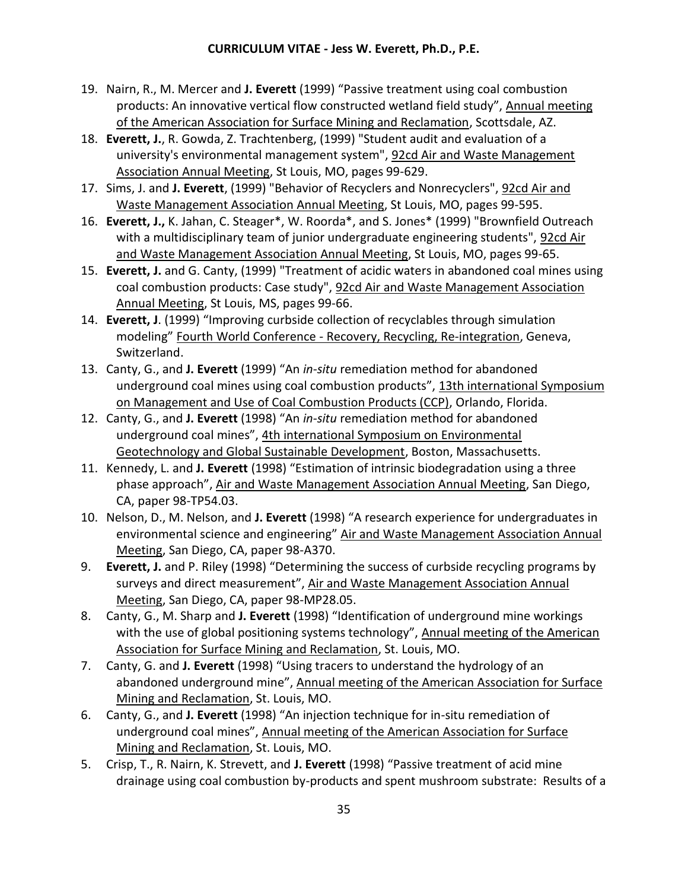19. Nairn, R., M. Mercer and **J. Everett** (1999) "Passive treatment using coal combustion products: An innovative vertical flow constructed wetland field study", Annual meeting of the American Association for Surface Mining and Reclamation, Scottsdale, AZ.
18. **Everett, J.**, R. Gowda, Z. Trachtenberg, (1999) "Student audit and evaluation of a university's environmental management system", 92cd Air and Waste Management Association Annual Meeting, St Louis, MO, pages 99-629.
17. Sims, J. and **J. Everett**, (1999) "Behavior of Recyclers and Nonrecyclers", 92cd Air and Waste Management Association Annual Meeting, St Louis, MO, pages 99-595.
16. **Everett, J.,** K. Jahan, C. Steager*, W. Roorda*, and S. Jones* (1999) "Brownfield Outreach with a multidisciplinary team of junior undergraduate engineering students", 92cd Air and Waste Management Association Annual Meeting, St Louis, MO, pages 99-65.
15. **Everett, J.** and G. Canty, (1999) "Treatment of acidic waters in abandoned coal mines using coal combustion products: Case study", 92cd Air and Waste Management Association Annual Meeting, St Louis, MS, pages 99-66.
14. **Everett, J**. (1999) "Improving curbside collection of recyclables through simulation modeling" Fourth World Conference - Recovery, Recycling, Re-integration, Geneva, Switzerland.
13. Canty, G., and **J. Everett** (1999) "An *in-situ* remediation method for abandoned underground coal mines using coal combustion products", 13th international Symposium on Management and Use of Coal Combustion Products (CCP), Orlando, Florida.
12. Canty, G., and **J. Everett** (1998) "An *in-situ* remediation method for abandoned underground coal mines", 4th international Symposium on Environmental Geotechnology and Global Sustainable Development, Boston, Massachusetts.
11. Kennedy, L. and **J. Everett** (1998) "Estimation of intrinsic biodegradation using a three phase approach", Air and Waste Management Association Annual Meeting, San Diego, CA, paper 98-TP54.03.
10. Nelson, D., M. Nelson, and **J. Everett** (1998) "A research experience for undergraduates in environmental science and engineering" Air and Waste Management Association Annual Meeting, San Diego, CA, paper 98-A370.
9. **Everett, J.** and P. Riley (1998) "Determining the success of curbside recycling programs by surveys and direct measurement", Air and Waste Management Association Annual Meeting, San Diego, CA, paper 98-MP28.05.
8. Canty, G., M. Sharp and **J. Everett** (1998) "Identification of underground mine workings with the use of global positioning systems technology", Annual meeting of the American Association for Surface Mining and Reclamation, St. Louis, MO.
7. Canty, G. and **J. Everett** (1998) "Using tracers to understand the hydrology of an abandoned underground mine", Annual meeting of the American Association for Surface Mining and Reclamation, St. Louis, MO.
6. Canty, G., and **J. Everett** (1998) "An injection technique for in-situ remediation of underground coal mines", Annual meeting of the American Association for Surface Mining and Reclamation, St. Louis, MO.
5. Crisp, T., R. Nairn, K. Strevett, and **J. Everett** (1998) "Passive treatment of acid mine drainage using coal combustion by-products and spent mushroom substrate: Results of a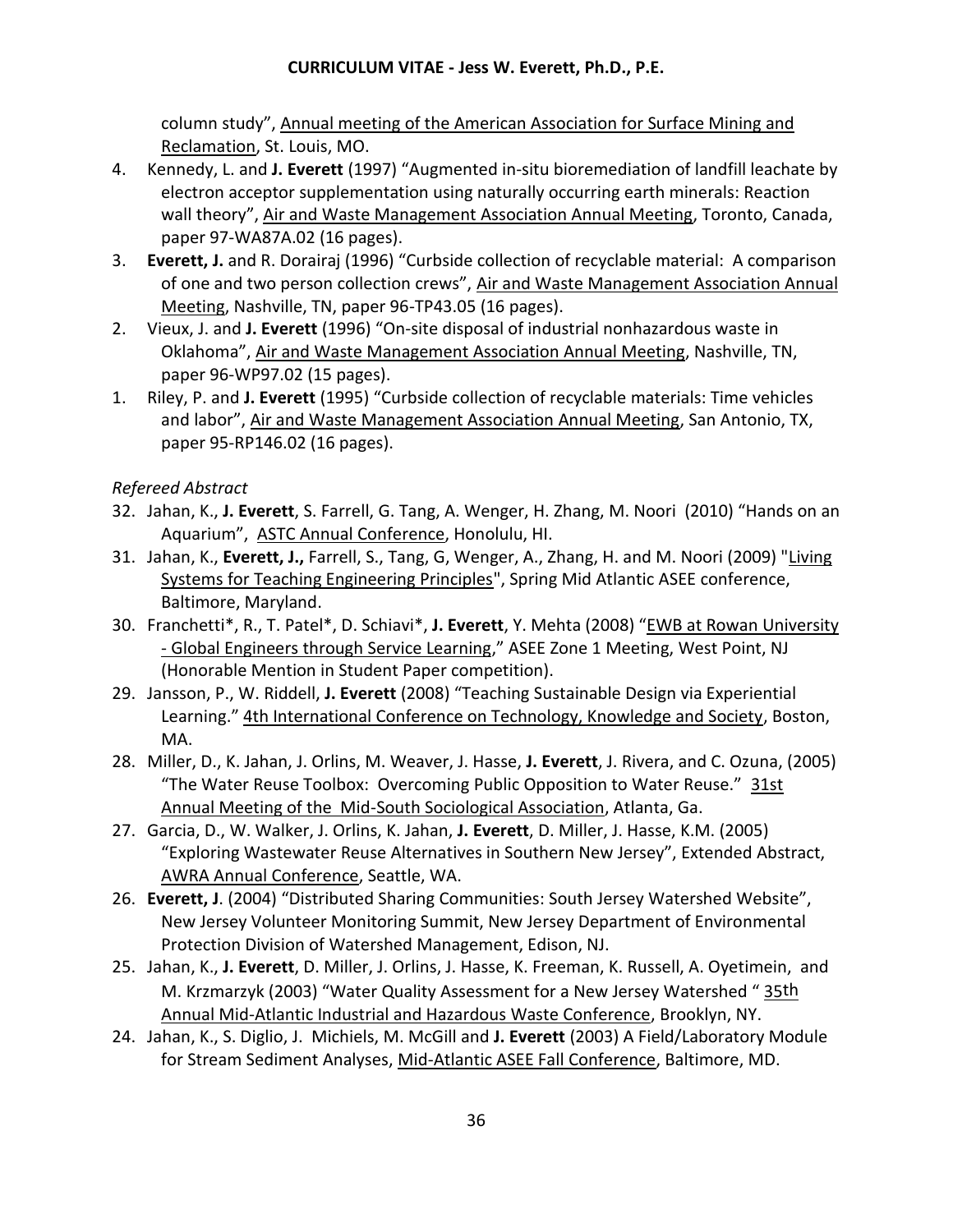column study", Annual meeting of the American Association for Surface Mining and Reclamation, St. Louis, MO.

4. Kennedy, L. and **J. Everett** (1997) "Augmented in-situ bioremediation of landfill leachate by electron acceptor supplementation using naturally occurring earth minerals: Reaction wall theory", Air and Waste Management Association Annual Meeting, Toronto, Canada, paper 97-WA87A.02 (16 pages).
3. **Everett, J.** and R. Dorairaj (1996) "Curbside collection of recyclable material: A comparison of one and two person collection crews", Air and Waste Management Association Annual Meeting, Nashville, TN, paper 96-TP43.05 (16 pages).
2. Vieux, J. and **J. Everett** (1996) "On-site disposal of industrial nonhazardous waste in Oklahoma", Air and Waste Management Association Annual Meeting, Nashville, TN, paper 96-WP97.02 (15 pages).
1. Riley, P. and **J. Everett** (1995) "Curbside collection of recyclable materials: Time vehicles and labor", Air and Waste Management Association Annual Meeting, San Antonio, TX, paper 95-RP146.02 (16 pages).

*Refereed Abstract*

32. Jahan, K., **J. Everett**, S. Farrell, G. Tang, A. Wenger, H. Zhang, M. Noori (2010) "Hands on an Aquarium", ASTC Annual Conference, Honolulu, HI.
31. Jahan, K., **Everett, J.,** Farrell, S., Tang, G, Wenger, A., Zhang, H. and M. Noori (2009) "Living Systems for Teaching Engineering Principles", Spring Mid Atlantic ASEE conference, Baltimore, Maryland.
30. Franchetti*, R., T. Patel*, D. Schiavi*, **J. Everett**, Y. Mehta (2008) "EWB at Rowan University - Global Engineers through Service Learning," ASEE Zone 1 Meeting, West Point, NJ (Honorable Mention in Student Paper competition).
29. Jansson, P., W. Riddell, **J. Everett** (2008) "Teaching Sustainable Design via Experiential Learning." 4th International Conference on Technology, Knowledge and Society, Boston, MA.
28. Miller, D., K. Jahan, J. Orlins, M. Weaver, J. Hasse, **J. Everett**, J. Rivera, and C. Ozuna, (2005) "The Water Reuse Toolbox: Overcoming Public Opposition to Water Reuse." 31st Annual Meeting of the Mid-South Sociological Association, Atlanta, Ga.
27. Garcia, D., W. Walker, J. Orlins, K. Jahan, **J. Everett**, D. Miller, J. Hasse, K.M. (2005) "Exploring Wastewater Reuse Alternatives in Southern New Jersey", Extended Abstract, AWRA Annual Conference, Seattle, WA.
26. **Everett, J**. (2004) "Distributed Sharing Communities: South Jersey Watershed Website", New Jersey Volunteer Monitoring Summit, New Jersey Department of Environmental Protection Division of Watershed Management, Edison, NJ.
25. Jahan, K., **J. Everett**, D. Miller, J. Orlins, J. Hasse, K. Freeman, K. Russell, A. Oyetimein, and M. Krzmarzyk (2003) "Water Quality Assessment for a New Jersey Watershed " 35th Annual Mid-Atlantic Industrial and Hazardous Waste Conference, Brooklyn, NY.
24. Jahan, K., S. Diglio, J. Michiels, M. McGill and **J. Everett** (2003) A Field/Laboratory Module for Stream Sediment Analyses, Mid-Atlantic ASEE Fall Conference, Baltimore, MD.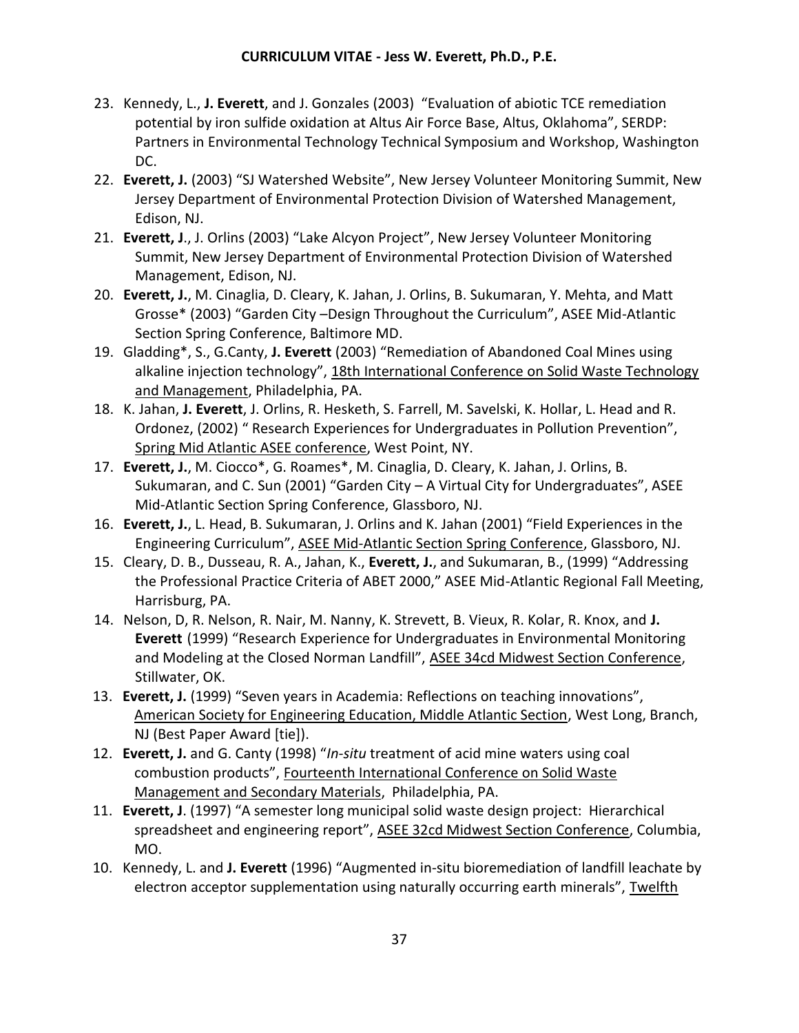23. Kennedy, L., **J. Everett**, and J. Gonzales (2003) "Evaluation of abiotic TCE remediation potential by iron sulfide oxidation at Altus Air Force Base, Altus, Oklahoma", SERDP: Partners in Environmental Technology Technical Symposium and Workshop, Washington DC.
22. **Everett, J.** (2003) "SJ Watershed Website", New Jersey Volunteer Monitoring Summit, New Jersey Department of Environmental Protection Division of Watershed Management, Edison, NJ.
21. **Everett, J**., J. Orlins (2003) "Lake Alcyon Project", New Jersey Volunteer Monitoring Summit, New Jersey Department of Environmental Protection Division of Watershed Management, Edison, NJ.
20. **Everett, J.**, M. Cinaglia, D. Cleary, K. Jahan, J. Orlins, B. Sukumaran, Y. Mehta, and Matt Grosse* (2003) "Garden City –Design Throughout the Curriculum", ASEE Mid-Atlantic Section Spring Conference, Baltimore MD.
19. Gladding*, S., G.Canty, **J. Everett** (2003) "Remediation of Abandoned Coal Mines using alkaline injection technology", <u>18th International Conference on Solid Waste Technology and Management</u>, Philadelphia, PA.
18. K. Jahan, **J. Everett**, J. Orlins, R. Hesketh, S. Farrell, M. Savelski, K. Hollar, L. Head and R. Ordonez, (2002) " Research Experiences for Undergraduates in Pollution Prevention", <u>Spring Mid Atlantic ASEE conference</u>, West Point, NY.
17. **Everett, J.**, M. Ciocco*, G. Roames*, M. Cinaglia, D. Cleary, K. Jahan, J. Orlins, B. Sukumaran, and C. Sun (2001) "Garden City – A Virtual City for Undergraduates", ASEE Mid-Atlantic Section Spring Conference, Glassboro, NJ.
16. **Everett, J.**, L. Head, B. Sukumaran, J. Orlins and K. Jahan (2001) "Field Experiences in the Engineering Curriculum", <u>ASEE Mid-Atlantic Section Spring Conference</u>, Glassboro, NJ.
15. Cleary, D. B., Dusseau, R. A., Jahan, K., **Everett, J.**, and Sukumaran, B., (1999) "Addressing the Professional Practice Criteria of ABET 2000," ASEE Mid-Atlantic Regional Fall Meeting, Harrisburg, PA.
14. Nelson, D, R. Nelson, R. Nair, M. Nanny, K. Strevett, B. Vieux, R. Kolar, R. Knox, and **J. Everett** (1999) "Research Experience for Undergraduates in Environmental Monitoring and Modeling at the Closed Norman Landfill", <u>ASEE 34cd Midwest Section Conference</u>, Stillwater, OK.
13. **Everett, J.** (1999) "Seven years in Academia: Reflections on teaching innovations", <u>American Society for Engineering Education, Middle Atlantic Section</u>, West Long, Branch, NJ (Best Paper Award [tie]).
12. **Everett, J.** and G. Canty (1998) "*In-situ* treatment of acid mine waters using coal combustion products", <u>Fourteenth International Conference on Solid Waste Management and Secondary Materials</u>, Philadelphia, PA.
11. **Everett, J**. (1997) "A semester long municipal solid waste design project: Hierarchical spreadsheet and engineering report", <u>ASEE 32cd Midwest Section Conference</u>, Columbia, MO.
10. Kennedy, L. and **J. Everett** (1996) "Augmented in-situ bioremediation of landfill leachate by electron acceptor supplementation using naturally occurring earth minerals", <u>Twelfth</u>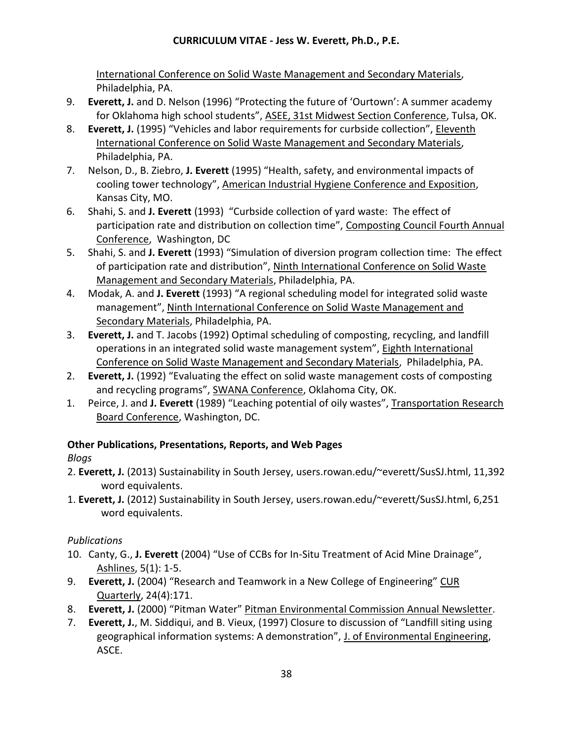International Conference on Solid Waste Management and Secondary Materials, Philadelphia, PA.

9. **Everett, J.** and D. Nelson (1996) “Protecting the future of ‘Ourtown’: A summer academy for Oklahoma high school students”, ASEE, 31st Midwest Section Conference, Tulsa, OK.
8. **Everett, J.** (1995) “Vehicles and labor requirements for curbside collection”, Eleventh International Conference on Solid Waste Management and Secondary Materials, Philadelphia, PA.
7. Nelson, D., B. Ziebro, **J. Everett** (1995) “Health, safety, and environmental impacts of cooling tower technology”, American Industrial Hygiene Conference and Exposition, Kansas City, MO.
6. Shahi, S. and **J. Everett** (1993) “Curbside collection of yard waste: The effect of participation rate and distribution on collection time”, Composting Council Fourth Annual Conference, Washington, DC
5. Shahi, S. and **J. Everett** (1993) “Simulation of diversion program collection time: The effect of participation rate and distribution”, Ninth International Conference on Solid Waste Management and Secondary Materials, Philadelphia, PA.
4. Modak, A. and **J. Everett** (1993) “A regional scheduling model for integrated solid waste management”, Ninth International Conference on Solid Waste Management and Secondary Materials, Philadelphia, PA.
3. **Everett, J.** and T. Jacobs (1992) Optimal scheduling of composting, recycling, and landfill operations in an integrated solid waste management system”, Eighth International Conference on Solid Waste Management and Secondary Materials, Philadelphia, PA.
2. **Everett, J.** (1992) “Evaluating the effect on solid waste management costs of composting and recycling programs”, SWANA Conference, Oklahoma City, OK.
1. Peirce, J. and **J. Everett** (1989) “Leaching potential of oily wastes”, Transportation Research Board Conference, Washington, DC.

**Other Publications, Presentations, Reports, and Web Pages**

*Blogs*

2. **Everett, J.** (2013) Sustainability in South Jersey, users.rowan.edu/~everett/SusSJ.html, 11,392 word equivalents.
1. **Everett, J.** (2012) Sustainability in South Jersey, users.rowan.edu/~everett/SusSJ.html, 6,251 word equivalents.

*Publications*

10. Canty, G., **J. Everett** (2004) “Use of CCBs for In-Situ Treatment of Acid Mine Drainage”, Ashlines, 5(1): 1-5.
9. **Everett, J.** (2004) “Research and Teamwork in a New College of Engineering” CUR Quarterly, 24(4):171.
8. **Everett, J.** (2000) “Pitman Water” Pitman Environmental Commission Annual Newsletter.
7. **Everett, J.**, M. Siddiqui, and B. Vieux, (1997) Closure to discussion of “Landfill siting using geographical information systems: A demonstration”, J. of Environmental Engineering, ASCE.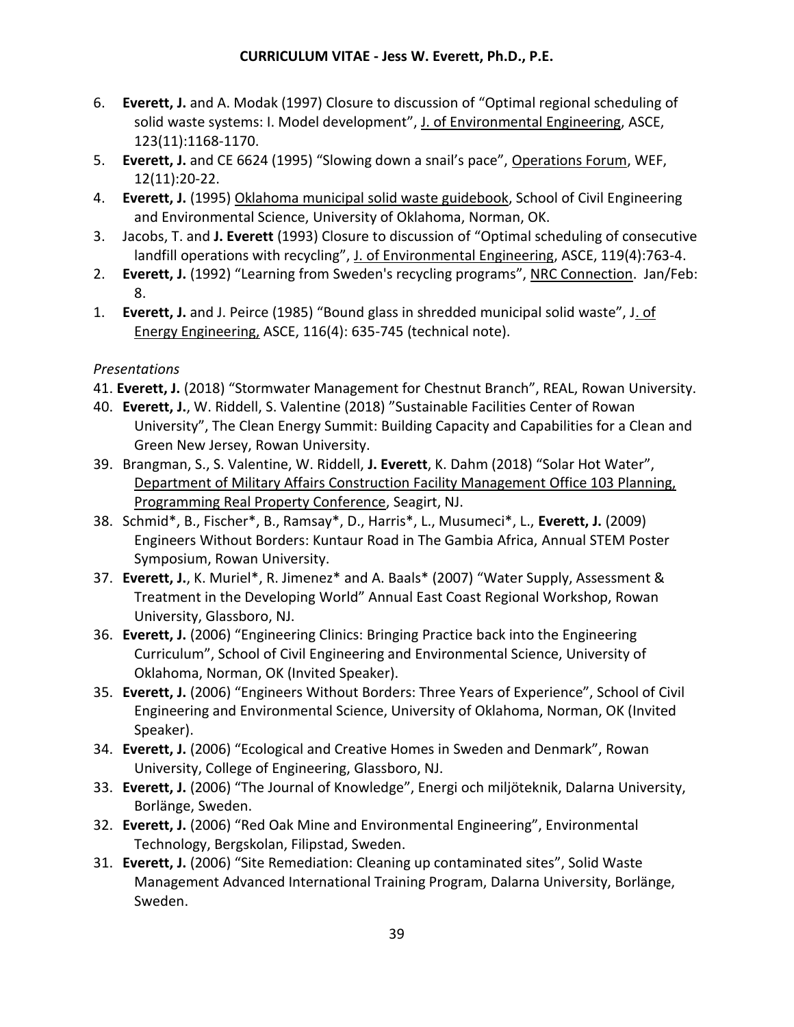6. **Everett, J.** and A. Modak (1997) Closure to discussion of “Optimal regional scheduling of solid waste systems: I. Model development”, J. of Environmental Engineering, ASCE, 123(11):1168-1170.
5. **Everett, J.** and CE 6624 (1995) “Slowing down a snail’s pace”, Operations Forum, WEF, 12(11):20-22.
4. **Everett, J.** (1995) Oklahoma municipal solid waste guidebook, School of Civil Engineering and Environmental Science, University of Oklahoma, Norman, OK.
3. Jacobs, T. and **J. Everett** (1993) Closure to discussion of “Optimal scheduling of consecutive landfill operations with recycling”, J. of Environmental Engineering, ASCE, 119(4):763-4.
2. **Everett, J.** (1992) “Learning from Sweden's recycling programs”, NRC Connection. Jan/Feb: 8.
1. **Everett, J.** and J. Peirce (1985) “Bound glass in shredded municipal solid waste”, J. of Energy Engineering, ASCE, 116(4): 635-745 (technical note).

*Presentations*

41. **Everett, J.** (2018) “Stormwater Management for Chestnut Branch”, REAL, Rowan University.
40. **Everett, J.**, W. Riddell, S. Valentine (2018) ”Sustainable Facilities Center of Rowan University”, The Clean Energy Summit: Building Capacity and Capabilities for a Clean and Green New Jersey, Rowan University.
39. Brangman, S., S. Valentine, W. Riddell, **J. Everett**, K. Dahm (2018) “Solar Hot Water”, Department of Military Affairs Construction Facility Management Office 103 Planning, Programming Real Property Conference, Seagirt, NJ.
38. Schmid*, B., Fischer*, B., Ramsay*, D., Harris*, L., Musumeci*, L., **Everett, J.** (2009) Engineers Without Borders: Kuntaur Road in The Gambia Africa, Annual STEM Poster Symposium, Rowan University.
37. **Everett, J.**, K. Muriel*, R. Jimenez* and A. Baals* (2007) “Water Supply, Assessment & Treatment in the Developing World” Annual East Coast Regional Workshop, Rowan University, Glassboro, NJ.
36. **Everett, J.** (2006) “Engineering Clinics: Bringing Practice back into the Engineering Curriculum”, School of Civil Engineering and Environmental Science, University of Oklahoma, Norman, OK (Invited Speaker).
35. **Everett, J.** (2006) “Engineers Without Borders: Three Years of Experience”, School of Civil Engineering and Environmental Science, University of Oklahoma, Norman, OK (Invited Speaker).
34. **Everett, J.** (2006) “Ecological and Creative Homes in Sweden and Denmark”, Rowan University, College of Engineering, Glassboro, NJ.
33. **Everett, J.** (2006) “The Journal of Knowledge”, Energi och miljöteknik, Dalarna University, Borlänge, Sweden.
32. **Everett, J.** (2006) “Red Oak Mine and Environmental Engineering”, Environmental Technology, Bergskolan, Filipstad, Sweden.
31. **Everett, J.** (2006) “Site Remediation: Cleaning up contaminated sites”, Solid Waste Management Advanced International Training Program, Dalarna University, Borlänge, Sweden.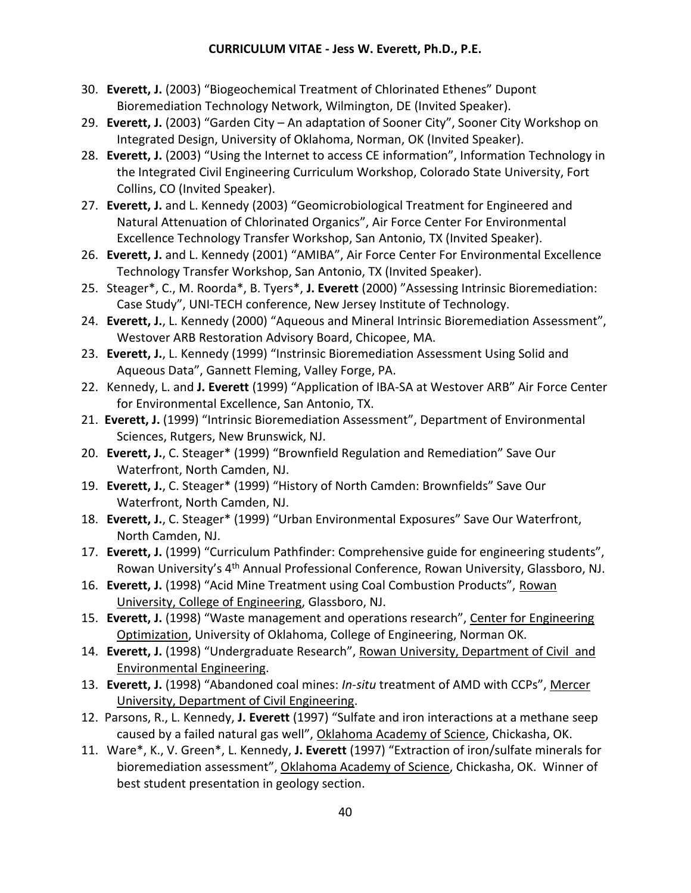30. **Everett, J.** (2003) “Biogeochemical Treatment of Chlorinated Ethenes” Dupont Bioremediation Technology Network, Wilmington, DE (Invited Speaker).
29. **Everett, J.** (2003) “Garden City – An adaptation of Sooner City”, Sooner City Workshop on Integrated Design, University of Oklahoma, Norman, OK (Invited Speaker).
28. **Everett, J.** (2003) “Using the Internet to access CE information”, Information Technology in the Integrated Civil Engineering Curriculum Workshop, Colorado State University, Fort Collins, CO (Invited Speaker).
27. **Everett, J.** and L. Kennedy (2003) “Geomicrobiological Treatment for Engineered and Natural Attenuation of Chlorinated Organics”, Air Force Center For Environmental Excellence Technology Transfer Workshop, San Antonio, TX (Invited Speaker).
26. **Everett, J.** and L. Kennedy (2001) “AMIBA”, Air Force Center For Environmental Excellence Technology Transfer Workshop, San Antonio, TX (Invited Speaker).
25. Steager*, C., M. Roorda*, B. Tyers*, **J. Everett** (2000) ”Assessing Intrinsic Bioremediation: Case Study”, UNI-TECH conference, New Jersey Institute of Technology.
24. **Everett, J.**, L. Kennedy (2000) “Aqueous and Mineral Intrinsic Bioremediation Assessment”, Westover ARB Restoration Advisory Board, Chicopee, MA.
23. **Everett, J.**, L. Kennedy (1999) “Instrinsic Bioremediation Assessment Using Solid and Aqueous Data”, Gannett Fleming, Valley Forge, PA.
22. Kennedy, L. and **J. Everett** (1999) “Application of IBA-SA at Westover ARB” Air Force Center for Environmental Excellence, San Antonio, TX.
21. **Everett, J.** (1999) “Intrinsic Bioremediation Assessment”, Department of Environmental Sciences, Rutgers, New Brunswick, NJ.
20. **Everett, J.**, C. Steager* (1999) “Brownfield Regulation and Remediation” Save Our Waterfront, North Camden, NJ.
19. **Everett, J.**, C. Steager* (1999) “History of North Camden: Brownfields” Save Our Waterfront, North Camden, NJ.
18. **Everett, J.**, C. Steager* (1999) “Urban Environmental Exposures” Save Our Waterfront, North Camden, NJ.
17. **Everett, J.** (1999) “Curriculum Pathfinder: Comprehensive guide for engineering students”, Rowan University’s 4th Annual Professional Conference, Rowan University, Glassboro, NJ.
16. **Everett, J.** (1998) “Acid Mine Treatment using Coal Combustion Products”, Rowan University, College of Engineering, Glassboro, NJ.
15. **Everett, J.** (1998) “Waste management and operations research”, Center for Engineering Optimization, University of Oklahoma, College of Engineering, Norman OK.
14. **Everett, J.** (1998) “Undergraduate Research”, Rowan University, Department of Civil and Environmental Engineering.
13. **Everett, J.** (1998) “Abandoned coal mines: *In-situ* treatment of AMD with CCPs”, Mercer University, Department of Civil Engineering.
12. Parsons, R., L. Kennedy, **J. Everett** (1997) “Sulfate and iron interactions at a methane seep caused by a failed natural gas well”, Oklahoma Academy of Science, Chickasha, OK.
11. Ware*, K., V. Green*, L. Kennedy, **J. Everett** (1997) “Extraction of iron/sulfate minerals for bioremediation assessment”, Oklahoma Academy of Science, Chickasha, OK. Winner of best student presentation in geology section.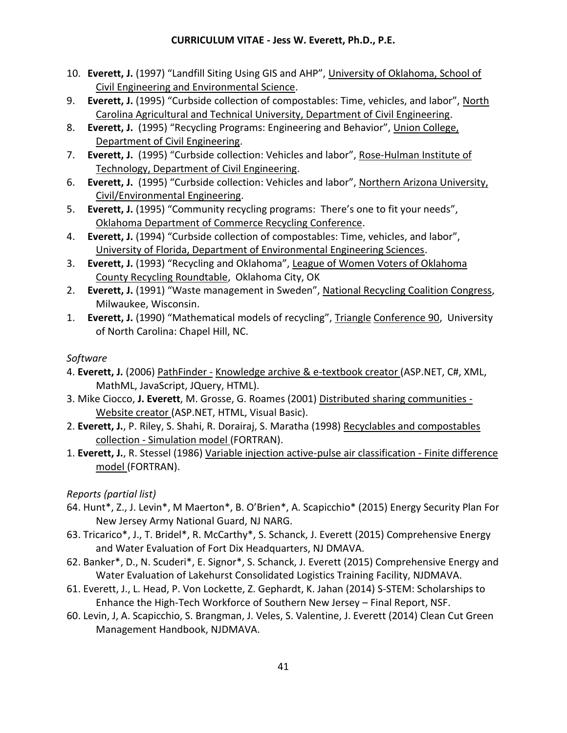10. **Everett, J.** (1997) "Landfill Siting Using GIS and AHP", University of Oklahoma, School of Civil Engineering and Environmental Science.
9. **Everett, J.** (1995) "Curbside collection of compostables: Time, vehicles, and labor", North Carolina Agricultural and Technical University, Department of Civil Engineering.
8. **Everett, J.** (1995) "Recycling Programs: Engineering and Behavior", Union College, Department of Civil Engineering.
7. **Everett, J.** (1995) "Curbside collection: Vehicles and labor", Rose-Hulman Institute of Technology, Department of Civil Engineering.
6. **Everett, J.** (1995) "Curbside collection: Vehicles and labor", Northern Arizona University, Civil/Environmental Engineering.
5. **Everett, J.** (1995) "Community recycling programs: There's one to fit your needs", Oklahoma Department of Commerce Recycling Conference.
4. **Everett, J.** (1994) "Curbside collection of compostables: Time, vehicles, and labor", University of Florida, Department of Environmental Engineering Sciences.
3. **Everett, J.** (1993) "Recycling and Oklahoma", League of Women Voters of Oklahoma County Recycling Roundtable, Oklahoma City, OK
2. **Everett, J.** (1991) "Waste management in Sweden", National Recycling Coalition Congress, Milwaukee, Wisconsin.
1. **Everett, J.** (1990) "Mathematical models of recycling", Triangle Conference 90, University of North Carolina: Chapel Hill, NC.

*Software*

4. **Everett, J.** (2006) PathFinder - Knowledge archive & e-textbook creator (ASP.NET, C#, XML, MathML, JavaScript, JQuery, HTML).
3. Mike Ciocco, **J. Everett**, M. Grosse, G. Roames (2001) Distributed sharing communities - Website creator (ASP.NET, HTML, Visual Basic).
2. **Everett, J.**, P. Riley, S. Shahi, R. Dorairaj, S. Maratha (1998) Recyclables and compostables collection - Simulation model (FORTRAN).
1. **Everett, J.**, R. Stessel (1986) Variable injection active-pulse air classification - Finite difference model (FORTRAN).

*Reports (partial list)*

64. Hunt*, Z., J. Levin*, M Maerton*, B. O'Brien*, A. Scapicchio* (2015) Energy Security Plan For New Jersey Army National Guard, NJ NARG.
63. Tricarico*, J., T. Bridel*, R. McCarthy*, S. Schanck, J. Everett (2015) Comprehensive Energy and Water Evaluation of Fort Dix Headquarters, NJ DMAVA.
62. Banker*, D., N. Scuderi*, E. Signor*, S. Schanck, J. Everett (2015) Comprehensive Energy and Water Evaluation of Lakehurst Consolidated Logistics Training Facility, NJDMAVA.
61. Everett, J., L. Head, P. Von Lockette, Z. Gephardt, K. Jahan (2014) S-STEM: Scholarships to Enhance the High-Tech Workforce of Southern New Jersey – Final Report, NSF.
60. Levin, J, A. Scapicchio, S. Brangman, J. Veles, S. Valentine, J. Everett (2014) Clean Cut Green Management Handbook, NJDMAVA.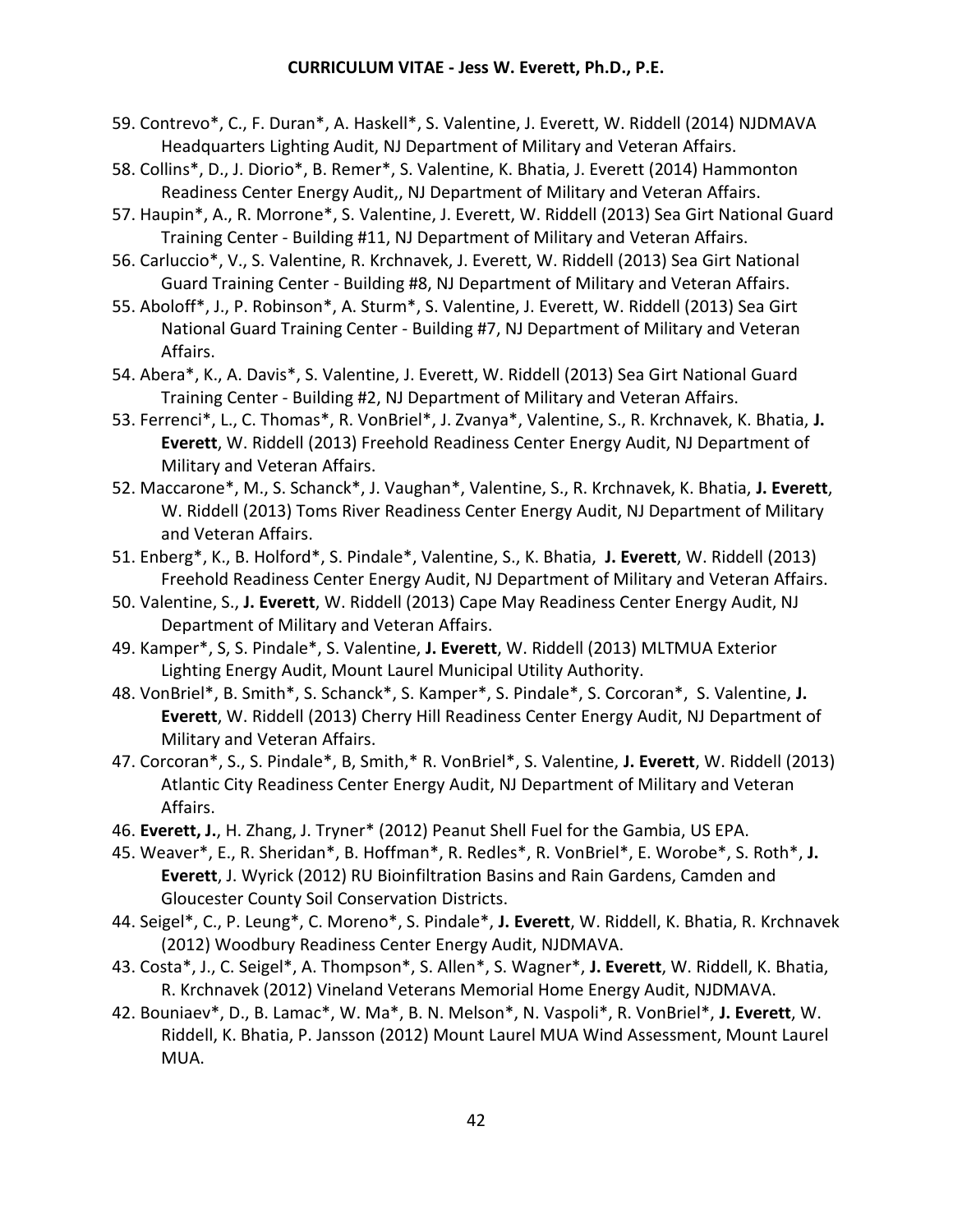59. Contrevo*, C., F. Duran*, A. Haskell*, S. Valentine, J. Everett, W. Riddell (2014) NJDMAVA Headquarters Lighting Audit, NJ Department of Military and Veteran Affairs.
58. Collins*, D., J. Diorio*, B. Remer*, S. Valentine, K. Bhatia, J. Everett (2014) Hammonton Readiness Center Energy Audit,, NJ Department of Military and Veteran Affairs.
57. Haupin*, A., R. Morrone*, S. Valentine, J. Everett, W. Riddell (2013) Sea Girt National Guard Training Center - Building #11, NJ Department of Military and Veteran Affairs.
56. Carluccio*, V., S. Valentine, R. Krchnavek, J. Everett, W. Riddell (2013) Sea Girt National Guard Training Center - Building #8, NJ Department of Military and Veteran Affairs.
55. Aboloff*, J., P. Robinson*, A. Sturm*, S. Valentine, J. Everett, W. Riddell (2013) Sea Girt National Guard Training Center - Building #7, NJ Department of Military and Veteran Affairs.
54. Abera*, K., A. Davis*, S. Valentine, J. Everett, W. Riddell (2013) Sea Girt National Guard Training Center - Building #2, NJ Department of Military and Veteran Affairs.
53. Ferrenci*, L., C. Thomas*, R. VonBriel*, J. Zvanya*, Valentine, S., R. Krchnavek, K. Bhatia, **J. Everett**, W. Riddell (2013) Freehold Readiness Center Energy Audit, NJ Department of Military and Veteran Affairs.
52. Maccarone*, M., S. Schanck*, J. Vaughan*, Valentine, S., R. Krchnavek, K. Bhatia, **J. Everett**, W. Riddell (2013) Toms River Readiness Center Energy Audit, NJ Department of Military and Veteran Affairs.
51. Enberg*, K., B. Holford*, S. Pindale*, Valentine, S., K. Bhatia, **J. Everett**, W. Riddell (2013) Freehold Readiness Center Energy Audit, NJ Department of Military and Veteran Affairs.
50. Valentine, S., **J. Everett**, W. Riddell (2013) Cape May Readiness Center Energy Audit, NJ Department of Military and Veteran Affairs.
49. Kamper*, S, S. Pindale*, S. Valentine, **J. Everett**, W. Riddell (2013) MLTMUA Exterior Lighting Energy Audit, Mount Laurel Municipal Utility Authority.
48. VonBriel*, B. Smith*, S. Schanck*, S. Kamper*, S. Pindale*, S. Corcoran*, S. Valentine, **J. Everett**, W. Riddell (2013) Cherry Hill Readiness Center Energy Audit, NJ Department of Military and Veteran Affairs.
47. Corcoran*, S., S. Pindale*, B, Smith,* R. VonBriel*, S. Valentine, **J. Everett**, W. Riddell (2013) Atlantic City Readiness Center Energy Audit, NJ Department of Military and Veteran Affairs.
46. **Everett, J.**, H. Zhang, J. Tryner* (2012) Peanut Shell Fuel for the Gambia, US EPA.
45. Weaver*, E., R. Sheridan*, B. Hoffman*, R. Redles*, R. VonBriel*, E. Worobe*, S. Roth*, **J. Everett**, J. Wyrick (2012) RU Bioinfiltration Basins and Rain Gardens, Camden and Gloucester County Soil Conservation Districts.
44. Seigel*, C., P. Leung*, C. Moreno*, S. Pindale*, **J. Everett**, W. Riddell, K. Bhatia, R. Krchnavek (2012) Woodbury Readiness Center Energy Audit, NJDMAVA.
43. Costa*, J., C. Seigel*, A. Thompson*, S. Allen*, S. Wagner*, **J. Everett**, W. Riddell, K. Bhatia, R. Krchnavek (2012) Vineland Veterans Memorial Home Energy Audit, NJDMAVA.
42. Bouniaev*, D., B. Lamac*, W. Ma*, B. N. Melson*, N. Vaspoli*, R. VonBriel*, **J. Everett**, W. Riddell, K. Bhatia, P. Jansson (2012) Mount Laurel MUA Wind Assessment, Mount Laurel MUA.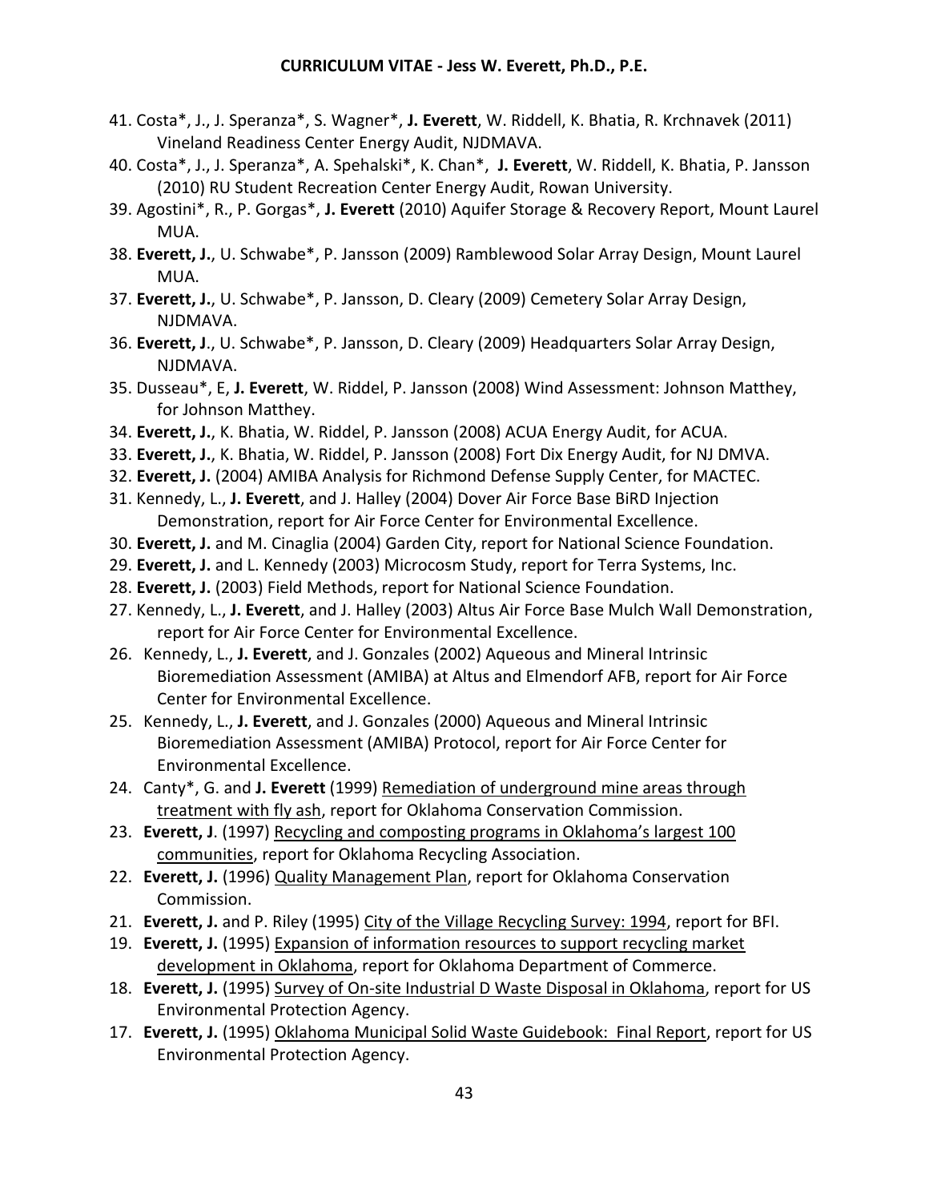41. Costa*, J., J. Speranza*, S. Wagner*, **J. Everett**, W. Riddell, K. Bhatia, R. Krchnavek (2011) Vineland Readiness Center Energy Audit, NJDMAVA.
40. Costa*, J., J. Speranza*, A. Spehalski*, K. Chan*, **J. Everett**, W. Riddell, K. Bhatia, P. Jansson (2010) RU Student Recreation Center Energy Audit, Rowan University.
39. Agostini*, R., P. Gorgas*, **J. Everett** (2010) Aquifer Storage & Recovery Report, Mount Laurel MUA.
38. **Everett, J.**, U. Schwabe*, P. Jansson (2009) Ramblewood Solar Array Design, Mount Laurel MUA.
37. **Everett, J.**, U. Schwabe*, P. Jansson, D. Cleary (2009) Cemetery Solar Array Design, NJDMAVA.
36. **Everett, J**., U. Schwabe*, P. Jansson, D. Cleary (2009) Headquarters Solar Array Design, NJDMAVA.
35. Dusseau*, E, **J. Everett**, W. Riddel, P. Jansson (2008) Wind Assessment: Johnson Matthey, for Johnson Matthey.
34. **Everett, J.**, K. Bhatia, W. Riddel, P. Jansson (2008) ACUA Energy Audit, for ACUA.
33. **Everett, J.**, K. Bhatia, W. Riddel, P. Jansson (2008) Fort Dix Energy Audit, for NJ DMVA.
32. **Everett, J.** (2004) AMIBA Analysis for Richmond Defense Supply Center, for MACTEC.
31. Kennedy, L., **J. Everett**, and J. Halley (2004) Dover Air Force Base BiRD Injection Demonstration, report for Air Force Center for Environmental Excellence.
30. **Everett, J.** and M. Cinaglia (2004) Garden City, report for National Science Foundation.
29. **Everett, J.** and L. Kennedy (2003) Microcosm Study, report for Terra Systems, Inc.
28. **Everett, J.** (2003) Field Methods, report for National Science Foundation.
27. Kennedy, L., **J. Everett**, and J. Halley (2003) Altus Air Force Base Mulch Wall Demonstration, report for Air Force Center for Environmental Excellence.
26. Kennedy, L., **J. Everett**, and J. Gonzales (2002) Aqueous and Mineral Intrinsic Bioremediation Assessment (AMIBA) at Altus and Elmendorf AFB, report for Air Force Center for Environmental Excellence.
25. Kennedy, L., **J. Everett**, and J. Gonzales (2000) Aqueous and Mineral Intrinsic Bioremediation Assessment (AMIBA) Protocol, report for Air Force Center for Environmental Excellence.
24. Canty*, G. and **J. Everett** (1999) Remediation of underground mine areas through treatment with fly ash, report for Oklahoma Conservation Commission.
23. **Everett, J**. (1997) Recycling and composting programs in Oklahoma's largest 100 communities, report for Oklahoma Recycling Association.
22. **Everett, J.** (1996) Quality Management Plan, report for Oklahoma Conservation Commission.
21. **Everett, J.** and P. Riley (1995) City of the Village Recycling Survey: 1994, report for BFI.
19. **Everett, J.** (1995) Expansion of information resources to support recycling market development in Oklahoma, report for Oklahoma Department of Commerce.
18. **Everett, J.** (1995) Survey of On-site Industrial D Waste Disposal in Oklahoma, report for US Environmental Protection Agency.
17. **Everett, J.** (1995) Oklahoma Municipal Solid Waste Guidebook: Final Report, report for US Environmental Protection Agency.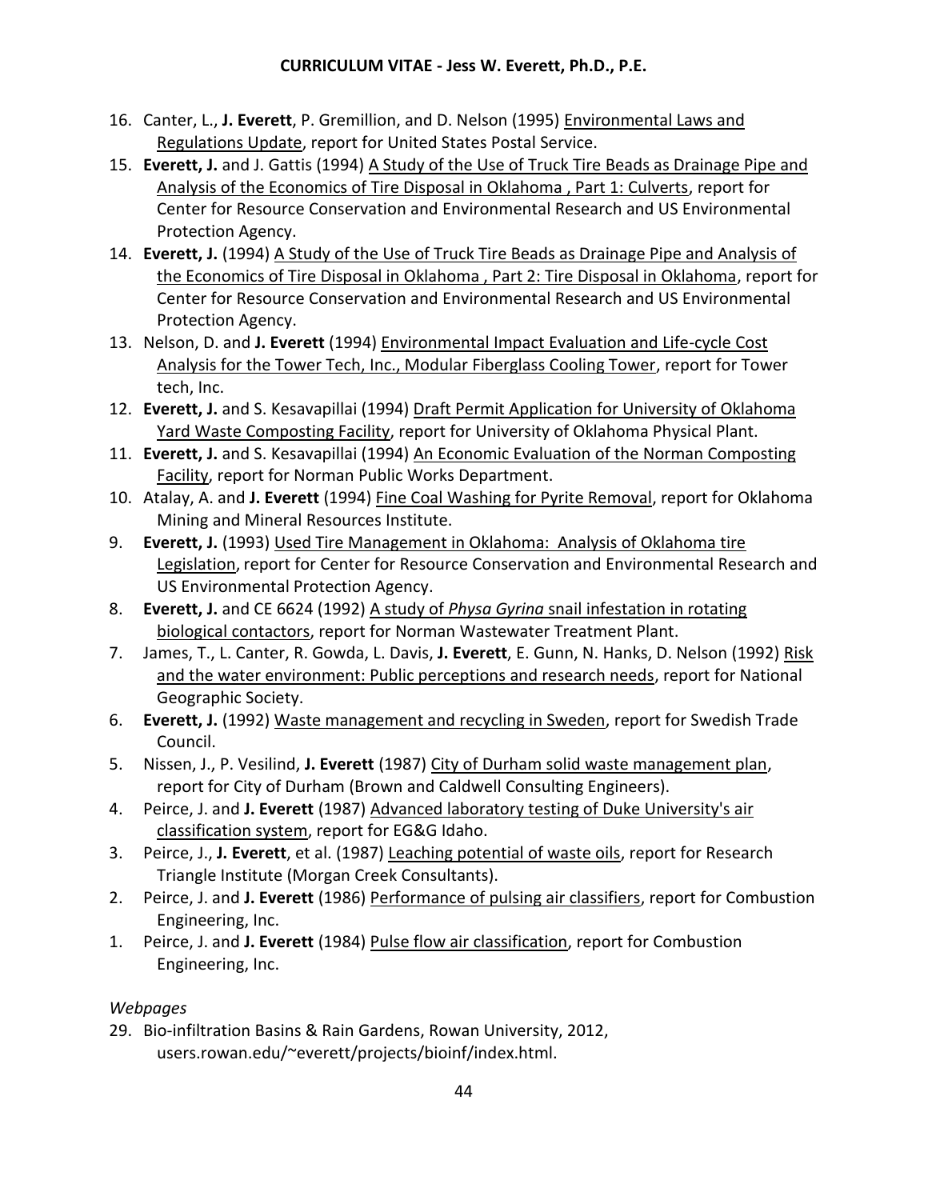16. Canter, L., **J. Everett**, P. Gremillion, and D. Nelson (1995) Environmental Laws and Regulations Update, report for United States Postal Service.
15. **Everett, J.** and J. Gattis (1994) A Study of the Use of Truck Tire Beads as Drainage Pipe and Analysis of the Economics of Tire Disposal in Oklahoma , Part 1: Culverts, report for Center for Resource Conservation and Environmental Research and US Environmental Protection Agency.
14. **Everett, J.** (1994) A Study of the Use of Truck Tire Beads as Drainage Pipe and Analysis of the Economics of Tire Disposal in Oklahoma , Part 2: Tire Disposal in Oklahoma, report for Center for Resource Conservation and Environmental Research and US Environmental Protection Agency.
13. Nelson, D. and **J. Everett** (1994) Environmental Impact Evaluation and Life-cycle Cost Analysis for the Tower Tech, Inc., Modular Fiberglass Cooling Tower, report for Tower tech, Inc.
12. **Everett, J.** and S. Kesavapillai (1994) Draft Permit Application for University of Oklahoma Yard Waste Composting Facility, report for University of Oklahoma Physical Plant.
11. **Everett, J.** and S. Kesavapillai (1994) An Economic Evaluation of the Norman Composting Facility, report for Norman Public Works Department.
10. Atalay, A. and **J. Everett** (1994) Fine Coal Washing for Pyrite Removal, report for Oklahoma Mining and Mineral Resources Institute.
9. **Everett, J.** (1993) Used Tire Management in Oklahoma: Analysis of Oklahoma tire Legislation, report for Center for Resource Conservation and Environmental Research and US Environmental Protection Agency.
8. **Everett, J.** and CE 6624 (1992) A study of *Physa Gyrina* snail infestation in rotating biological contactors, report for Norman Wastewater Treatment Plant.
7. James, T., L. Canter, R. Gowda, L. Davis, **J. Everett**, E. Gunn, N. Hanks, D. Nelson (1992) Risk and the water environment: Public perceptions and research needs, report for National Geographic Society.
6. **Everett, J.** (1992) Waste management and recycling in Sweden, report for Swedish Trade Council.
5. Nissen, J., P. Vesilind, **J. Everett** (1987) City of Durham solid waste management plan, report for City of Durham (Brown and Caldwell Consulting Engineers).
4. Peirce, J. and **J. Everett** (1987) Advanced laboratory testing of Duke University's air classification system, report for EG&G Idaho.
3. Peirce, J., **J. Everett**, et al. (1987) Leaching potential of waste oils, report for Research Triangle Institute (Morgan Creek Consultants).
2. Peirce, J. and **J. Everett** (1986) Performance of pulsing air classifiers, report for Combustion Engineering, Inc.
1. Peirce, J. and **J. Everett** (1984) Pulse flow air classification, report for Combustion Engineering, Inc.

*Webpages*

29. Bio-infiltration Basins & Rain Gardens, Rowan University, 2012, users.rowan.edu/~everett/projects/bioinf/index.html.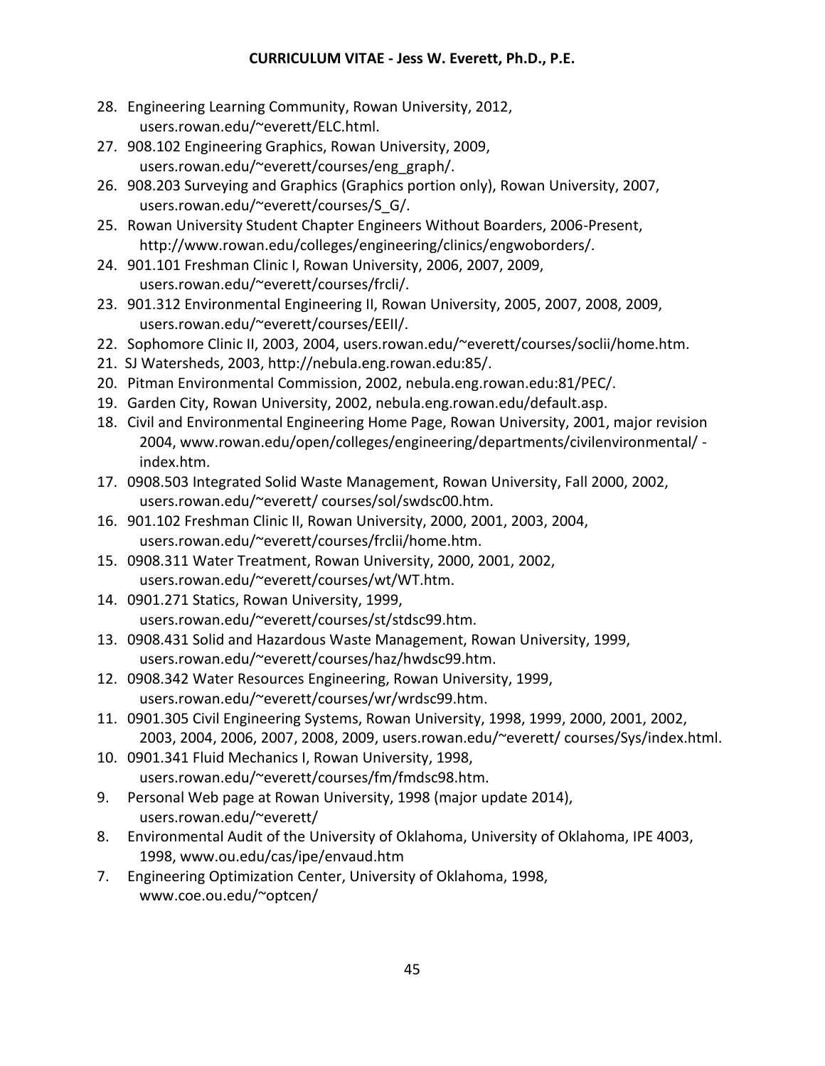28. Engineering Learning Community, Rowan University, 2012, users.rowan.edu/~everett/ELC.html.
27. 908.102 Engineering Graphics, Rowan University, 2009, users.rowan.edu/~everett/courses/eng_graph/.
26. 908.203 Surveying and Graphics (Graphics portion only), Rowan University, 2007, users.rowan.edu/~everett/courses/S_G/.
25. Rowan University Student Chapter Engineers Without Boarders, 2006-Present, http://www.rowan.edu/colleges/engineering/clinics/engwoborders/.
24. 901.101 Freshman Clinic I, Rowan University, 2006, 2007, 2009, users.rowan.edu/~everett/courses/frcli/.
23. 901.312 Environmental Engineering II, Rowan University, 2005, 2007, 2008, 2009, users.rowan.edu/~everett/courses/EEII/.
22. Sophomore Clinic II, 2003, 2004, users.rowan.edu/~everett/courses/soclii/home.htm.
21. SJ Watersheds, 2003, http://nebula.eng.rowan.edu:85/.
20. Pitman Environmental Commission, 2002, nebula.eng.rowan.edu:81/PEC/.
19. Garden City, Rowan University, 2002, nebula.eng.rowan.edu/default.asp.
18. Civil and Environmental Engineering Home Page, Rowan University, 2001, major revision 2004, www.rowan.edu/open/colleges/engineering/departments/civilenvironmental/ - index.htm.
17. 0908.503 Integrated Solid Waste Management, Rowan University, Fall 2000, 2002, users.rowan.edu/~everett/ courses/sol/swdsc00.htm.
16. 901.102 Freshman Clinic II, Rowan University, 2000, 2001, 2003, 2004, users.rowan.edu/~everett/courses/frclii/home.htm.
15. 0908.311 Water Treatment, Rowan University, 2000, 2001, 2002, users.rowan.edu/~everett/courses/wt/WT.htm.
14. 0901.271 Statics, Rowan University, 1999, users.rowan.edu/~everett/courses/st/stdsc99.htm.
13. 0908.431 Solid and Hazardous Waste Management, Rowan University, 1999, users.rowan.edu/~everett/courses/haz/hwdsc99.htm.
12. 0908.342 Water Resources Engineering, Rowan University, 1999, users.rowan.edu/~everett/courses/wr/wrdsc99.htm.
11. 0901.305 Civil Engineering Systems, Rowan University, 1998, 1999, 2000, 2001, 2002, 2003, 2004, 2006, 2007, 2008, 2009, users.rowan.edu/~everett/ courses/Sys/index.html.
10. 0901.341 Fluid Mechanics I, Rowan University, 1998, users.rowan.edu/~everett/courses/fm/fmdsc98.htm.
9. Personal Web page at Rowan University, 1998 (major update 2014), users.rowan.edu/~everett/
8. Environmental Audit of the University of Oklahoma, University of Oklahoma, IPE 4003, 1998, www.ou.edu/cas/ipe/envaud.htm
7. Engineering Optimization Center, University of Oklahoma, 1998, www.coe.ou.edu/~optcen/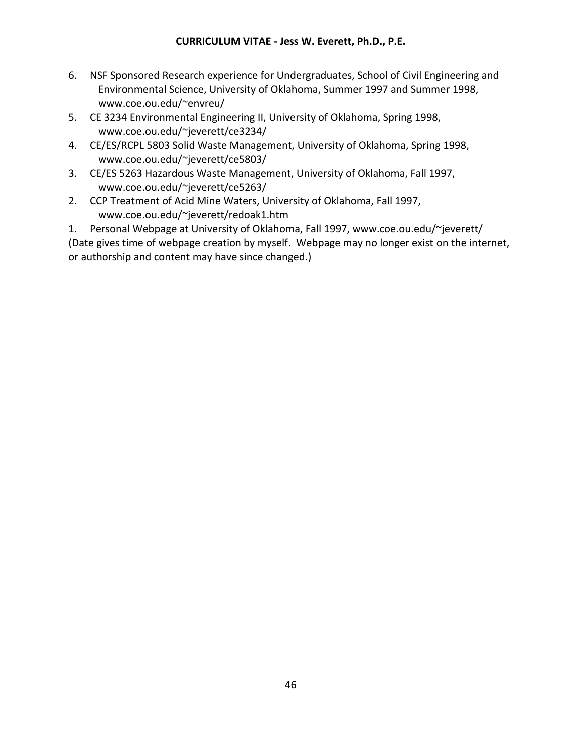6. NSF Sponsored Research experience for Undergraduates, School of Civil Engineering and Environmental Science, University of Oklahoma, Summer 1997 and Summer 1998, www.coe.ou.edu/~envreu/
5. CE 3234 Environmental Engineering II, University of Oklahoma, Spring 1998, www.coe.ou.edu/~jeverett/ce3234/
4. CE/ES/RCPL 5803 Solid Waste Management, University of Oklahoma, Spring 1998, www.coe.ou.edu/~jeverett/ce5803/
3. CE/ES 5263 Hazardous Waste Management, University of Oklahoma, Fall 1997, www.coe.ou.edu/~jeverett/ce5263/
2. CCP Treatment of Acid Mine Waters, University of Oklahoma, Fall 1997, www.coe.ou.edu/~jeverett/redoak1.htm
1. Personal Webpage at University of Oklahoma, Fall 1997, www.coe.ou.edu/~jeverett/

(Date gives time of webpage creation by myself. Webpage may no longer exist on the internet, or authorship and content may have since changed.)